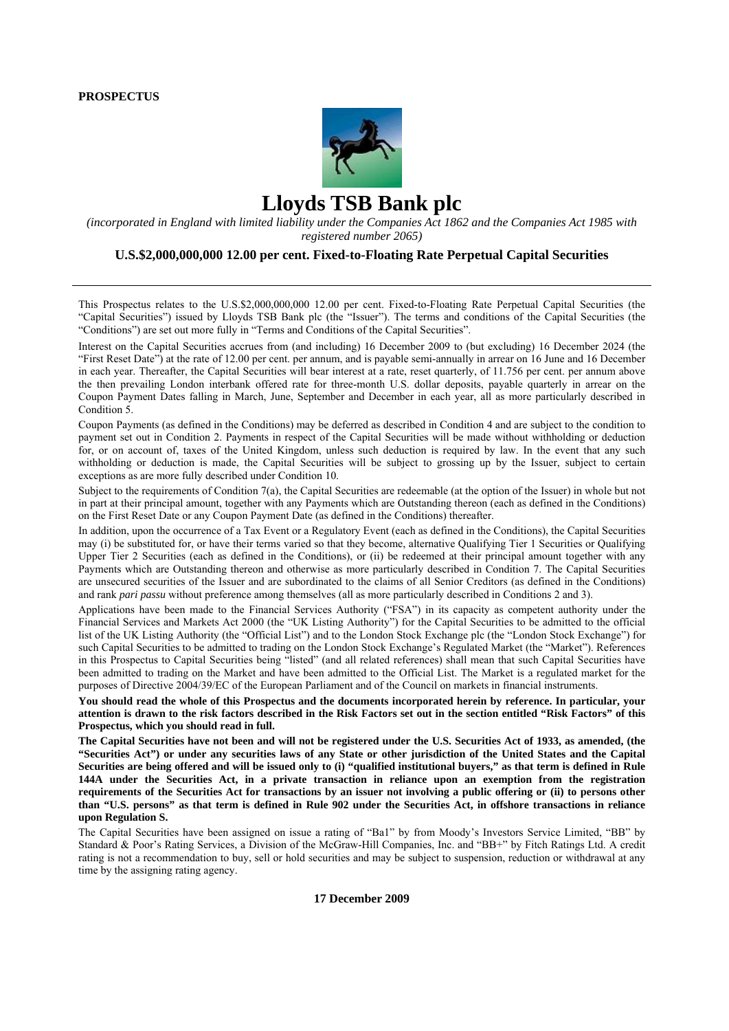**PROSPECTUS**

# Lloyds TSB Bank plc

*(incorporated in England with limited liability under the Companies Act 1862 and the Companies Act 1985 with registered number 2065)*

## U.S.$2,000,000,000 12.00 per cent. Fixed-to-Floating Rate Perpetual Capital Securities

This Prospectus relates to the U.S.$2,000,000,000 12.00 per cent. Fixed-to-Floating Rate Perpetual Capital Securities (the "Capital Securities") issued by Lloyds TSB Bank plc (the "Issuer"). The terms and conditions of the Capital Securities (the "Conditions") are set out more fully in "Terms and Conditions of the Capital Securities".

Interest on the Capital Securities accrues from (and including) 16 December 2009 to (but excluding) 16 December 2024 (the "First Reset Date") at the rate of 12.00 per cent. per annum, and is payable semi-annually in arrear on 16 June and 16 December in each year. Thereafter, the Capital Securities will bear interest at a rate, reset quarterly, of 11.756 per cent. per annum above the then prevailing London interbank offered rate for three-month U.S. dollar deposits, payable quarterly in arrear on the Coupon Payment Dates falling in March, June, September and December in each year, all as more particularly described in Condition 5.

Coupon Payments (as defined in the Conditions) may be deferred as described in Condition 4 and are subject to the condition to payment set out in Condition 2. Payments in respect of the Capital Securities will be made without withholding or deduction for, or on account of, taxes of the United Kingdom, unless such deduction is required by law. In the event that any such withholding or deduction is made, the Capital Securities will be subject to grossing up by the Issuer, subject to certain exceptions as are more fully described under Condition 10.

Subject to the requirements of Condition 7(a), the Capital Securities are redeemable (at the option of the Issuer) in whole but not in part at their principal amount, together with any Payments which are Outstanding thereon (each as defined in the Conditions) on the First Reset Date or any Coupon Payment Date (as defined in the Conditions) thereafter.

In addition, upon the occurrence of a Tax Event or a Regulatory Event (each as defined in the Conditions), the Capital Securities may (i) be substituted for, or have their terms varied so that they become, alternative Qualifying Tier 1 Securities or Qualifying Upper Tier 2 Securities (each as defined in the Conditions), or (ii) be redeemed at their principal amount together with any Payments which are Outstanding thereon and otherwise as more particularly described in Condition 7. The Capital Securities are unsecured securities of the Issuer and are subordinated to the claims of all Senior Creditors (as defined in the Conditions) and rank *pari passu* without preference among themselves (all as more particularly described in Conditions 2 and 3).

Applications have been made to the Financial Services Authority ("FSA") in its capacity as competent authority under the Financial Services and Markets Act 2000 (the "UK Listing Authority") for the Capital Securities to be admitted to the official list of the UK Listing Authority (the "Official List") and to the London Stock Exchange plc (the "London Stock Exchange") for such Capital Securities to be admitted to trading on the London Stock Exchange's Regulated Market (the "Market"). References in this Prospectus to Capital Securities being "listed" (and all related references) shall mean that such Capital Securities have been admitted to trading on the Market and have been admitted to the Official List. The Market is a regulated market for the purposes of Directive 2004/39/EC of the European Parliament and of the Council on markets in financial instruments.

**You should read the whole of this Prospectus and the documents incorporated herein by reference. In particular, your attention is drawn to the risk factors described in the Risk Factors set out in the section entitled "Risk Factors" of this Prospectus, which you should read in full.**

**The Capital Securities have not been and will not be registered under the U.S. Securities Act of 1933, as amended, (the "Securities Act") or under any securities laws of any State or other jurisdiction of the United States and the Capital Securities are being offered and will be issued only to (i) "qualified institutional buyers," as that term is defined in Rule 144A under the Securities Act, in a private transaction in reliance upon an exemption from the registration requirements of the Securities Act for transactions by an issuer not involving a public offering or (ii) to persons other than "U.S. persons" as that term is defined in Rule 902 under the Securities Act, in offshore transactions in reliance upon Regulation S.**

The Capital Securities have been assigned on issue a rating of "Ba1" by from Moody's Investors Service Limited, "BB" by Standard & Poor's Rating Services, a Division of the McGraw-Hill Companies, Inc. and "BB+" by Fitch Ratings Ltd. A credit rating is not a recommendation to buy, sell or hold securities and may be subject to suspension, reduction or withdrawal at any time by the assigning rating agency.

**17 December 2009**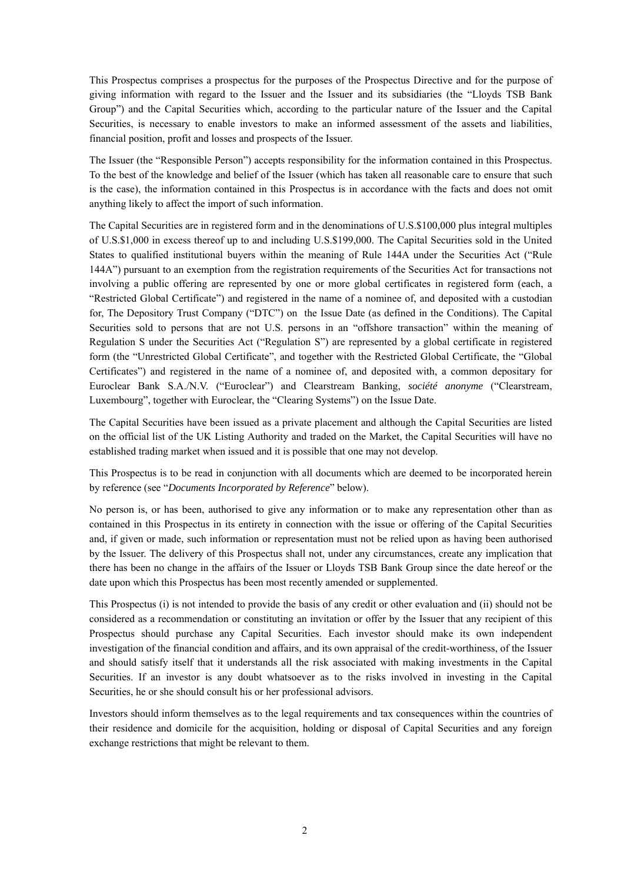This Prospectus comprises a prospectus for the purposes of the Prospectus Directive and for the purpose of giving information with regard to the Issuer and the Issuer and its subsidiaries (the "Lloyds TSB Bank Group") and the Capital Securities which, according to the particular nature of the Issuer and the Capital Securities, is necessary to enable investors to make an informed assessment of the assets and liabilities, financial position, profit and losses and prospects of the Issuer.

The Issuer (the "Responsible Person") accepts responsibility for the information contained in this Prospectus. To the best of the knowledge and belief of the Issuer (which has taken all reasonable care to ensure that such is the case), the information contained in this Prospectus is in accordance with the facts and does not omit anything likely to affect the import of such information.

The Capital Securities are in registered form and in the denominations of U.S.$100,000 plus integral multiples of U.S.$1,000 in excess thereof up to and including U.S.$199,000. The Capital Securities sold in the United States to qualified institutional buyers within the meaning of Rule 144A under the Securities Act ("Rule 144A") pursuant to an exemption from the registration requirements of the Securities Act for transactions not involving a public offering are represented by one or more global certificates in registered form (each, a "Restricted Global Certificate") and registered in the name of a nominee of, and deposited with a custodian for, The Depository Trust Company ("DTC") on the Issue Date (as defined in the Conditions). The Capital Securities sold to persons that are not U.S. persons in an "offshore transaction" within the meaning of Regulation S under the Securities Act ("Regulation S") are represented by a global certificate in registered form (the "Unrestricted Global Certificate", and together with the Restricted Global Certificate, the "Global Certificates") and registered in the name of a nominee of, and deposited with, a common depositary for Euroclear Bank S.A./N.V. ("Euroclear") and Clearstream Banking, *société anonyme* ("Clearstream, Luxembourg", together with Euroclear, the "Clearing Systems") on the Issue Date.

The Capital Securities have been issued as a private placement and although the Capital Securities are listed on the official list of the UK Listing Authority and traded on the Market, the Capital Securities will have no established trading market when issued and it is possible that one may not develop.

This Prospectus is to be read in conjunction with all documents which are deemed to be incorporated herein by reference (see "*Documents Incorporated by Reference*" below).

No person is, or has been, authorised to give any information or to make any representation other than as contained in this Prospectus in its entirety in connection with the issue or offering of the Capital Securities and, if given or made, such information or representation must not be relied upon as having been authorised by the Issuer. The delivery of this Prospectus shall not, under any circumstances, create any implication that there has been no change in the affairs of the Issuer or Lloyds TSB Bank Group since the date hereof or the date upon which this Prospectus has been most recently amended or supplemented.

This Prospectus (i) is not intended to provide the basis of any credit or other evaluation and (ii) should not be considered as a recommendation or constituting an invitation or offer by the Issuer that any recipient of this Prospectus should purchase any Capital Securities. Each investor should make its own independent investigation of the financial condition and affairs, and its own appraisal of the credit-worthiness, of the Issuer and should satisfy itself that it understands all the risk associated with making investments in the Capital Securities. If an investor is any doubt whatsoever as to the risks involved in investing in the Capital Securities, he or she should consult his or her professional advisors.

Investors should inform themselves as to the legal requirements and tax consequences within the countries of their residence and domicile for the acquisition, holding or disposal of Capital Securities and any foreign exchange restrictions that might be relevant to them.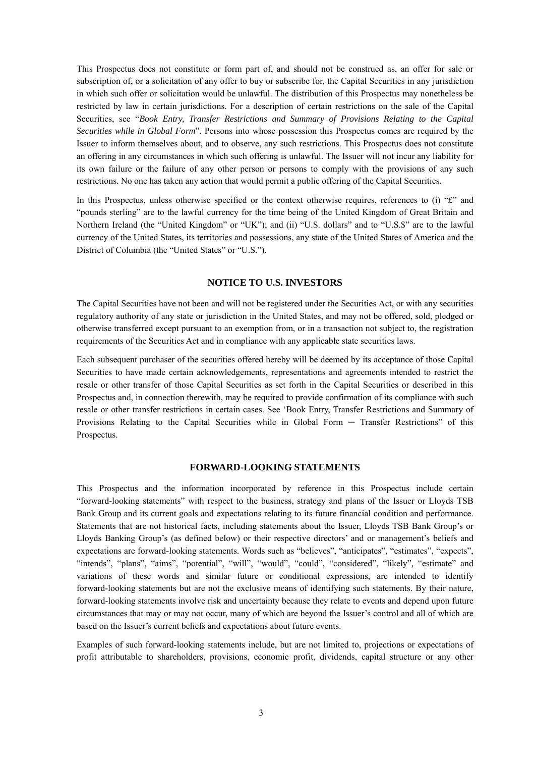This Prospectus does not constitute or form part of, and should not be construed as, an offer for sale or subscription of, or a solicitation of any offer to buy or subscribe for, the Capital Securities in any jurisdiction in which such offer or solicitation would be unlawful. The distribution of this Prospectus may nonetheless be restricted by law in certain jurisdictions. For a description of certain restrictions on the sale of the Capital Securities, see "*Book Entry, Transfer Restrictions and Summary of Provisions Relating to the Capital Securities while in Global Form*". Persons into whose possession this Prospectus comes are required by the Issuer to inform themselves about, and to observe, any such restrictions. This Prospectus does not constitute an offering in any circumstances in which such offering is unlawful. The Issuer will not incur any liability for its own failure or the failure of any other person or persons to comply with the provisions of any such restrictions. No one has taken any action that would permit a public offering of the Capital Securities.

In this Prospectus, unless otherwise specified or the context otherwise requires, references to (i) "£" and "pounds sterling" are to the lawful currency for the time being of the United Kingdom of Great Britain and Northern Ireland (the "United Kingdom" or "UK"); and (ii) "U.S. dollars" and to "U.S.$" are to the lawful currency of the United States, its territories and possessions, any state of the United States of America and the District of Columbia (the "United States" or "U.S.").

## NOTICE TO U.S. INVESTORS

The Capital Securities have not been and will not be registered under the Securities Act, or with any securities regulatory authority of any state or jurisdiction in the United States, and may not be offered, sold, pledged or otherwise transferred except pursuant to an exemption from, or in a transaction not subject to, the registration requirements of the Securities Act and in compliance with any applicable state securities laws.

Each subsequent purchaser of the securities offered hereby will be deemed by its acceptance of those Capital Securities to have made certain acknowledgements, representations and agreements intended to restrict the resale or other transfer of those Capital Securities as set forth in the Capital Securities or described in this Prospectus and, in connection therewith, may be required to provide confirmation of its compliance with such resale or other transfer restrictions in certain cases. See 'Book Entry, Transfer Restrictions and Summary of Provisions Relating to the Capital Securities while in Global Form — Transfer Restrictions" of this Prospectus.

## FORWARD-LOOKING STATEMENTS

This Prospectus and the information incorporated by reference in this Prospectus include certain "forward-looking statements" with respect to the business, strategy and plans of the Issuer or Lloyds TSB Bank Group and its current goals and expectations relating to its future financial condition and performance. Statements that are not historical facts, including statements about the Issuer, Lloyds TSB Bank Group's or Lloyds Banking Group's (as defined below) or their respective directors' and or management's beliefs and expectations are forward-looking statements. Words such as "believes", "anticipates", "estimates", "expects", "intends", "plans", "aims", "potential", "will", "would", "could", "considered", "likely", "estimate" and variations of these words and similar future or conditional expressions, are intended to identify forward-looking statements but are not the exclusive means of identifying such statements. By their nature, forward-looking statements involve risk and uncertainty because they relate to events and depend upon future circumstances that may or may not occur, many of which are beyond the Issuer's control and all of which are based on the Issuer's current beliefs and expectations about future events.

Examples of such forward-looking statements include, but are not limited to, projections or expectations of profit attributable to shareholders, provisions, economic profit, dividends, capital structure or any other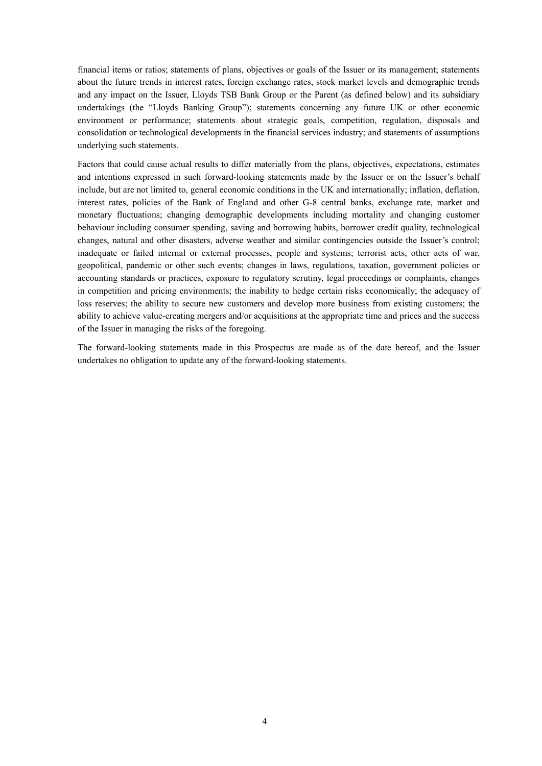financial items or ratios; statements of plans, objectives or goals of the Issuer or its management; statements about the future trends in interest rates, foreign exchange rates, stock market levels and demographic trends and any impact on the Issuer, Lloyds TSB Bank Group or the Parent (as defined below) and its subsidiary undertakings (the "Lloyds Banking Group"); statements concerning any future UK or other economic environment or performance; statements about strategic goals, competition, regulation, disposals and consolidation or technological developments in the financial services industry; and statements of assumptions underlying such statements.

Factors that could cause actual results to differ materially from the plans, objectives, expectations, estimates and intentions expressed in such forward-looking statements made by the Issuer or on the Issuer's behalf include, but are not limited to, general economic conditions in the UK and internationally; inflation, deflation, interest rates, policies of the Bank of England and other G-8 central banks, exchange rate, market and monetary fluctuations; changing demographic developments including mortality and changing customer behaviour including consumer spending, saving and borrowing habits, borrower credit quality, technological changes, natural and other disasters, adverse weather and similar contingencies outside the Issuer's control; inadequate or failed internal or external processes, people and systems; terrorist acts, other acts of war, geopolitical, pandemic or other such events; changes in laws, regulations, taxation, government policies or accounting standards or practices, exposure to regulatory scrutiny, legal proceedings or complaints, changes in competition and pricing environments; the inability to hedge certain risks economically; the adequacy of loss reserves; the ability to secure new customers and develop more business from existing customers; the ability to achieve value-creating mergers and/or acquisitions at the appropriate time and prices and the success of the Issuer in managing the risks of the foregoing.

The forward-looking statements made in this Prospectus are made as of the date hereof, and the Issuer undertakes no obligation to update any of the forward-looking statements.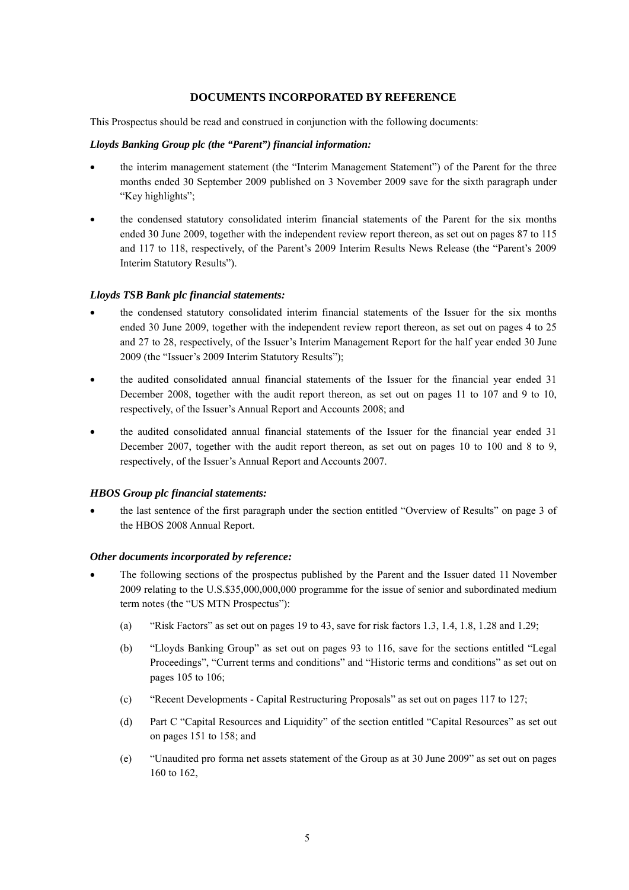## DOCUMENTS INCORPORATED BY REFERENCE

This Prospectus should be read and construed in conjunction with the following documents:

***Lloyds Banking Group plc (the "Parent") financial information:***

- the interim management statement (the "Interim Management Statement") of the Parent for the three months ended 30 September 2009 published on 3 November 2009 save for the sixth paragraph under "Key highlights";
- the condensed statutory consolidated interim financial statements of the Parent for the six months ended 30 June 2009, together with the independent review report thereon, as set out on pages 87 to 115 and 117 to 118, respectively, of the Parent's 2009 Interim Results News Release (the "Parent's 2009 Interim Statutory Results").

***Lloyds TSB Bank plc financial statements:***

- the condensed statutory consolidated interim financial statements of the Issuer for the six months ended 30 June 2009, together with the independent review report thereon, as set out on pages 4 to 25 and 27 to 28, respectively, of the Issuer's Interim Management Report for the half year ended 30 June 2009 (the "Issuer's 2009 Interim Statutory Results");
- the audited consolidated annual financial statements of the Issuer for the financial year ended 31 December 2008, together with the audit report thereon, as set out on pages 11 to 107 and 9 to 10, respectively, of the Issuer's Annual Report and Accounts 2008; and
- the audited consolidated annual financial statements of the Issuer for the financial year ended 31 December 2007, together with the audit report thereon, as set out on pages 10 to 100 and 8 to 9, respectively, of the Issuer's Annual Report and Accounts 2007.

***HBOS Group plc financial statements:***

- the last sentence of the first paragraph under the section entitled "Overview of Results" on page 3 of the HBOS 2008 Annual Report.

***Other documents incorporated by reference:***

- The following sections of the prospectus published by the Parent and the Issuer dated 11 November 2009 relating to the U.S.$35,000,000,000 programme for the issue of senior and subordinated medium term notes (the "US MTN Prospectus"):
  - (a) "Risk Factors" as set out on pages 19 to 43, save for risk factors 1.3, 1.4, 1.8, 1.28 and 1.29;
  - (b) "Lloyds Banking Group" as set out on pages 93 to 116, save for the sections entitled "Legal Proceedings", "Current terms and conditions" and "Historic terms and conditions" as set out on pages 105 to 106;
  - (c) "Recent Developments - Capital Restructuring Proposals" as set out on pages 117 to 127;
  - (d) Part C "Capital Resources and Liquidity" of the section entitled "Capital Resources" as set out on pages 151 to 158; and
  - (e) "Unaudited pro forma net assets statement of the Group as at 30 June 2009" as set out on pages 160 to 162,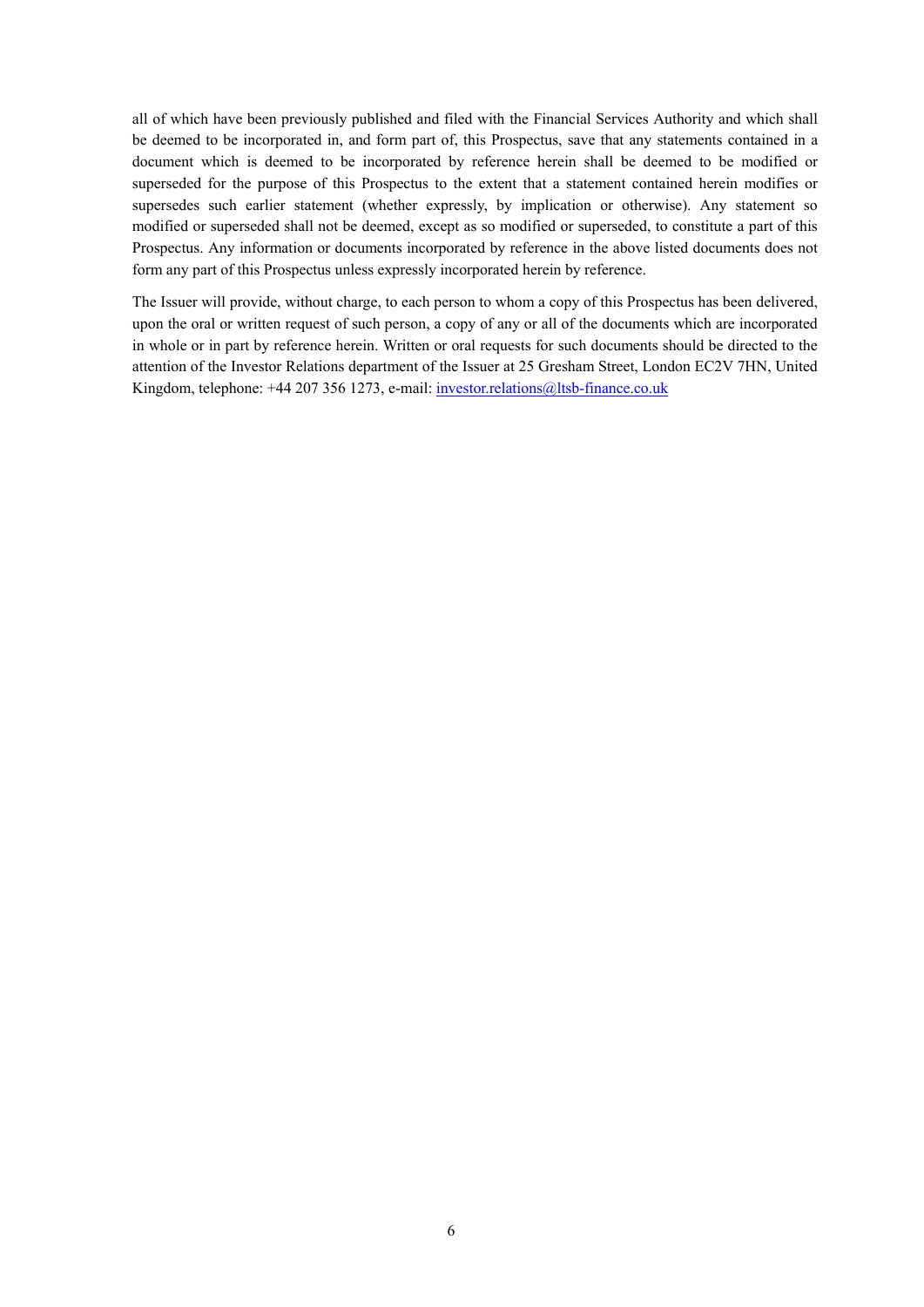all of which have been previously published and filed with the Financial Services Authority and which shall be deemed to be incorporated in, and form part of, this Prospectus, save that any statements contained in a document which is deemed to be incorporated by reference herein shall be deemed to be modified or superseded for the purpose of this Prospectus to the extent that a statement contained herein modifies or supersedes such earlier statement (whether expressly, by implication or otherwise). Any statement so modified or superseded shall not be deemed, except as so modified or superseded, to constitute a part of this Prospectus. Any information or documents incorporated by reference in the above listed documents does not form any part of this Prospectus unless expressly incorporated herein by reference.

The Issuer will provide, without charge, to each person to whom a copy of this Prospectus has been delivered, upon the oral or written request of such person, a copy of any or all of the documents which are incorporated in whole or in part by reference herein. Written or oral requests for such documents should be directed to the attention of the Investor Relations department of the Issuer at 25 Gresham Street, London EC2V 7HN, United Kingdom, telephone: +44 207 356 1273, e-mail: investor.relations@ltsb-finance.co.uk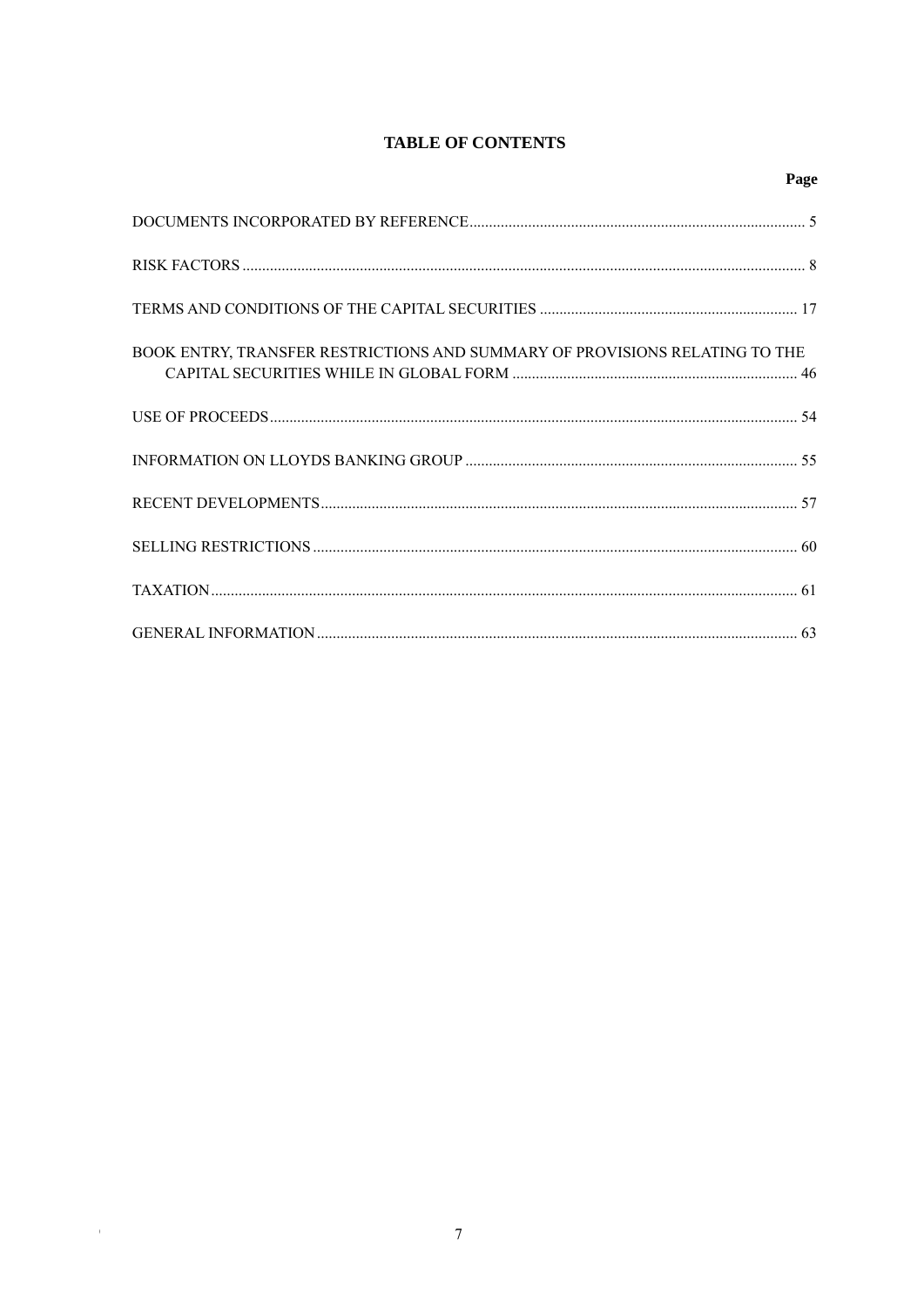# TABLE OF CONTENTS

| | Page |
|---|---|
| DOCUMENTS INCORPORATED BY REFERENCE | 5 |
| RISK FACTORS | 8 |
| TERMS AND CONDITIONS OF THE CAPITAL SECURITIES | 17 |
| BOOK ENTRY, TRANSFER RESTRICTIONS AND SUMMARY OF PROVISIONS RELATING TO THE CAPITAL SECURITIES WHILE IN GLOBAL FORM | 46 |
| USE OF PROCEEDS | 54 |
| INFORMATION ON LLOYDS BANKING GROUP | 55 |
| RECENT DEVELOPMENTS | 57 |
| SELLING RESTRICTIONS | 60 |
| TAXATION | 61 |
| GENERAL INFORMATION | 63 |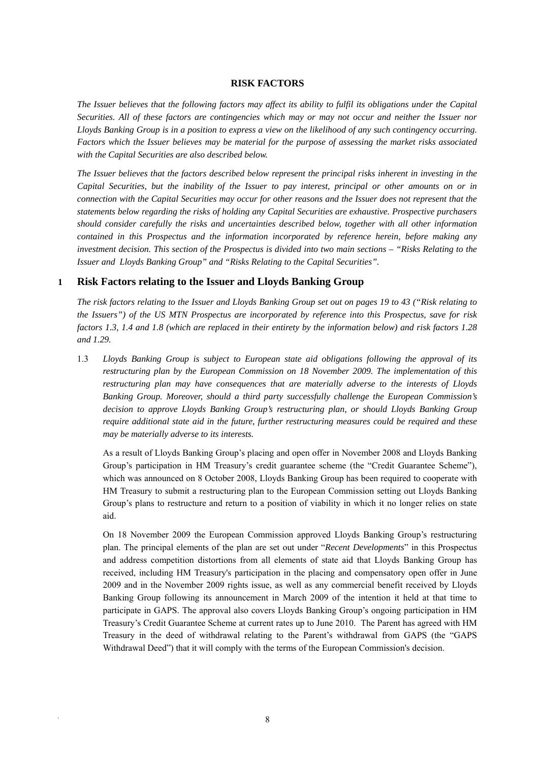## RISK FACTORS

*The Issuer believes that the following factors may affect its ability to fulfil its obligations under the Capital Securities. All of these factors are contingencies which may or may not occur and neither the Issuer nor Lloyds Banking Group is in a position to express a view on the likelihood of any such contingency occurring. Factors which the Issuer believes may be material for the purpose of assessing the market risks associated with the Capital Securities are also described below.*

*The Issuer believes that the factors described below represent the principal risks inherent in investing in the Capital Securities, but the inability of the Issuer to pay interest, principal or other amounts on or in connection with the Capital Securities may occur for other reasons and the Issuer does not represent that the statements below regarding the risks of holding any Capital Securities are exhaustive. Prospective purchasers should consider carefully the risks and uncertainties described below, together with all other information contained in this Prospectus and the information incorporated by reference herein, before making any investment decision. This section of the Prospectus is divided into two main sections – "Risks Relating to the Issuer and Lloyds Banking Group" and "Risks Relating to the Capital Securities".*

### 1 Risk Factors relating to the Issuer and Lloyds Banking Group

*The risk factors relating to the Issuer and Lloyds Banking Group set out on pages 19 to 43 ("Risk relating to the Issuers") of the US MTN Prospectus are incorporated by reference into this Prospectus, save for risk factors 1.3, 1.4 and 1.8 (which are replaced in their entirety by the information below) and risk factors 1.28 and 1.29.*

1.3 *Lloyds Banking Group is subject to European state aid obligations following the approval of its restructuring plan by the European Commission on 18 November 2009. The implementation of this restructuring plan may have consequences that are materially adverse to the interests of Lloyds Banking Group. Moreover, should a third party successfully challenge the European Commission's decision to approve Lloyds Banking Group's restructuring plan, or should Lloyds Banking Group require additional state aid in the future, further restructuring measures could be required and these may be materially adverse to its interests.*

As a result of Lloyds Banking Group's placing and open offer in November 2008 and Lloyds Banking Group's participation in HM Treasury's credit guarantee scheme (the "Credit Guarantee Scheme"), which was announced on 8 October 2008, Lloyds Banking Group has been required to cooperate with HM Treasury to submit a restructuring plan to the European Commission setting out Lloyds Banking Group's plans to restructure and return to a position of viability in which it no longer relies on state aid.

On 18 November 2009 the European Commission approved Lloyds Banking Group's restructuring plan. The principal elements of the plan are set out under "*Recent Developments*" in this Prospectus and address competition distortions from all elements of state aid that Lloyds Banking Group has received, including HM Treasury's participation in the placing and compensatory open offer in June 2009 and in the November 2009 rights issue, as well as any commercial benefit received by Lloyds Banking Group following its announcement in March 2009 of the intention it held at that time to participate in GAPS. The approval also covers Lloyds Banking Group's ongoing participation in HM Treasury's Credit Guarantee Scheme at current rates up to June 2010. The Parent has agreed with HM Treasury in the deed of withdrawal relating to the Parent's withdrawal from GAPS (the "GAPS Withdrawal Deed") that it will comply with the terms of the European Commission's decision.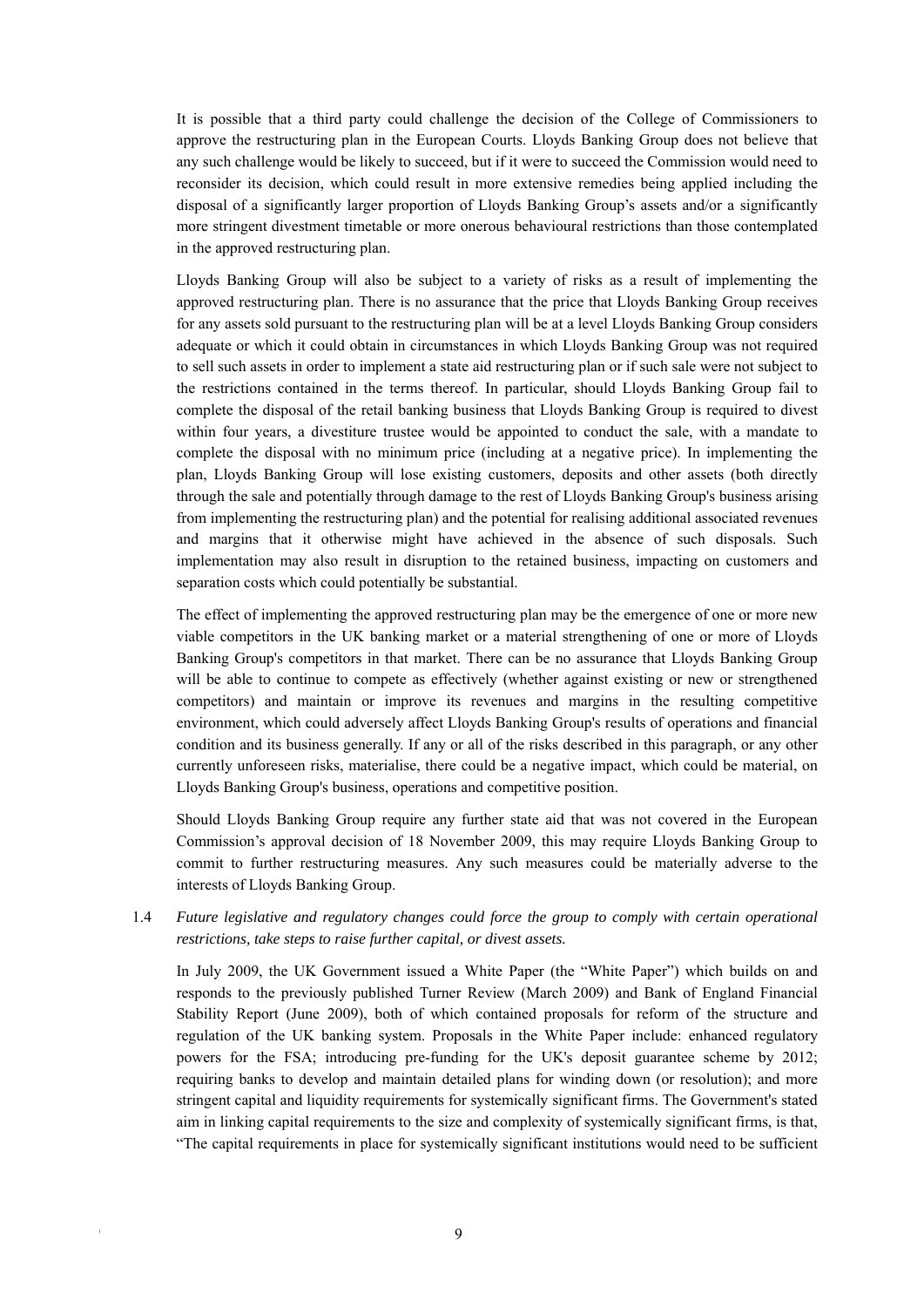It is possible that a third party could challenge the decision of the College of Commissioners to approve the restructuring plan in the European Courts. Lloyds Banking Group does not believe that any such challenge would be likely to succeed, but if it were to succeed the Commission would need to reconsider its decision, which could result in more extensive remedies being applied including the disposal of a significantly larger proportion of Lloyds Banking Group's assets and/or a significantly more stringent divestment timetable or more onerous behavioural restrictions than those contemplated in the approved restructuring plan.

Lloyds Banking Group will also be subject to a variety of risks as a result of implementing the approved restructuring plan. There is no assurance that the price that Lloyds Banking Group receives for any assets sold pursuant to the restructuring plan will be at a level Lloyds Banking Group considers adequate or which it could obtain in circumstances in which Lloyds Banking Group was not required to sell such assets in order to implement a state aid restructuring plan or if such sale were not subject to the restrictions contained in the terms thereof. In particular, should Lloyds Banking Group fail to complete the disposal of the retail banking business that Lloyds Banking Group is required to divest within four years, a divestiture trustee would be appointed to conduct the sale, with a mandate to complete the disposal with no minimum price (including at a negative price). In implementing the plan, Lloyds Banking Group will lose existing customers, deposits and other assets (both directly through the sale and potentially through damage to the rest of Lloyds Banking Group's business arising from implementing the restructuring plan) and the potential for realising additional associated revenues and margins that it otherwise might have achieved in the absence of such disposals. Such implementation may also result in disruption to the retained business, impacting on customers and separation costs which could potentially be substantial.

The effect of implementing the approved restructuring plan may be the emergence of one or more new viable competitors in the UK banking market or a material strengthening of one or more of Lloyds Banking Group's competitors in that market. There can be no assurance that Lloyds Banking Group will be able to continue to compete as effectively (whether against existing or new or strengthened competitors) and maintain or improve its revenues and margins in the resulting competitive environment, which could adversely affect Lloyds Banking Group's results of operations and financial condition and its business generally. If any or all of the risks described in this paragraph, or any other currently unforeseen risks, materialise, there could be a negative impact, which could be material, on Lloyds Banking Group's business, operations and competitive position.

Should Lloyds Banking Group require any further state aid that was not covered in the European Commission's approval decision of 18 November 2009, this may require Lloyds Banking Group to commit to further restructuring measures. Any such measures could be materially adverse to the interests of Lloyds Banking Group.

1.4 *Future legislative and regulatory changes could force the group to comply with certain operational restrictions, take steps to raise further capital, or divest assets.*

In July 2009, the UK Government issued a White Paper (the "White Paper") which builds on and responds to the previously published Turner Review (March 2009) and Bank of England Financial Stability Report (June 2009), both of which contained proposals for reform of the structure and regulation of the UK banking system. Proposals in the White Paper include: enhanced regulatory powers for the FSA; introducing pre-funding for the UK's deposit guarantee scheme by 2012; requiring banks to develop and maintain detailed plans for winding down (or resolution); and more stringent capital and liquidity requirements for systemically significant firms. The Government's stated aim in linking capital requirements to the size and complexity of systemically significant firms, is that, "The capital requirements in place for systemically significant institutions would need to be sufficient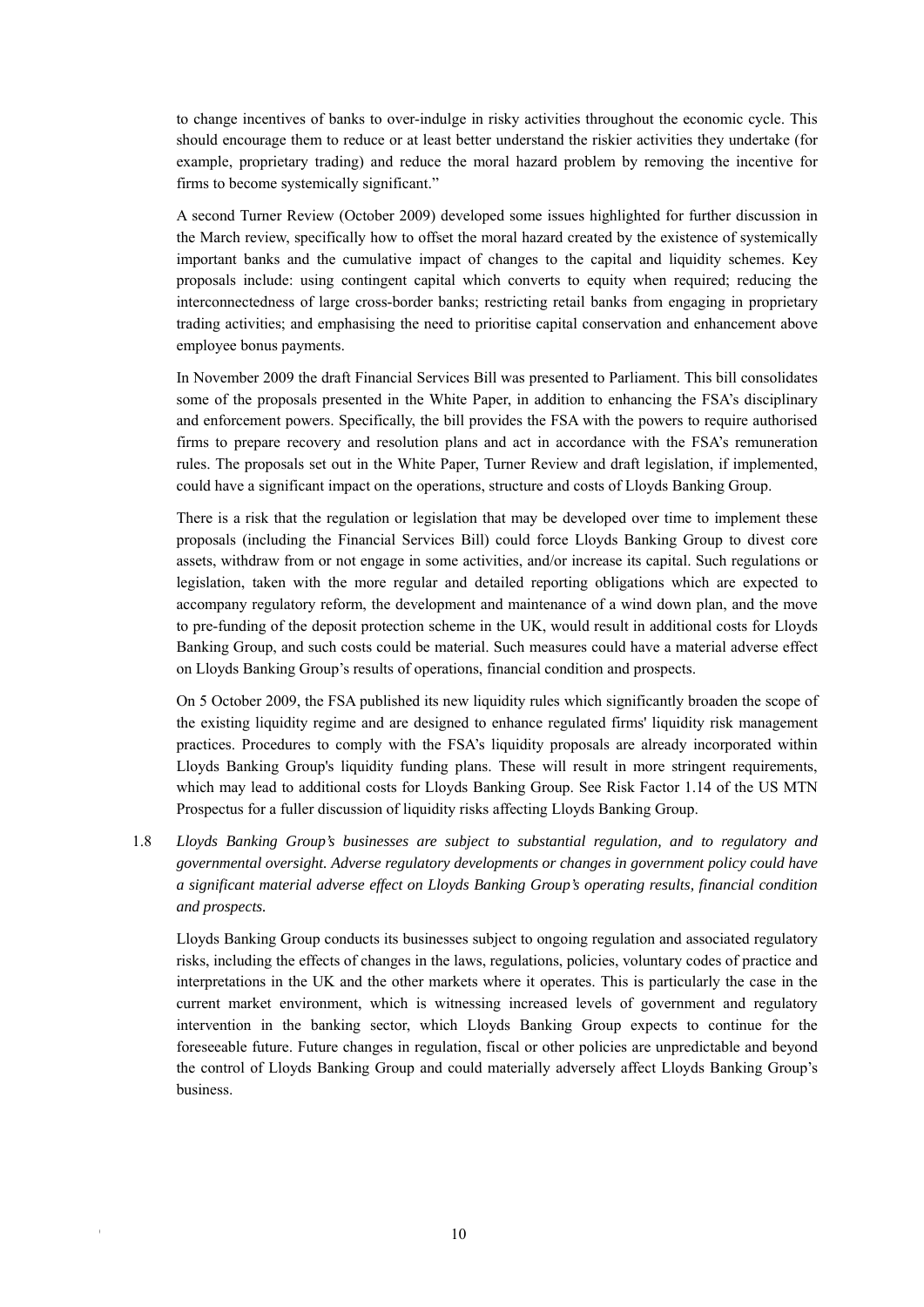to change incentives of banks to over-indulge in risky activities throughout the economic cycle. This should encourage them to reduce or at least better understand the riskier activities they undertake (for example, proprietary trading) and reduce the moral hazard problem by removing the incentive for firms to become systemically significant."

A second Turner Review (October 2009) developed some issues highlighted for further discussion in the March review, specifically how to offset the moral hazard created by the existence of systemically important banks and the cumulative impact of changes to the capital and liquidity schemes. Key proposals include: using contingent capital which converts to equity when required; reducing the interconnectedness of large cross-border banks; restricting retail banks from engaging in proprietary trading activities; and emphasising the need to prioritise capital conservation and enhancement above employee bonus payments.

In November 2009 the draft Financial Services Bill was presented to Parliament. This bill consolidates some of the proposals presented in the White Paper, in addition to enhancing the FSA's disciplinary and enforcement powers. Specifically, the bill provides the FSA with the powers to require authorised firms to prepare recovery and resolution plans and act in accordance with the FSA's remuneration rules. The proposals set out in the White Paper, Turner Review and draft legislation, if implemented, could have a significant impact on the operations, structure and costs of Lloyds Banking Group.

There is a risk that the regulation or legislation that may be developed over time to implement these proposals (including the Financial Services Bill) could force Lloyds Banking Group to divest core assets, withdraw from or not engage in some activities, and/or increase its capital. Such regulations or legislation, taken with the more regular and detailed reporting obligations which are expected to accompany regulatory reform, the development and maintenance of a wind down plan, and the move to pre-funding of the deposit protection scheme in the UK, would result in additional costs for Lloyds Banking Group, and such costs could be material. Such measures could have a material adverse effect on Lloyds Banking Group's results of operations, financial condition and prospects.

On 5 October 2009, the FSA published its new liquidity rules which significantly broaden the scope of the existing liquidity regime and are designed to enhance regulated firms' liquidity risk management practices. Procedures to comply with the FSA's liquidity proposals are already incorporated within Lloyds Banking Group's liquidity funding plans. These will result in more stringent requirements, which may lead to additional costs for Lloyds Banking Group. See Risk Factor 1.14 of the US MTN Prospectus for a fuller discussion of liquidity risks affecting Lloyds Banking Group.

1.8 *Lloyds Banking Group's businesses are subject to substantial regulation, and to regulatory and governmental oversight. Adverse regulatory developments or changes in government policy could have a significant material adverse effect on Lloyds Banking Group's operating results, financial condition and prospects.*

Lloyds Banking Group conducts its businesses subject to ongoing regulation and associated regulatory risks, including the effects of changes in the laws, regulations, policies, voluntary codes of practice and interpretations in the UK and the other markets where it operates. This is particularly the case in the current market environment, which is witnessing increased levels of government and regulatory intervention in the banking sector, which Lloyds Banking Group expects to continue for the foreseeable future. Future changes in regulation, fiscal or other policies are unpredictable and beyond the control of Lloyds Banking Group and could materially adversely affect Lloyds Banking Group's business.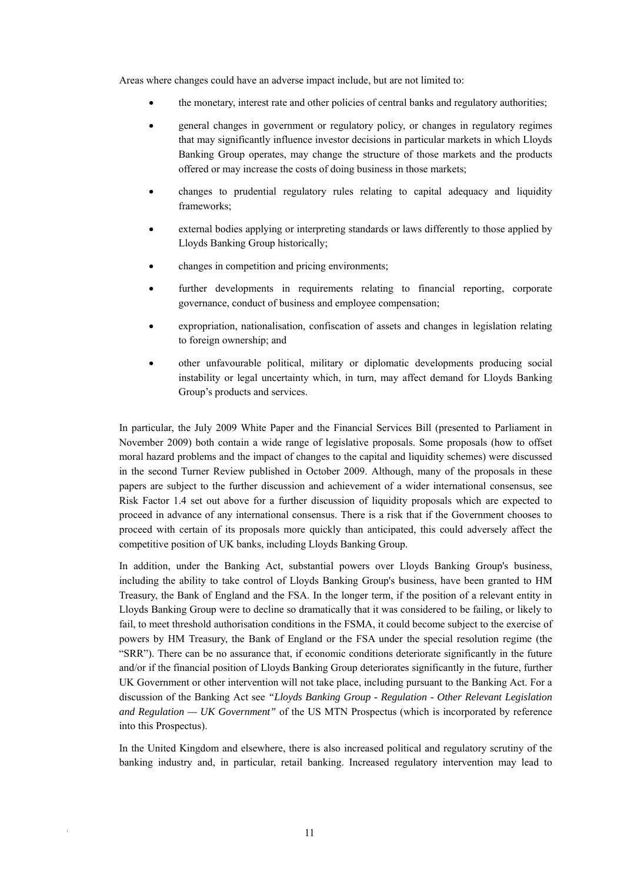Areas where changes could have an adverse impact include, but are not limited to:

- the monetary, interest rate and other policies of central banks and regulatory authorities;
- general changes in government or regulatory policy, or changes in regulatory regimes that may significantly influence investor decisions in particular markets in which Lloyds Banking Group operates, may change the structure of those markets and the products offered or may increase the costs of doing business in those markets;
- changes to prudential regulatory rules relating to capital adequacy and liquidity frameworks;
- external bodies applying or interpreting standards or laws differently to those applied by Lloyds Banking Group historically;
- changes in competition and pricing environments;
- further developments in requirements relating to financial reporting, corporate governance, conduct of business and employee compensation;
- expropriation, nationalisation, confiscation of assets and changes in legislation relating to foreign ownership; and
- other unfavourable political, military or diplomatic developments producing social instability or legal uncertainty which, in turn, may affect demand for Lloyds Banking Group's products and services.

In particular, the July 2009 White Paper and the Financial Services Bill (presented to Parliament in November 2009) both contain a wide range of legislative proposals. Some proposals (how to offset moral hazard problems and the impact of changes to the capital and liquidity schemes) were discussed in the second Turner Review published in October 2009. Although, many of the proposals in these papers are subject to the further discussion and achievement of a wider international consensus, see Risk Factor 1.4 set out above for a further discussion of liquidity proposals which are expected to proceed in advance of any international consensus. There is a risk that if the Government chooses to proceed with certain of its proposals more quickly than anticipated, this could adversely affect the competitive position of UK banks, including Lloyds Banking Group.

In addition, under the Banking Act, substantial powers over Lloyds Banking Group's business, including the ability to take control of Lloyds Banking Group's business, have been granted to HM Treasury, the Bank of England and the FSA. In the longer term, if the position of a relevant entity in Lloyds Banking Group were to decline so dramatically that it was considered to be failing, or likely to fail, to meet threshold authorisation conditions in the FSMA, it could become subject to the exercise of powers by HM Treasury, the Bank of England or the FSA under the special resolution regime (the "SRR"). There can be no assurance that, if economic conditions deteriorate significantly in the future and/or if the financial position of Lloyds Banking Group deteriorates significantly in the future, further UK Government or other intervention will not take place, including pursuant to the Banking Act. For a discussion of the Banking Act see *"Lloyds Banking Group - Regulation - Other Relevant Legislation and Regulation — UK Government"* of the US MTN Prospectus (which is incorporated by reference into this Prospectus).

In the United Kingdom and elsewhere, there is also increased political and regulatory scrutiny of the banking industry and, in particular, retail banking. Increased regulatory intervention may lead to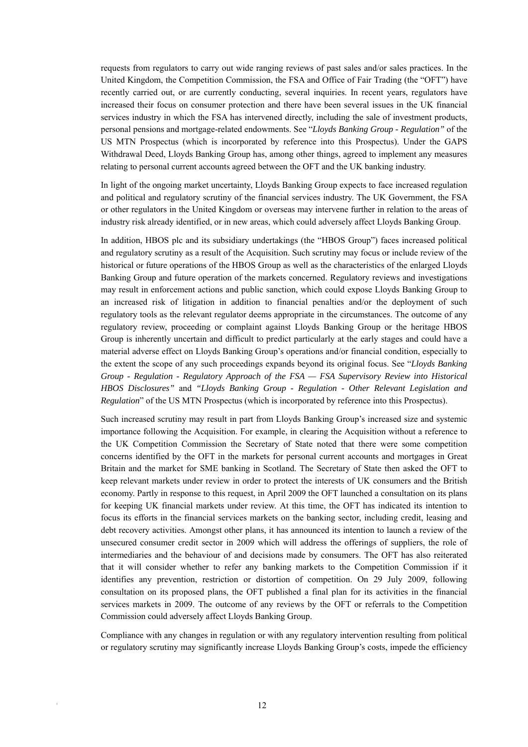requests from regulators to carry out wide ranging reviews of past sales and/or sales practices. In the United Kingdom, the Competition Commission, the FSA and Office of Fair Trading (the "OFT") have recently carried out, or are currently conducting, several inquiries. In recent years, regulators have increased their focus on consumer protection and there have been several issues in the UK financial services industry in which the FSA has intervened directly, including the sale of investment products, personal pensions and mortgage-related endowments. See "*Lloyds Banking Group - Regulation"* of the US MTN Prospectus (which is incorporated by reference into this Prospectus). Under the GAPS Withdrawal Deed, Lloyds Banking Group has, among other things, agreed to implement any measures relating to personal current accounts agreed between the OFT and the UK banking industry.

In light of the ongoing market uncertainty, Lloyds Banking Group expects to face increased regulation and political and regulatory scrutiny of the financial services industry. The UK Government, the FSA or other regulators in the United Kingdom or overseas may intervene further in relation to the areas of industry risk already identified, or in new areas, which could adversely affect Lloyds Banking Group.

In addition, HBOS plc and its subsidiary undertakings (the "HBOS Group") faces increased political and regulatory scrutiny as a result of the Acquisition. Such scrutiny may focus or include review of the historical or future operations of the HBOS Group as well as the characteristics of the enlarged Lloyds Banking Group and future operation of the markets concerned. Regulatory reviews and investigations may result in enforcement actions and public sanction, which could expose Lloyds Banking Group to an increased risk of litigation in addition to financial penalties and/or the deployment of such regulatory tools as the relevant regulator deems appropriate in the circumstances. The outcome of any regulatory review, proceeding or complaint against Lloyds Banking Group or the heritage HBOS Group is inherently uncertain and difficult to predict particularly at the early stages and could have a material adverse effect on Lloyds Banking Group's operations and/or financial condition, especially to the extent the scope of any such proceedings expands beyond its original focus. See "*Lloyds Banking Group - Regulation - Regulatory Approach of the FSA — FSA Supervisory Review into Historical HBOS Disclosures"* and *"Lloyds Banking Group - Regulation - Other Relevant Legislation and Regulation*" of the US MTN Prospectus (which is incorporated by reference into this Prospectus).

Such increased scrutiny may result in part from Lloyds Banking Group's increased size and systemic importance following the Acquisition. For example, in clearing the Acquisition without a reference to the UK Competition Commission the Secretary of State noted that there were some competition concerns identified by the OFT in the markets for personal current accounts and mortgages in Great Britain and the market for SME banking in Scotland. The Secretary of State then asked the OFT to keep relevant markets under review in order to protect the interests of UK consumers and the British economy. Partly in response to this request, in April 2009 the OFT launched a consultation on its plans for keeping UK financial markets under review. At this time, the OFT has indicated its intention to focus its efforts in the financial services markets on the banking sector, including credit, leasing and debt recovery activities. Amongst other plans, it has announced its intention to launch a review of the unsecured consumer credit sector in 2009 which will address the offerings of suppliers, the role of intermediaries and the behaviour of and decisions made by consumers. The OFT has also reiterated that it will consider whether to refer any banking markets to the Competition Commission if it identifies any prevention, restriction or distortion of competition. On 29 July 2009, following consultation on its proposed plans, the OFT published a final plan for its activities in the financial services markets in 2009. The outcome of any reviews by the OFT or referrals to the Competition Commission could adversely affect Lloyds Banking Group.

Compliance with any changes in regulation or with any regulatory intervention resulting from political or regulatory scrutiny may significantly increase Lloyds Banking Group's costs, impede the efficiency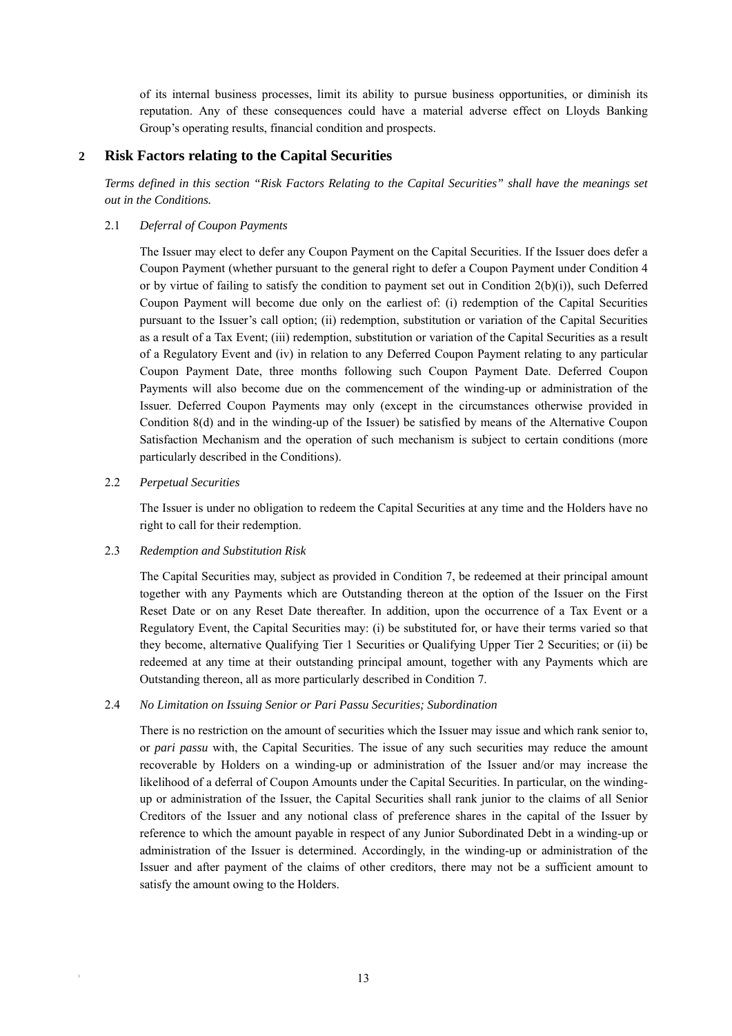of its internal business processes, limit its ability to pursue business opportunities, or diminish its reputation. Any of these consequences could have a material adverse effect on Lloyds Banking Group's operating results, financial condition and prospects.

## 2 Risk Factors relating to the Capital Securities

*Terms defined in this section "Risk Factors Relating to the Capital Securities" shall have the meanings set out in the Conditions.*

### 2.1 *Deferral of Coupon Payments*

The Issuer may elect to defer any Coupon Payment on the Capital Securities. If the Issuer does defer a Coupon Payment (whether pursuant to the general right to defer a Coupon Payment under Condition 4 or by virtue of failing to satisfy the condition to payment set out in Condition 2(b)(i)), such Deferred Coupon Payment will become due only on the earliest of: (i) redemption of the Capital Securities pursuant to the Issuer's call option; (ii) redemption, substitution or variation of the Capital Securities as a result of a Tax Event; (iii) redemption, substitution or variation of the Capital Securities as a result of a Regulatory Event and (iv) in relation to any Deferred Coupon Payment relating to any particular Coupon Payment Date, three months following such Coupon Payment Date. Deferred Coupon Payments will also become due on the commencement of the winding-up or administration of the Issuer. Deferred Coupon Payments may only (except in the circumstances otherwise provided in Condition 8(d) and in the winding-up of the Issuer) be satisfied by means of the Alternative Coupon Satisfaction Mechanism and the operation of such mechanism is subject to certain conditions (more particularly described in the Conditions).

### 2.2 *Perpetual Securities*

The Issuer is under no obligation to redeem the Capital Securities at any time and the Holders have no right to call for their redemption.

### 2.3 *Redemption and Substitution Risk*

The Capital Securities may, subject as provided in Condition 7, be redeemed at their principal amount together with any Payments which are Outstanding thereon at the option of the Issuer on the First Reset Date or on any Reset Date thereafter. In addition, upon the occurrence of a Tax Event or a Regulatory Event, the Capital Securities may: (i) be substituted for, or have their terms varied so that they become, alternative Qualifying Tier 1 Securities or Qualifying Upper Tier 2 Securities; or (ii) be redeemed at any time at their outstanding principal amount, together with any Payments which are Outstanding thereon, all as more particularly described in Condition 7.

### 2.4 *No Limitation on Issuing Senior or Pari Passu Securities; Subordination*

There is no restriction on the amount of securities which the Issuer may issue and which rank senior to, or *pari passu* with, the Capital Securities. The issue of any such securities may reduce the amount recoverable by Holders on a winding-up or administration of the Issuer and/or may increase the likelihood of a deferral of Coupon Amounts under the Capital Securities. In particular, on the winding-up or administration of the Issuer, the Capital Securities shall rank junior to the claims of all Senior Creditors of the Issuer and any notional class of preference shares in the capital of the Issuer by reference to which the amount payable in respect of any Junior Subordinated Debt in a winding-up or administration of the Issuer is determined. Accordingly, in the winding-up or administration of the Issuer and after payment of the claims of other creditors, there may not be a sufficient amount to satisfy the amount owing to the Holders.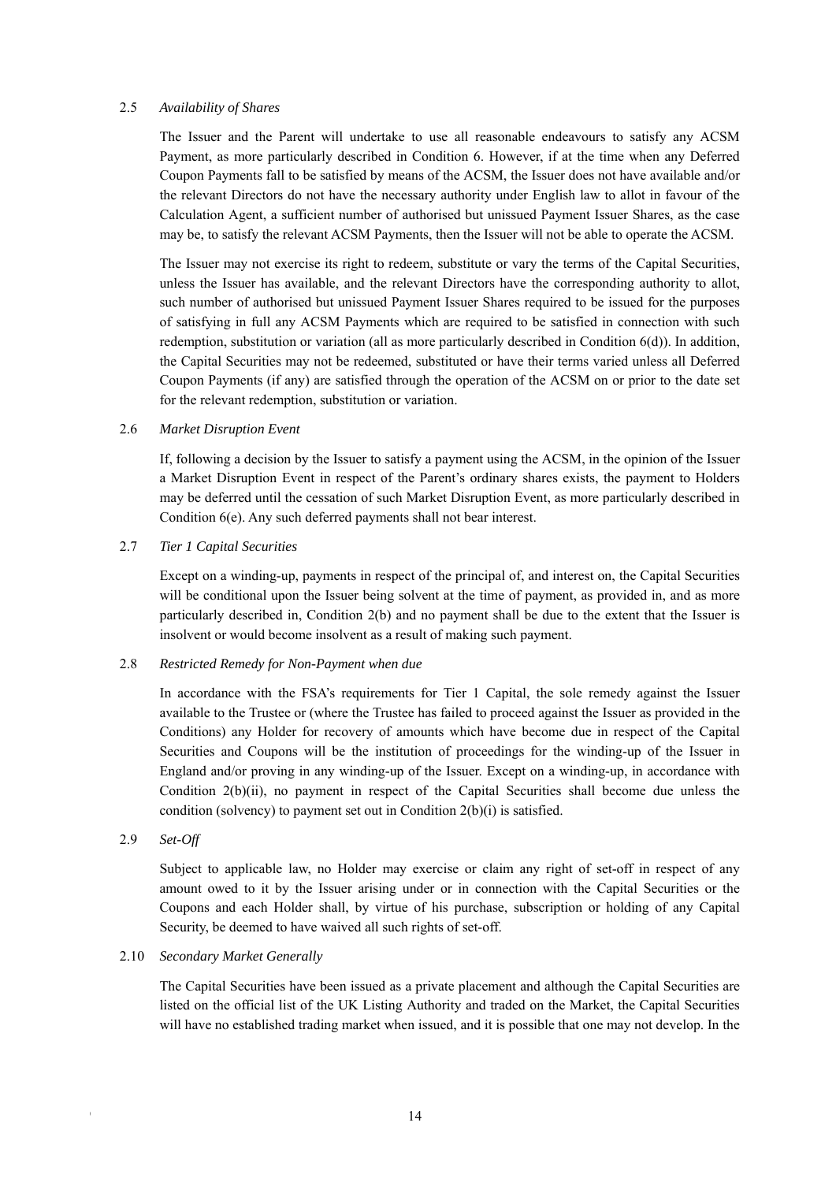2.5 *Availability of Shares*

The Issuer and the Parent will undertake to use all reasonable endeavours to satisfy any ACSM Payment, as more particularly described in Condition 6. However, if at the time when any Deferred Coupon Payments fall to be satisfied by means of the ACSM, the Issuer does not have available and/or the relevant Directors do not have the necessary authority under English law to allot in favour of the Calculation Agent, a sufficient number of authorised but unissued Payment Issuer Shares, as the case may be, to satisfy the relevant ACSM Payments, then the Issuer will not be able to operate the ACSM.

The Issuer may not exercise its right to redeem, substitute or vary the terms of the Capital Securities, unless the Issuer has available, and the relevant Directors have the corresponding authority to allot, such number of authorised but unissued Payment Issuer Shares required to be issued for the purposes of satisfying in full any ACSM Payments which are required to be satisfied in connection with such redemption, substitution or variation (all as more particularly described in Condition 6(d)). In addition, the Capital Securities may not be redeemed, substituted or have their terms varied unless all Deferred Coupon Payments (if any) are satisfied through the operation of the ACSM on or prior to the date set for the relevant redemption, substitution or variation.

2.6 *Market Disruption Event*

If, following a decision by the Issuer to satisfy a payment using the ACSM, in the opinion of the Issuer a Market Disruption Event in respect of the Parent's ordinary shares exists, the payment to Holders may be deferred until the cessation of such Market Disruption Event, as more particularly described in Condition 6(e). Any such deferred payments shall not bear interest.

2.7 *Tier 1 Capital Securities*

Except on a winding-up, payments in respect of the principal of, and interest on, the Capital Securities will be conditional upon the Issuer being solvent at the time of payment, as provided in, and as more particularly described in, Condition 2(b) and no payment shall be due to the extent that the Issuer is insolvent or would become insolvent as a result of making such payment.

2.8 *Restricted Remedy for Non-Payment when due*

In accordance with the FSA's requirements for Tier 1 Capital, the sole remedy against the Issuer available to the Trustee or (where the Trustee has failed to proceed against the Issuer as provided in the Conditions) any Holder for recovery of amounts which have become due in respect of the Capital Securities and Coupons will be the institution of proceedings for the winding-up of the Issuer in England and/or proving in any winding-up of the Issuer. Except on a winding-up, in accordance with Condition 2(b)(ii), no payment in respect of the Capital Securities shall become due unless the condition (solvency) to payment set out in Condition 2(b)(i) is satisfied.

2.9 *Set-Off*

Subject to applicable law, no Holder may exercise or claim any right of set-off in respect of any amount owed to it by the Issuer arising under or in connection with the Capital Securities or the Coupons and each Holder shall, by virtue of his purchase, subscription or holding of any Capital Security, be deemed to have waived all such rights of set-off.

2.10 *Secondary Market Generally*

The Capital Securities have been issued as a private placement and although the Capital Securities are listed on the official list of the UK Listing Authority and traded on the Market, the Capital Securities will have no established trading market when issued, and it is possible that one may not develop. In the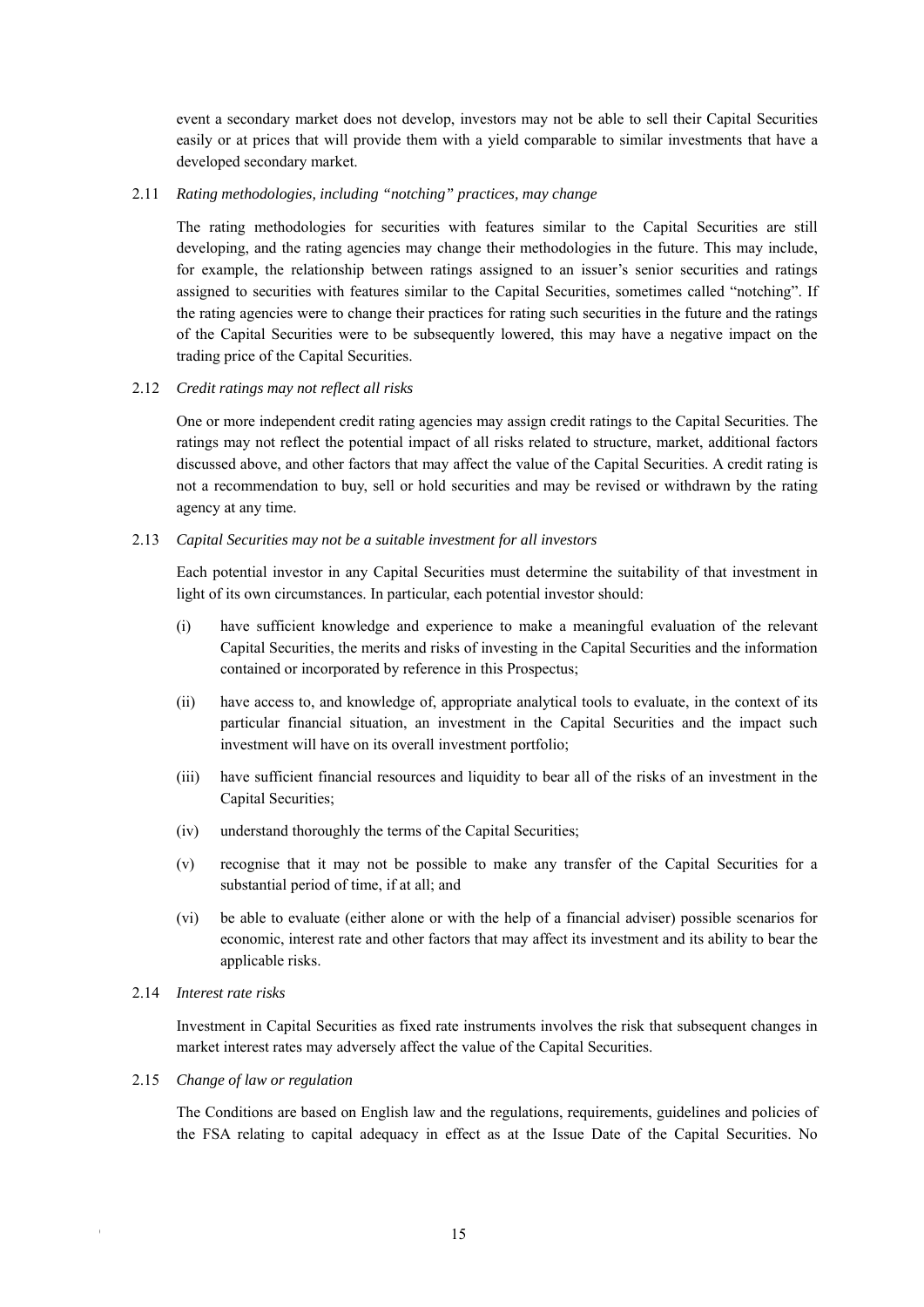event a secondary market does not develop, investors may not be able to sell their Capital Securities easily or at prices that will provide them with a yield comparable to similar investments that have a developed secondary market.

2.11 *Rating methodologies, including "notching" practices, may change*

The rating methodologies for securities with features similar to the Capital Securities are still developing, and the rating agencies may change their methodologies in the future. This may include, for example, the relationship between ratings assigned to an issuer's senior securities and ratings assigned to securities with features similar to the Capital Securities, sometimes called "notching". If the rating agencies were to change their practices for rating such securities in the future and the ratings of the Capital Securities were to be subsequently lowered, this may have a negative impact on the trading price of the Capital Securities.

2.12 *Credit ratings may not reflect all risks*

One or more independent credit rating agencies may assign credit ratings to the Capital Securities. The ratings may not reflect the potential impact of all risks related to structure, market, additional factors discussed above, and other factors that may affect the value of the Capital Securities. A credit rating is not a recommendation to buy, sell or hold securities and may be revised or withdrawn by the rating agency at any time.

2.13 *Capital Securities may not be a suitable investment for all investors*

Each potential investor in any Capital Securities must determine the suitability of that investment in light of its own circumstances. In particular, each potential investor should:

(i) have sufficient knowledge and experience to make a meaningful evaluation of the relevant Capital Securities, the merits and risks of investing in the Capital Securities and the information contained or incorporated by reference in this Prospectus;

(ii) have access to, and knowledge of, appropriate analytical tools to evaluate, in the context of its particular financial situation, an investment in the Capital Securities and the impact such investment will have on its overall investment portfolio;

(iii) have sufficient financial resources and liquidity to bear all of the risks of an investment in the Capital Securities;

(iv) understand thoroughly the terms of the Capital Securities;

(v) recognise that it may not be possible to make any transfer of the Capital Securities for a substantial period of time, if at all; and

(vi) be able to evaluate (either alone or with the help of a financial adviser) possible scenarios for economic, interest rate and other factors that may affect its investment and its ability to bear the applicable risks.

2.14 *Interest rate risks*

Investment in Capital Securities as fixed rate instruments involves the risk that subsequent changes in market interest rates may adversely affect the value of the Capital Securities.

2.15 *Change of law or regulation*

The Conditions are based on English law and the regulations, requirements, guidelines and policies of the FSA relating to capital adequacy in effect as at the Issue Date of the Capital Securities. No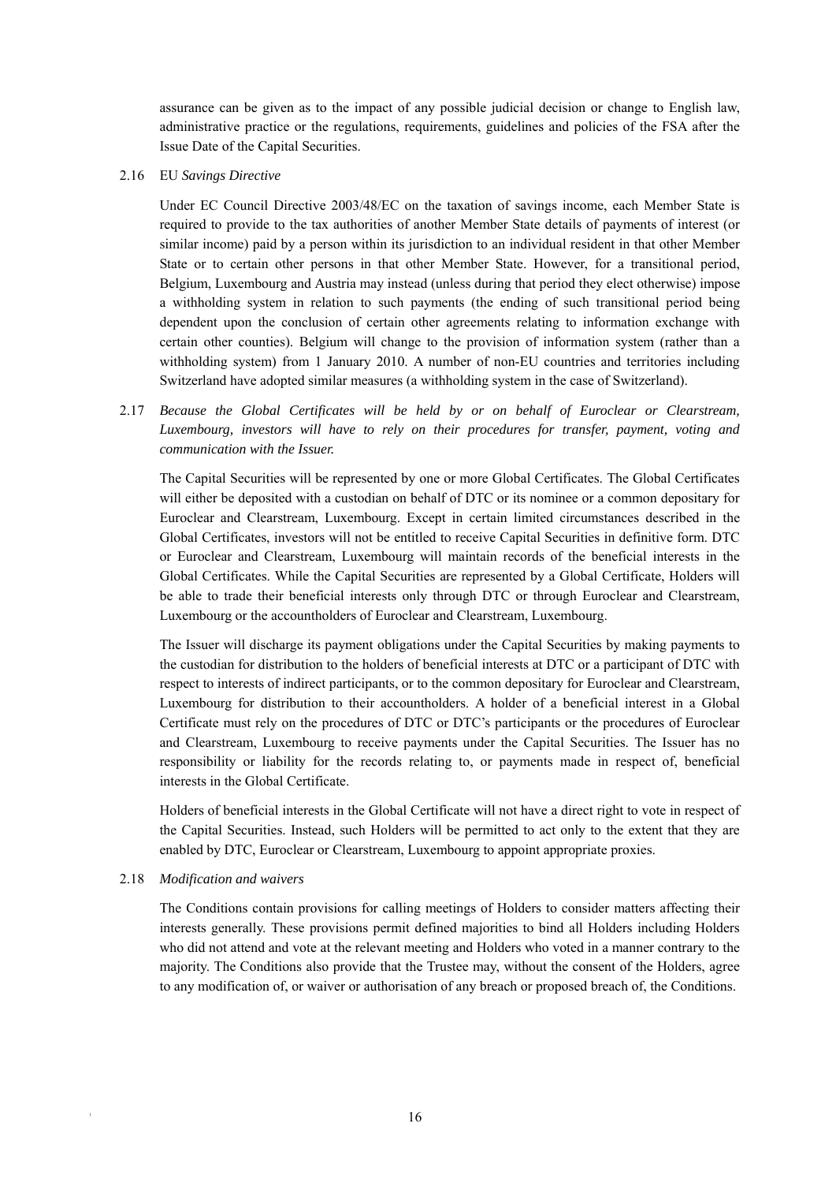assurance can be given as to the impact of any possible judicial decision or change to English law, administrative practice or the regulations, requirements, guidelines and policies of the FSA after the Issue Date of the Capital Securities.

2.16 EU *Savings Directive*

Under EC Council Directive 2003/48/EC on the taxation of savings income, each Member State is required to provide to the tax authorities of another Member State details of payments of interest (or similar income) paid by a person within its jurisdiction to an individual resident in that other Member State or to certain other persons in that other Member State. However, for a transitional period, Belgium, Luxembourg and Austria may instead (unless during that period they elect otherwise) impose a withholding system in relation to such payments (the ending of such transitional period being dependent upon the conclusion of certain other agreements relating to information exchange with certain other counties). Belgium will change to the provision of information system (rather than a withholding system) from 1 January 2010. A number of non-EU countries and territories including Switzerland have adopted similar measures (a withholding system in the case of Switzerland).

2.17 *Because the Global Certificates will be held by or on behalf of Euroclear or Clearstream, Luxembourg, investors will have to rely on their procedures for transfer, payment, voting and communication with the Issuer.*

The Capital Securities will be represented by one or more Global Certificates. The Global Certificates will either be deposited with a custodian on behalf of DTC or its nominee or a common depositary for Euroclear and Clearstream, Luxembourg. Except in certain limited circumstances described in the Global Certificates, investors will not be entitled to receive Capital Securities in definitive form. DTC or Euroclear and Clearstream, Luxembourg will maintain records of the beneficial interests in the Global Certificates. While the Capital Securities are represented by a Global Certificate, Holders will be able to trade their beneficial interests only through DTC or through Euroclear and Clearstream, Luxembourg or the accountholders of Euroclear and Clearstream, Luxembourg.

The Issuer will discharge its payment obligations under the Capital Securities by making payments to the custodian for distribution to the holders of beneficial interests at DTC or a participant of DTC with respect to interests of indirect participants, or to the common depositary for Euroclear and Clearstream, Luxembourg for distribution to their accountholders. A holder of a beneficial interest in a Global Certificate must rely on the procedures of DTC or DTC's participants or the procedures of Euroclear and Clearstream, Luxembourg to receive payments under the Capital Securities. The Issuer has no responsibility or liability for the records relating to, or payments made in respect of, beneficial interests in the Global Certificate.

Holders of beneficial interests in the Global Certificate will not have a direct right to vote in respect of the Capital Securities. Instead, such Holders will be permitted to act only to the extent that they are enabled by DTC, Euroclear or Clearstream, Luxembourg to appoint appropriate proxies.

2.18 *Modification and waivers*

The Conditions contain provisions for calling meetings of Holders to consider matters affecting their interests generally. These provisions permit defined majorities to bind all Holders including Holders who did not attend and vote at the relevant meeting and Holders who voted in a manner contrary to the majority. The Conditions also provide that the Trustee may, without the consent of the Holders, agree to any modification of, or waiver or authorisation of any breach or proposed breach of, the Conditions.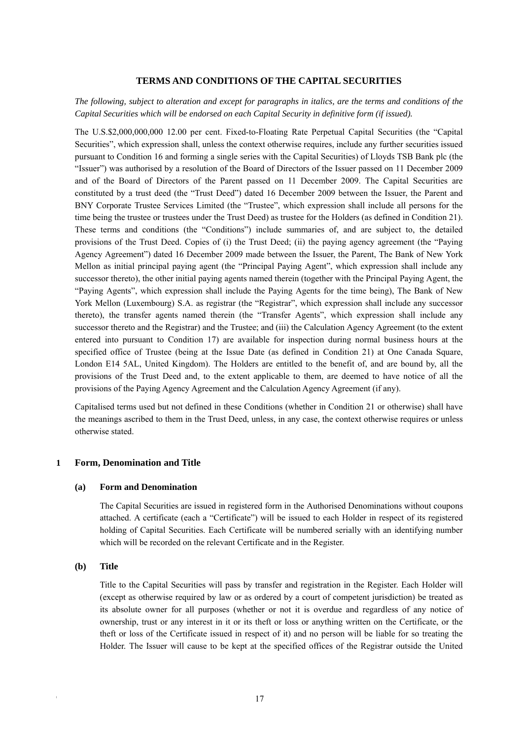## TERMS AND CONDITIONS OF THE CAPITAL SECURITIES

*The following, subject to alteration and except for paragraphs in italics, are the terms and conditions of the Capital Securities which will be endorsed on each Capital Security in definitive form (if issued).*

The U.S.$2,000,000,000 12.00 per cent. Fixed-to-Floating Rate Perpetual Capital Securities (the "Capital Securities", which expression shall, unless the context otherwise requires, include any further securities issued pursuant to Condition 16 and forming a single series with the Capital Securities) of Lloyds TSB Bank plc (the "Issuer") was authorised by a resolution of the Board of Directors of the Issuer passed on 11 December 2009 and of the Board of Directors of the Parent passed on 11 December 2009. The Capital Securities are constituted by a trust deed (the "Trust Deed") dated 16 December 2009 between the Issuer, the Parent and BNY Corporate Trustee Services Limited (the "Trustee", which expression shall include all persons for the time being the trustee or trustees under the Trust Deed) as trustee for the Holders (as defined in Condition 21). These terms and conditions (the "Conditions") include summaries of, and are subject to, the detailed provisions of the Trust Deed. Copies of (i) the Trust Deed; (ii) the paying agency agreement (the "Paying Agency Agreement") dated 16 December 2009 made between the Issuer, the Parent, The Bank of New York Mellon as initial principal paying agent (the "Principal Paying Agent", which expression shall include any successor thereto), the other initial paying agents named therein (together with the Principal Paying Agent, the "Paying Agents", which expression shall include the Paying Agents for the time being), The Bank of New York Mellon (Luxembourg) S.A. as registrar (the "Registrar", which expression shall include any successor thereto), the transfer agents named therein (the "Transfer Agents", which expression shall include any successor thereto and the Registrar) and the Trustee; and (iii) the Calculation Agency Agreement (to the extent entered into pursuant to Condition 17) are available for inspection during normal business hours at the specified office of Trustee (being at the Issue Date (as defined in Condition 21) at One Canada Square, London E14 5AL, United Kingdom). The Holders are entitled to the benefit of, and are bound by, all the provisions of the Trust Deed and, to the extent applicable to them, are deemed to have notice of all the provisions of the Paying Agency Agreement and the Calculation Agency Agreement (if any).

Capitalised terms used but not defined in these Conditions (whether in Condition 21 or otherwise) shall have the meanings ascribed to them in the Trust Deed, unless, in any case, the context otherwise requires or unless otherwise stated.

### 1 Form, Denomination and Title

#### (a) Form and Denomination

The Capital Securities are issued in registered form in the Authorised Denominations without coupons attached. A certificate (each a "Certificate") will be issued to each Holder in respect of its registered holding of Capital Securities. Each Certificate will be numbered serially with an identifying number which will be recorded on the relevant Certificate and in the Register.

#### (b) Title

Title to the Capital Securities will pass by transfer and registration in the Register. Each Holder will (except as otherwise required by law or as ordered by a court of competent jurisdiction) be treated as its absolute owner for all purposes (whether or not it is overdue and regardless of any notice of ownership, trust or any interest in it or its theft or loss or anything written on the Certificate, or the theft or loss of the Certificate issued in respect of it) and no person will be liable for so treating the Holder. The Issuer will cause to be kept at the specified offices of the Registrar outside the United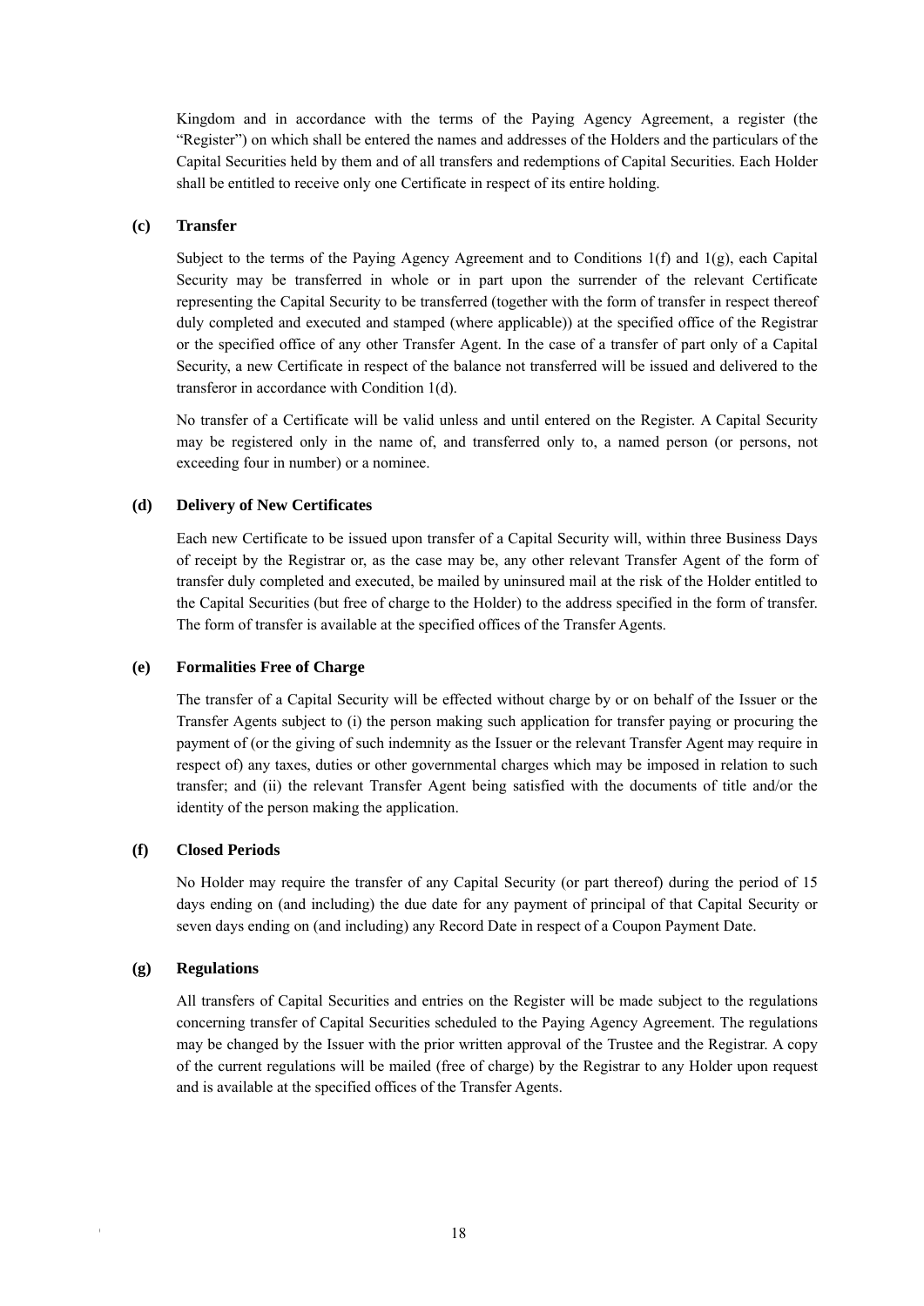Kingdom and in accordance with the terms of the Paying Agency Agreement, a register (the "Register") on which shall be entered the names and addresses of the Holders and the particulars of the Capital Securities held by them and of all transfers and redemptions of Capital Securities. Each Holder shall be entitled to receive only one Certificate in respect of its entire holding.

**(c) Transfer**

Subject to the terms of the Paying Agency Agreement and to Conditions 1(f) and 1(g), each Capital Security may be transferred in whole or in part upon the surrender of the relevant Certificate representing the Capital Security to be transferred (together with the form of transfer in respect thereof duly completed and executed and stamped (where applicable)) at the specified office of the Registrar or the specified office of any other Transfer Agent. In the case of a transfer of part only of a Capital Security, a new Certificate in respect of the balance not transferred will be issued and delivered to the transferor in accordance with Condition 1(d).

No transfer of a Certificate will be valid unless and until entered on the Register. A Capital Security may be registered only in the name of, and transferred only to, a named person (or persons, not exceeding four in number) or a nominee.

**(d) Delivery of New Certificates**

Each new Certificate to be issued upon transfer of a Capital Security will, within three Business Days of receipt by the Registrar or, as the case may be, any other relevant Transfer Agent of the form of transfer duly completed and executed, be mailed by uninsured mail at the risk of the Holder entitled to the Capital Securities (but free of charge to the Holder) to the address specified in the form of transfer. The form of transfer is available at the specified offices of the Transfer Agents.

**(e) Formalities Free of Charge**

The transfer of a Capital Security will be effected without charge by or on behalf of the Issuer or the Transfer Agents subject to (i) the person making such application for transfer paying or procuring the payment of (or the giving of such indemnity as the Issuer or the relevant Transfer Agent may require in respect of) any taxes, duties or other governmental charges which may be imposed in relation to such transfer; and (ii) the relevant Transfer Agent being satisfied with the documents of title and/or the identity of the person making the application.

**(f) Closed Periods**

No Holder may require the transfer of any Capital Security (or part thereof) during the period of 15 days ending on (and including) the due date for any payment of principal of that Capital Security or seven days ending on (and including) any Record Date in respect of a Coupon Payment Date.

**(g) Regulations**

All transfers of Capital Securities and entries on the Register will be made subject to the regulations concerning transfer of Capital Securities scheduled to the Paying Agency Agreement. The regulations may be changed by the Issuer with the prior written approval of the Trustee and the Registrar. A copy of the current regulations will be mailed (free of charge) by the Registrar to any Holder upon request and is available at the specified offices of the Transfer Agents.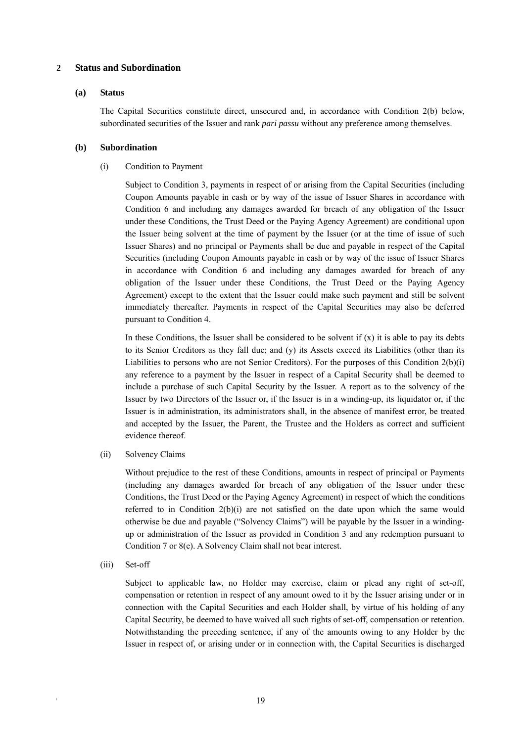## 2 Status and Subordination

### (a) Status

The Capital Securities constitute direct, unsecured and, in accordance with Condition 2(b) below, subordinated securities of the Issuer and rank *pari passu* without any preference among themselves.

### (b) Subordination

(i) Condition to Payment

Subject to Condition 3, payments in respect of or arising from the Capital Securities (including Coupon Amounts payable in cash or by way of the issue of Issuer Shares in accordance with Condition 6 and including any damages awarded for breach of any obligation of the Issuer under these Conditions, the Trust Deed or the Paying Agency Agreement) are conditional upon the Issuer being solvent at the time of payment by the Issuer (or at the time of issue of such Issuer Shares) and no principal or Payments shall be due and payable in respect of the Capital Securities (including Coupon Amounts payable in cash or by way of the issue of Issuer Shares in accordance with Condition 6 and including any damages awarded for breach of any obligation of the Issuer under these Conditions, the Trust Deed or the Paying Agency Agreement) except to the extent that the Issuer could make such payment and still be solvent immediately thereafter. Payments in respect of the Capital Securities may also be deferred pursuant to Condition 4.

In these Conditions, the Issuer shall be considered to be solvent if (x) it is able to pay its debts to its Senior Creditors as they fall due; and (y) its Assets exceed its Liabilities (other than its Liabilities to persons who are not Senior Creditors). For the purposes of this Condition 2(b)(i) any reference to a payment by the Issuer in respect of a Capital Security shall be deemed to include a purchase of such Capital Security by the Issuer. A report as to the solvency of the Issuer by two Directors of the Issuer or, if the Issuer is in a winding-up, its liquidator or, if the Issuer is in administration, its administrators shall, in the absence of manifest error, be treated and accepted by the Issuer, the Parent, the Trustee and the Holders as correct and sufficient evidence thereof.

(ii) Solvency Claims

Without prejudice to the rest of these Conditions, amounts in respect of principal or Payments (including any damages awarded for breach of any obligation of the Issuer under these Conditions, the Trust Deed or the Paying Agency Agreement) in respect of which the conditions referred to in Condition 2(b)(i) are not satisfied on the date upon which the same would otherwise be due and payable ("Solvency Claims") will be payable by the Issuer in a winding-up or administration of the Issuer as provided in Condition 3 and any redemption pursuant to Condition 7 or 8(e). A Solvency Claim shall not bear interest.

(iii) Set-off

Subject to applicable law, no Holder may exercise, claim or plead any right of set-off, compensation or retention in respect of any amount owed to it by the Issuer arising under or in connection with the Capital Securities and each Holder shall, by virtue of his holding of any Capital Security, be deemed to have waived all such rights of set-off, compensation or retention. Notwithstanding the preceding sentence, if any of the amounts owing to any Holder by the Issuer in respect of, or arising under or in connection with, the Capital Securities is discharged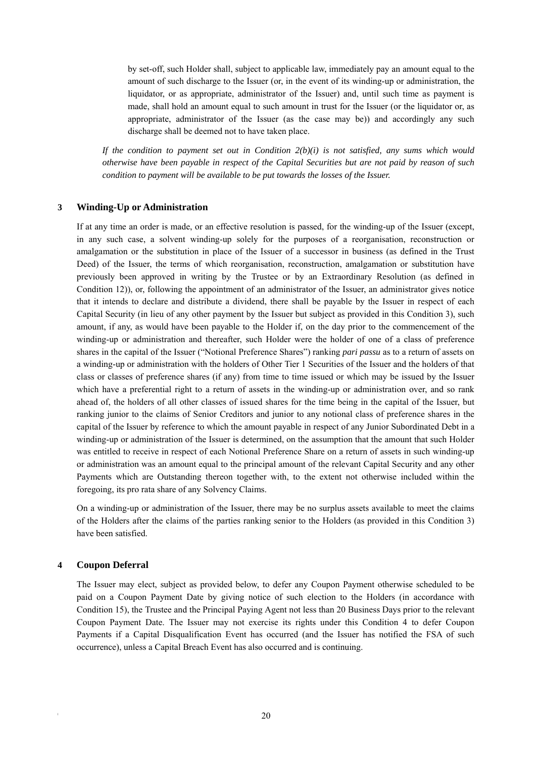by set-off, such Holder shall, subject to applicable law, immediately pay an amount equal to the amount of such discharge to the Issuer (or, in the event of its winding-up or administration, the liquidator, or as appropriate, administrator of the Issuer) and, until such time as payment is made, shall hold an amount equal to such amount in trust for the Issuer (or the liquidator or, as appropriate, administrator of the Issuer (as the case may be)) and accordingly any such discharge shall be deemed not to have taken place.

*If the condition to payment set out in Condition 2(b)(i) is not satisfied, any sums which would otherwise have been payable in respect of the Capital Securities but are not paid by reason of such condition to payment will be available to be put towards the losses of the Issuer.*

## 3 Winding-Up or Administration

If at any time an order is made, or an effective resolution is passed, for the winding-up of the Issuer (except, in any such case, a solvent winding-up solely for the purposes of a reorganisation, reconstruction or amalgamation or the substitution in place of the Issuer of a successor in business (as defined in the Trust Deed) of the Issuer, the terms of which reorganisation, reconstruction, amalgamation or substitution have previously been approved in writing by the Trustee or by an Extraordinary Resolution (as defined in Condition 12)), or, following the appointment of an administrator of the Issuer, an administrator gives notice that it intends to declare and distribute a dividend, there shall be payable by the Issuer in respect of each Capital Security (in lieu of any other payment by the Issuer but subject as provided in this Condition 3), such amount, if any, as would have been payable to the Holder if, on the day prior to the commencement of the winding-up or administration and thereafter, such Holder were the holder of one of a class of preference shares in the capital of the Issuer ("Notional Preference Shares") ranking *pari passu* as to a return of assets on a winding-up or administration with the holders of Other Tier 1 Securities of the Issuer and the holders of that class or classes of preference shares (if any) from time to time issued or which may be issued by the Issuer which have a preferential right to a return of assets in the winding-up or administration over, and so rank ahead of, the holders of all other classes of issued shares for the time being in the capital of the Issuer, but ranking junior to the claims of Senior Creditors and junior to any notional class of preference shares in the capital of the Issuer by reference to which the amount payable in respect of any Junior Subordinated Debt in a winding-up or administration of the Issuer is determined, on the assumption that the amount that such Holder was entitled to receive in respect of each Notional Preference Share on a return of assets in such winding-up or administration was an amount equal to the principal amount of the relevant Capital Security and any other Payments which are Outstanding thereon together with, to the extent not otherwise included within the foregoing, its pro rata share of any Solvency Claims.

On a winding-up or administration of the Issuer, there may be no surplus assets available to meet the claims of the Holders after the claims of the parties ranking senior to the Holders (as provided in this Condition 3) have been satisfied.

## 4 Coupon Deferral

The Issuer may elect, subject as provided below, to defer any Coupon Payment otherwise scheduled to be paid on a Coupon Payment Date by giving notice of such election to the Holders (in accordance with Condition 15), the Trustee and the Principal Paying Agent not less than 20 Business Days prior to the relevant Coupon Payment Date. The Issuer may not exercise its rights under this Condition 4 to defer Coupon Payments if a Capital Disqualification Event has occurred (and the Issuer has notified the FSA of such occurrence), unless a Capital Breach Event has also occurred and is continuing.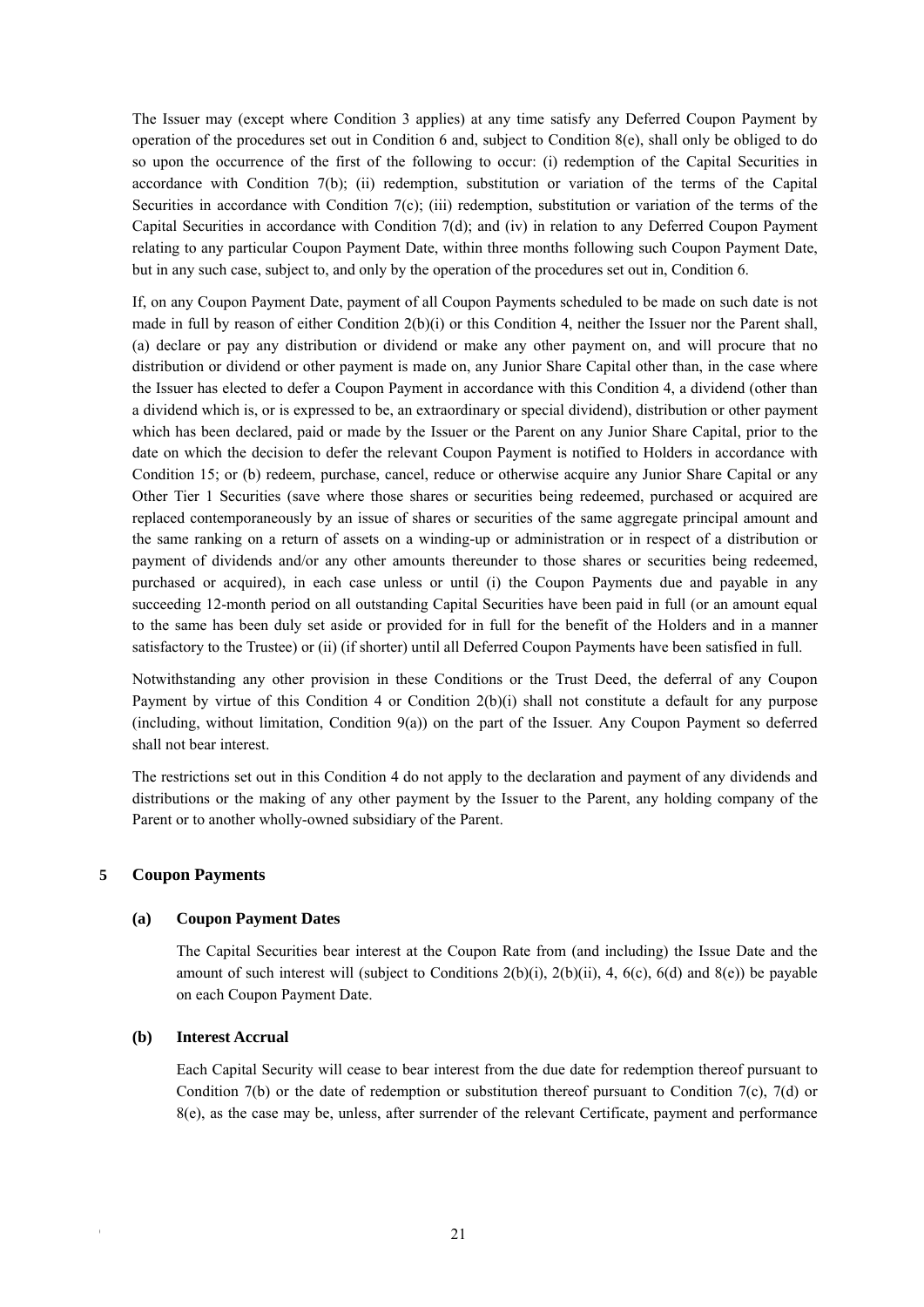The Issuer may (except where Condition 3 applies) at any time satisfy any Deferred Coupon Payment by operation of the procedures set out in Condition 6 and, subject to Condition 8(e), shall only be obliged to do so upon the occurrence of the first of the following to occur: (i) redemption of the Capital Securities in accordance with Condition 7(b); (ii) redemption, substitution or variation of the terms of the Capital Securities in accordance with Condition 7(c); (iii) redemption, substitution or variation of the terms of the Capital Securities in accordance with Condition 7(d); and (iv) in relation to any Deferred Coupon Payment relating to any particular Coupon Payment Date, within three months following such Coupon Payment Date, but in any such case, subject to, and only by the operation of the procedures set out in, Condition 6.

If, on any Coupon Payment Date, payment of all Coupon Payments scheduled to be made on such date is not made in full by reason of either Condition 2(b)(i) or this Condition 4, neither the Issuer nor the Parent shall, (a) declare or pay any distribution or dividend or make any other payment on, and will procure that no distribution or dividend or other payment is made on, any Junior Share Capital other than, in the case where the Issuer has elected to defer a Coupon Payment in accordance with this Condition 4, a dividend (other than a dividend which is, or is expressed to be, an extraordinary or special dividend), distribution or other payment which has been declared, paid or made by the Issuer or the Parent on any Junior Share Capital, prior to the date on which the decision to defer the relevant Coupon Payment is notified to Holders in accordance with Condition 15; or (b) redeem, purchase, cancel, reduce or otherwise acquire any Junior Share Capital or any Other Tier 1 Securities (save where those shares or securities being redeemed, purchased or acquired are replaced contemporaneously by an issue of shares or securities of the same aggregate principal amount and the same ranking on a return of assets on a winding-up or administration or in respect of a distribution or payment of dividends and/or any other amounts thereunder to those shares or securities being redeemed, purchased or acquired), in each case unless or until (i) the Coupon Payments due and payable in any succeeding 12-month period on all outstanding Capital Securities have been paid in full (or an amount equal to the same has been duly set aside or provided for in full for the benefit of the Holders and in a manner satisfactory to the Trustee) or (ii) (if shorter) until all Deferred Coupon Payments have been satisfied in full.

Notwithstanding any other provision in these Conditions or the Trust Deed, the deferral of any Coupon Payment by virtue of this Condition 4 or Condition 2(b)(i) shall not constitute a default for any purpose (including, without limitation, Condition 9(a)) on the part of the Issuer. Any Coupon Payment so deferred shall not bear interest.

The restrictions set out in this Condition 4 do not apply to the declaration and payment of any dividends and distributions or the making of any other payment by the Issuer to the Parent, any holding company of the Parent or to another wholly-owned subsidiary of the Parent.

## 5 Coupon Payments

### (a) Coupon Payment Dates

The Capital Securities bear interest at the Coupon Rate from (and including) the Issue Date and the amount of such interest will (subject to Conditions 2(b)(i), 2(b)(ii), 4, 6(c), 6(d) and 8(e)) be payable on each Coupon Payment Date.

### (b) Interest Accrual

Each Capital Security will cease to bear interest from the due date for redemption thereof pursuant to Condition 7(b) or the date of redemption or substitution thereof pursuant to Condition 7(c), 7(d) or 8(e), as the case may be, unless, after surrender of the relevant Certificate, payment and performance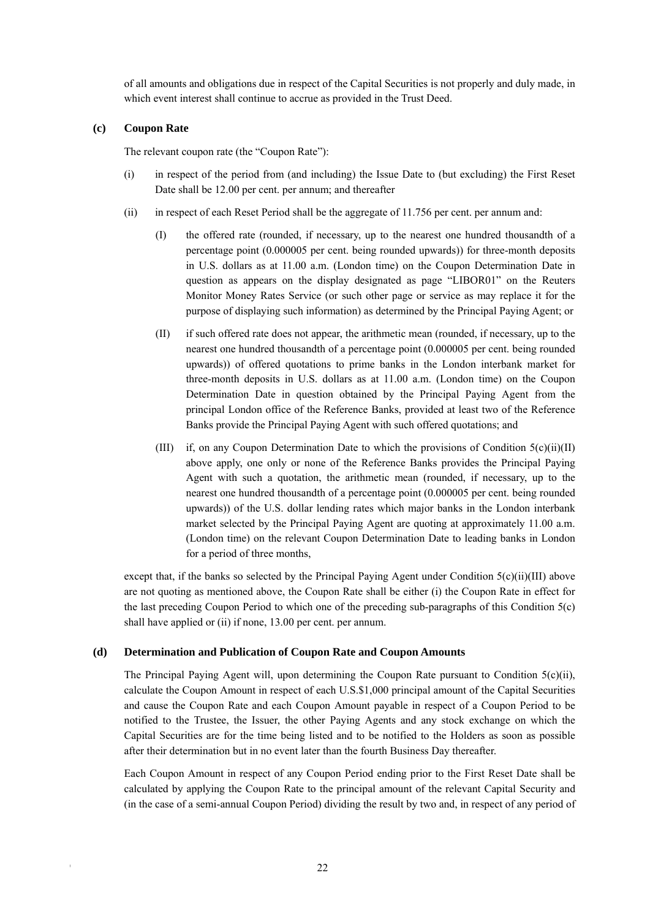of all amounts and obligations due in respect of the Capital Securities is not properly and duly made, in which event interest shall continue to accrue as provided in the Trust Deed.

**(c) Coupon Rate**

The relevant coupon rate (the "Coupon Rate"):

(i) in respect of the period from (and including) the Issue Date to (but excluding) the First Reset Date shall be 12.00 per cent. per annum; and thereafter

(ii) in respect of each Reset Period shall be the aggregate of 11.756 per cent. per annum and:

(I) the offered rate (rounded, if necessary, up to the nearest one hundred thousandth of a percentage point (0.000005 per cent. being rounded upwards)) for three-month deposits in U.S. dollars as at 11.00 a.m. (London time) on the Coupon Determination Date in question as appears on the display designated as page "LIBOR01" on the Reuters Monitor Money Rates Service (or such other page or service as may replace it for the purpose of displaying such information) as determined by the Principal Paying Agent; or

(II) if such offered rate does not appear, the arithmetic mean (rounded, if necessary, up to the nearest one hundred thousandth of a percentage point (0.000005 per cent. being rounded upwards)) of offered quotations to prime banks in the London interbank market for three-month deposits in U.S. dollars as at 11.00 a.m. (London time) on the Coupon Determination Date in question obtained by the Principal Paying Agent from the principal London office of the Reference Banks, provided at least two of the Reference Banks provide the Principal Paying Agent with such offered quotations; and

(III) if, on any Coupon Determination Date to which the provisions of Condition 5(c)(ii)(II) above apply, one only or none of the Reference Banks provides the Principal Paying Agent with such a quotation, the arithmetic mean (rounded, if necessary, up to the nearest one hundred thousandth of a percentage point (0.000005 per cent. being rounded upwards)) of the U.S. dollar lending rates which major banks in the London interbank market selected by the Principal Paying Agent are quoting at approximately 11.00 a.m. (London time) on the relevant Coupon Determination Date to leading banks in London for a period of three months,

except that, if the banks so selected by the Principal Paying Agent under Condition 5(c)(ii)(III) above are not quoting as mentioned above, the Coupon Rate shall be either (i) the Coupon Rate in effect for the last preceding Coupon Period to which one of the preceding sub-paragraphs of this Condition 5(c) shall have applied or (ii) if none, 13.00 per cent. per annum.

**(d) Determination and Publication of Coupon Rate and Coupon Amounts**

The Principal Paying Agent will, upon determining the Coupon Rate pursuant to Condition 5(c)(ii), calculate the Coupon Amount in respect of each U.S.$1,000 principal amount of the Capital Securities and cause the Coupon Rate and each Coupon Amount payable in respect of a Coupon Period to be notified to the Trustee, the Issuer, the other Paying Agents and any stock exchange on which the Capital Securities are for the time being listed and to be notified to the Holders as soon as possible after their determination but in no event later than the fourth Business Day thereafter.

Each Coupon Amount in respect of any Coupon Period ending prior to the First Reset Date shall be calculated by applying the Coupon Rate to the principal amount of the relevant Capital Security and (in the case of a semi-annual Coupon Period) dividing the result by two and, in respect of any period of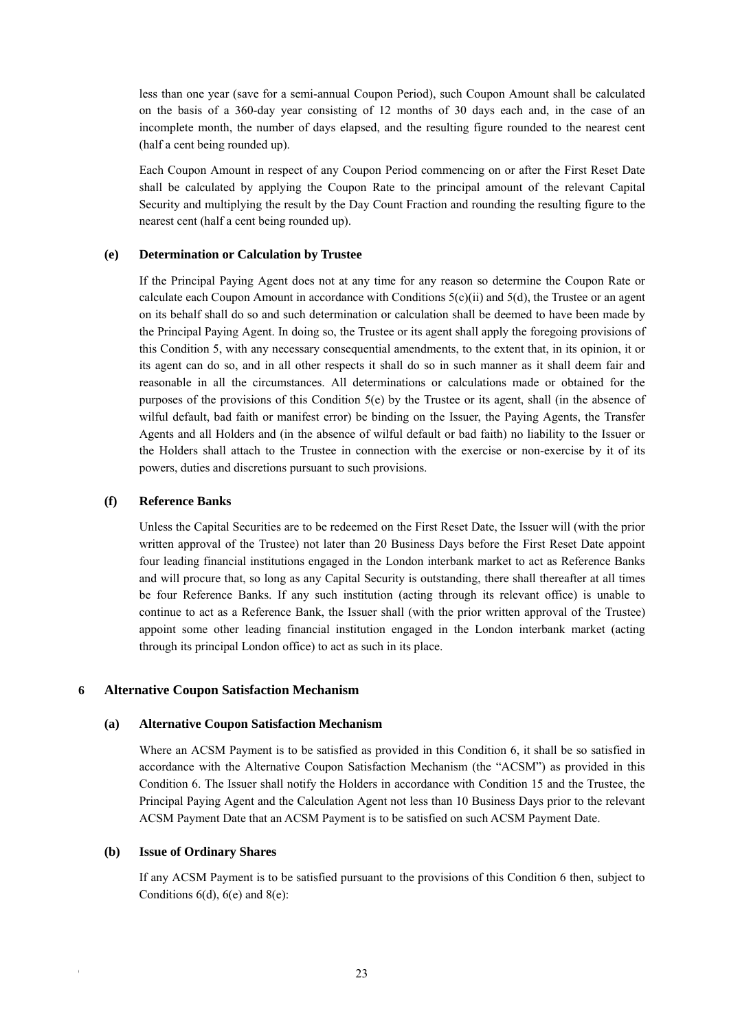less than one year (save for a semi-annual Coupon Period), such Coupon Amount shall be calculated on the basis of a 360-day year consisting of 12 months of 30 days each and, in the case of an incomplete month, the number of days elapsed, and the resulting figure rounded to the nearest cent (half a cent being rounded up).

Each Coupon Amount in respect of any Coupon Period commencing on or after the First Reset Date shall be calculated by applying the Coupon Rate to the principal amount of the relevant Capital Security and multiplying the result by the Day Count Fraction and rounding the resulting figure to the nearest cent (half a cent being rounded up).

#### (e) Determination or Calculation by Trustee

If the Principal Paying Agent does not at any time for any reason so determine the Coupon Rate or calculate each Coupon Amount in accordance with Conditions 5(c)(ii) and 5(d), the Trustee or an agent on its behalf shall do so and such determination or calculation shall be deemed to have been made by the Principal Paying Agent. In doing so, the Trustee or its agent shall apply the foregoing provisions of this Condition 5, with any necessary consequential amendments, to the extent that, in its opinion, it or its agent can do so, and in all other respects it shall do so in such manner as it shall deem fair and reasonable in all the circumstances. All determinations or calculations made or obtained for the purposes of the provisions of this Condition 5(e) by the Trustee or its agent, shall (in the absence of wilful default, bad faith or manifest error) be binding on the Issuer, the Paying Agents, the Transfer Agents and all Holders and (in the absence of wilful default or bad faith) no liability to the Issuer or the Holders shall attach to the Trustee in connection with the exercise or non-exercise by it of its powers, duties and discretions pursuant to such provisions.

#### (f) Reference Banks

Unless the Capital Securities are to be redeemed on the First Reset Date, the Issuer will (with the prior written approval of the Trustee) not later than 20 Business Days before the First Reset Date appoint four leading financial institutions engaged in the London interbank market to act as Reference Banks and will procure that, so long as any Capital Security is outstanding, there shall thereafter at all times be four Reference Banks. If any such institution (acting through its relevant office) is unable to continue to act as a Reference Bank, the Issuer shall (with the prior written approval of the Trustee) appoint some other leading financial institution engaged in the London interbank market (acting through its principal London office) to act as such in its place.

### 6 Alternative Coupon Satisfaction Mechanism

#### (a) Alternative Coupon Satisfaction Mechanism

Where an ACSM Payment is to be satisfied as provided in this Condition 6, it shall be so satisfied in accordance with the Alternative Coupon Satisfaction Mechanism (the "ACSM") as provided in this Condition 6. The Issuer shall notify the Holders in accordance with Condition 15 and the Trustee, the Principal Paying Agent and the Calculation Agent not less than 10 Business Days prior to the relevant ACSM Payment Date that an ACSM Payment is to be satisfied on such ACSM Payment Date.

#### (b) Issue of Ordinary Shares

If any ACSM Payment is to be satisfied pursuant to the provisions of this Condition 6 then, subject to Conditions 6(d), 6(e) and 8(e):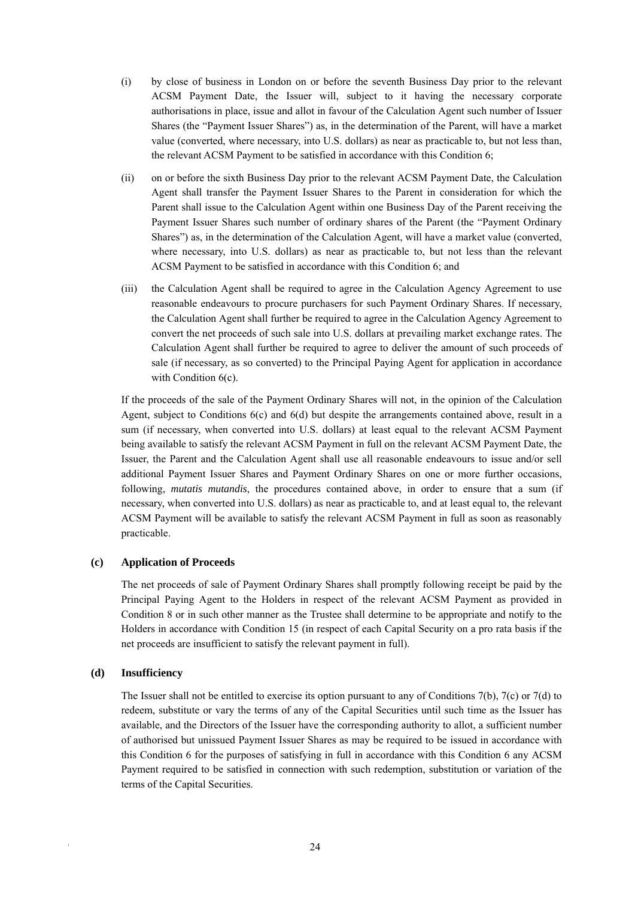(i) by close of business in London on or before the seventh Business Day prior to the relevant ACSM Payment Date, the Issuer will, subject to it having the necessary corporate authorisations in place, issue and allot in favour of the Calculation Agent such number of Issuer Shares (the "Payment Issuer Shares") as, in the determination of the Parent, will have a market value (converted, where necessary, into U.S. dollars) as near as practicable to, but not less than, the relevant ACSM Payment to be satisfied in accordance with this Condition 6;

(ii) on or before the sixth Business Day prior to the relevant ACSM Payment Date, the Calculation Agent shall transfer the Payment Issuer Shares to the Parent in consideration for which the Parent shall issue to the Calculation Agent within one Business Day of the Parent receiving the Payment Issuer Shares such number of ordinary shares of the Parent (the "Payment Ordinary Shares") as, in the determination of the Calculation Agent, will have a market value (converted, where necessary, into U.S. dollars) as near as practicable to, but not less than the relevant ACSM Payment to be satisfied in accordance with this Condition 6; and

(iii) the Calculation Agent shall be required to agree in the Calculation Agency Agreement to use reasonable endeavours to procure purchasers for such Payment Ordinary Shares. If necessary, the Calculation Agent shall further be required to agree in the Calculation Agency Agreement to convert the net proceeds of such sale into U.S. dollars at prevailing market exchange rates. The Calculation Agent shall further be required to agree to deliver the amount of such proceeds of sale (if necessary, as so converted) to the Principal Paying Agent for application in accordance with Condition 6(c).

If the proceeds of the sale of the Payment Ordinary Shares will not, in the opinion of the Calculation Agent, subject to Conditions 6(c) and 6(d) but despite the arrangements contained above, result in a sum (if necessary, when converted into U.S. dollars) at least equal to the relevant ACSM Payment being available to satisfy the relevant ACSM Payment in full on the relevant ACSM Payment Date, the Issuer, the Parent and the Calculation Agent shall use all reasonable endeavours to issue and/or sell additional Payment Issuer Shares and Payment Ordinary Shares on one or more further occasions, following, *mutatis mutandis*, the procedures contained above, in order to ensure that a sum (if necessary, when converted into U.S. dollars) as near as practicable to, and at least equal to, the relevant ACSM Payment will be available to satisfy the relevant ACSM Payment in full as soon as reasonably practicable.

**(c) Application of Proceeds**

The net proceeds of sale of Payment Ordinary Shares shall promptly following receipt be paid by the Principal Paying Agent to the Holders in respect of the relevant ACSM Payment as provided in Condition 8 or in such other manner as the Trustee shall determine to be appropriate and notify to the Holders in accordance with Condition 15 (in respect of each Capital Security on a pro rata basis if the net proceeds are insufficient to satisfy the relevant payment in full).

**(d) Insufficiency**

The Issuer shall not be entitled to exercise its option pursuant to any of Conditions 7(b), 7(c) or 7(d) to redeem, substitute or vary the terms of any of the Capital Securities until such time as the Issuer has available, and the Directors of the Issuer have the corresponding authority to allot, a sufficient number of authorised but unissued Payment Issuer Shares as may be required to be issued in accordance with this Condition 6 for the purposes of satisfying in full in accordance with this Condition 6 any ACSM Payment required to be satisfied in connection with such redemption, substitution or variation of the terms of the Capital Securities.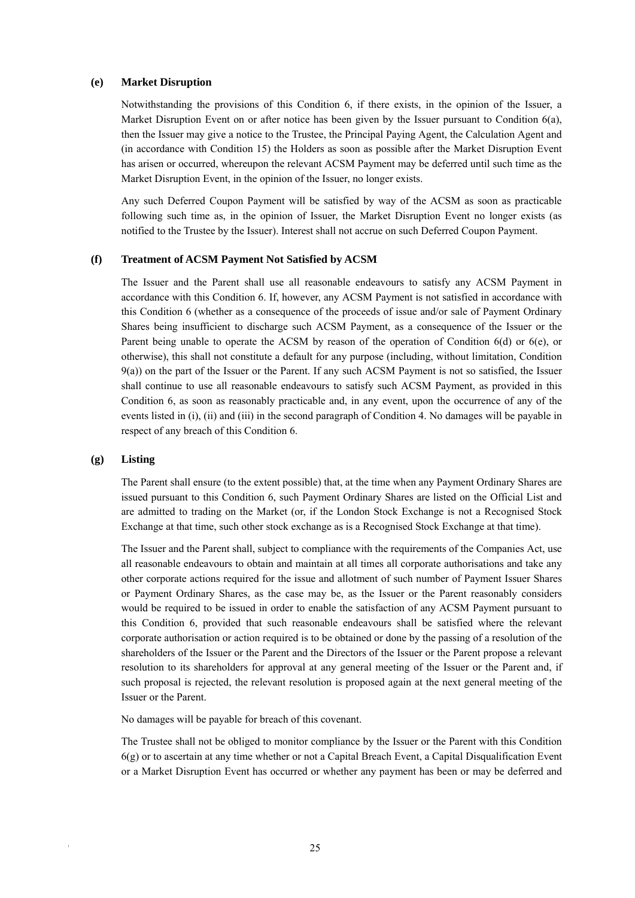### (e) Market Disruption

Notwithstanding the provisions of this Condition 6, if there exists, in the opinion of the Issuer, a Market Disruption Event on or after notice has been given by the Issuer pursuant to Condition 6(a), then the Issuer may give a notice to the Trustee, the Principal Paying Agent, the Calculation Agent and (in accordance with Condition 15) the Holders as soon as possible after the Market Disruption Event has arisen or occurred, whereupon the relevant ACSM Payment may be deferred until such time as the Market Disruption Event, in the opinion of the Issuer, no longer exists.

Any such Deferred Coupon Payment will be satisfied by way of the ACSM as soon as practicable following such time as, in the opinion of Issuer, the Market Disruption Event no longer exists (as notified to the Trustee by the Issuer). Interest shall not accrue on such Deferred Coupon Payment.

### (f) Treatment of ACSM Payment Not Satisfied by ACSM

The Issuer and the Parent shall use all reasonable endeavours to satisfy any ACSM Payment in accordance with this Condition 6. If, however, any ACSM Payment is not satisfied in accordance with this Condition 6 (whether as a consequence of the proceeds of issue and/or sale of Payment Ordinary Shares being insufficient to discharge such ACSM Payment, as a consequence of the Issuer or the Parent being unable to operate the ACSM by reason of the operation of Condition 6(d) or 6(e), or otherwise), this shall not constitute a default for any purpose (including, without limitation, Condition 9(a)) on the part of the Issuer or the Parent. If any such ACSM Payment is not so satisfied, the Issuer shall continue to use all reasonable endeavours to satisfy such ACSM Payment, as provided in this Condition 6, as soon as reasonably practicable and, in any event, upon the occurrence of any of the events listed in (i), (ii) and (iii) in the second paragraph of Condition 4. No damages will be payable in respect of any breach of this Condition 6.

### (g) Listing

The Parent shall ensure (to the extent possible) that, at the time when any Payment Ordinary Shares are issued pursuant to this Condition 6, such Payment Ordinary Shares are listed on the Official List and are admitted to trading on the Market (or, if the London Stock Exchange is not a Recognised Stock Exchange at that time, such other stock exchange as is a Recognised Stock Exchange at that time).

The Issuer and the Parent shall, subject to compliance with the requirements of the Companies Act, use all reasonable endeavours to obtain and maintain at all times all corporate authorisations and take any other corporate actions required for the issue and allotment of such number of Payment Issuer Shares or Payment Ordinary Shares, as the case may be, as the Issuer or the Parent reasonably considers would be required to be issued in order to enable the satisfaction of any ACSM Payment pursuant to this Condition 6, provided that such reasonable endeavours shall be satisfied where the relevant corporate authorisation or action required is to be obtained or done by the passing of a resolution of the shareholders of the Issuer or the Parent and the Directors of the Issuer or the Parent propose a relevant resolution to its shareholders for approval at any general meeting of the Issuer or the Parent and, if such proposal is rejected, the relevant resolution is proposed again at the next general meeting of the Issuer or the Parent.

No damages will be payable for breach of this covenant.

The Trustee shall not be obliged to monitor compliance by the Issuer or the Parent with this Condition 6(g) or to ascertain at any time whether or not a Capital Breach Event, a Capital Disqualification Event or a Market Disruption Event has occurred or whether any payment has been or may be deferred and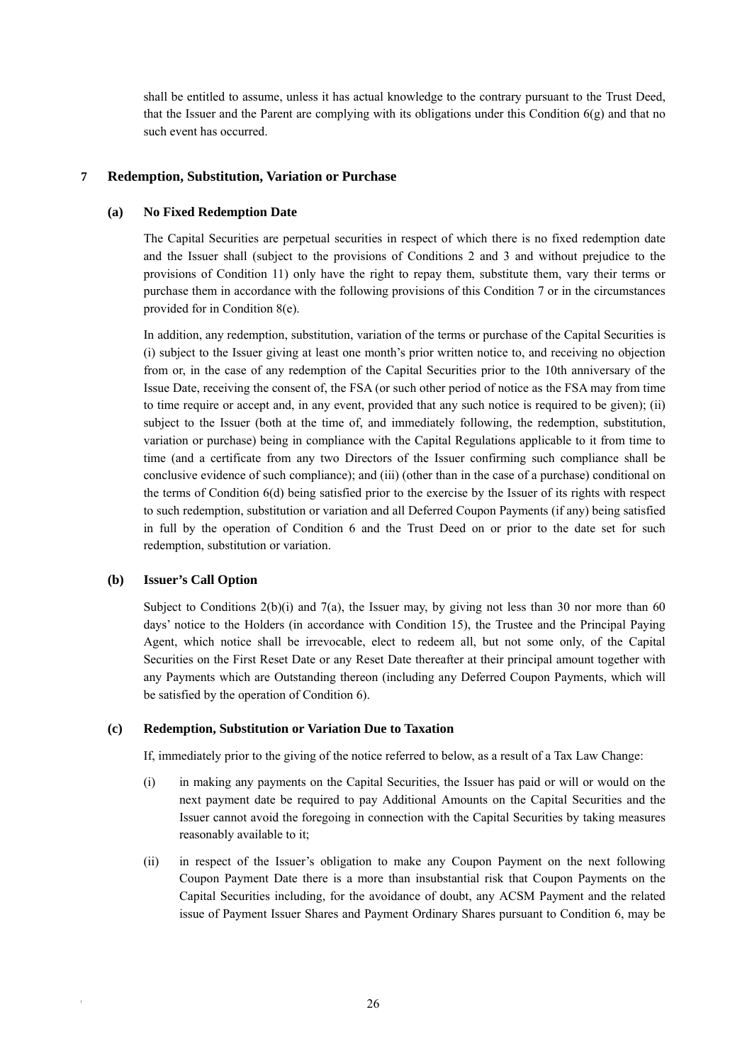shall be entitled to assume, unless it has actual knowledge to the contrary pursuant to the Trust Deed, that the Issuer and the Parent are complying with its obligations under this Condition 6(g) and that no such event has occurred.

## 7 Redemption, Substitution, Variation or Purchase

### (a) No Fixed Redemption Date

The Capital Securities are perpetual securities in respect of which there is no fixed redemption date and the Issuer shall (subject to the provisions of Conditions 2 and 3 and without prejudice to the provisions of Condition 11) only have the right to repay them, substitute them, vary their terms or purchase them in accordance with the following provisions of this Condition 7 or in the circumstances provided for in Condition 8(e).

In addition, any redemption, substitution, variation of the terms or purchase of the Capital Securities is (i) subject to the Issuer giving at least one month's prior written notice to, and receiving no objection from or, in the case of any redemption of the Capital Securities prior to the 10th anniversary of the Issue Date, receiving the consent of, the FSA (or such other period of notice as the FSA may from time to time require or accept and, in any event, provided that any such notice is required to be given); (ii) subject to the Issuer (both at the time of, and immediately following, the redemption, substitution, variation or purchase) being in compliance with the Capital Regulations applicable to it from time to time (and a certificate from any two Directors of the Issuer confirming such compliance shall be conclusive evidence of such compliance); and (iii) (other than in the case of a purchase) conditional on the terms of Condition 6(d) being satisfied prior to the exercise by the Issuer of its rights with respect to such redemption, substitution or variation and all Deferred Coupon Payments (if any) being satisfied in full by the operation of Condition 6 and the Trust Deed on or prior to the date set for such redemption, substitution or variation.

### (b) Issuer's Call Option

Subject to Conditions 2(b)(i) and 7(a), the Issuer may, by giving not less than 30 nor more than 60 days' notice to the Holders (in accordance with Condition 15), the Trustee and the Principal Paying Agent, which notice shall be irrevocable, elect to redeem all, but not some only, of the Capital Securities on the First Reset Date or any Reset Date thereafter at their principal amount together with any Payments which are Outstanding thereon (including any Deferred Coupon Payments, which will be satisfied by the operation of Condition 6).

### (c) Redemption, Substitution or Variation Due to Taxation

If, immediately prior to the giving of the notice referred to below, as a result of a Tax Law Change:

(i) in making any payments on the Capital Securities, the Issuer has paid or will or would on the next payment date be required to pay Additional Amounts on the Capital Securities and the Issuer cannot avoid the foregoing in connection with the Capital Securities by taking measures reasonably available to it;

(ii) in respect of the Issuer's obligation to make any Coupon Payment on the next following Coupon Payment Date there is a more than insubstantial risk that Coupon Payments on the Capital Securities including, for the avoidance of doubt, any ACSM Payment and the related issue of Payment Issuer Shares and Payment Ordinary Shares pursuant to Condition 6, may be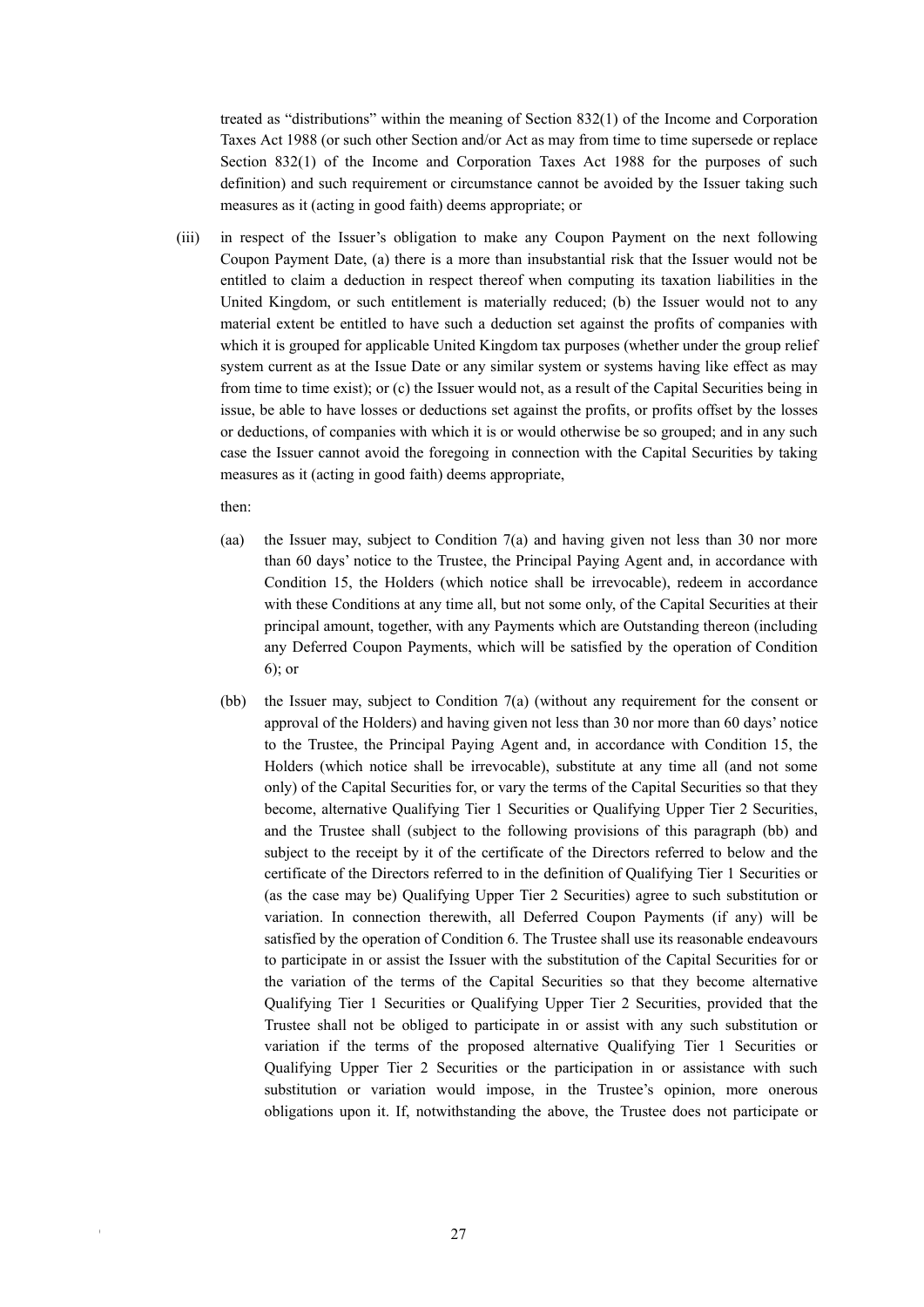treated as "distributions" within the meaning of Section 832(1) of the Income and Corporation Taxes Act 1988 (or such other Section and/or Act as may from time to time supersede or replace Section 832(1) of the Income and Corporation Taxes Act 1988 for the purposes of such definition) and such requirement or circumstance cannot be avoided by the Issuer taking such measures as it (acting in good faith) deems appropriate; or

(iii) in respect of the Issuer's obligation to make any Coupon Payment on the next following Coupon Payment Date, (a) there is a more than insubstantial risk that the Issuer would not be entitled to claim a deduction in respect thereof when computing its taxation liabilities in the United Kingdom, or such entitlement is materially reduced; (b) the Issuer would not to any material extent be entitled to have such a deduction set against the profits of companies with which it is grouped for applicable United Kingdom tax purposes (whether under the group relief system current as at the Issue Date or any similar system or systems having like effect as may from time to time exist); or (c) the Issuer would not, as a result of the Capital Securities being in issue, be able to have losses or deductions set against the profits, or profits offset by the losses or deductions, of companies with which it is or would otherwise be so grouped; and in any such case the Issuer cannot avoid the foregoing in connection with the Capital Securities by taking measures as it (acting in good faith) deems appropriate,

then:

(aa) the Issuer may, subject to Condition 7(a) and having given not less than 30 nor more than 60 days' notice to the Trustee, the Principal Paying Agent and, in accordance with Condition 15, the Holders (which notice shall be irrevocable), redeem in accordance with these Conditions at any time all, but not some only, of the Capital Securities at their principal amount, together, with any Payments which are Outstanding thereon (including any Deferred Coupon Payments, which will be satisfied by the operation of Condition 6); or

(bb) the Issuer may, subject to Condition 7(a) (without any requirement for the consent or approval of the Holders) and having given not less than 30 nor more than 60 days' notice to the Trustee, the Principal Paying Agent and, in accordance with Condition 15, the Holders (which notice shall be irrevocable), substitute at any time all (and not some only) of the Capital Securities for, or vary the terms of the Capital Securities so that they become, alternative Qualifying Tier 1 Securities or Qualifying Upper Tier 2 Securities, and the Trustee shall (subject to the following provisions of this paragraph (bb) and subject to the receipt by it of the certificate of the Directors referred to below and the certificate of the Directors referred to in the definition of Qualifying Tier 1 Securities or (as the case may be) Qualifying Upper Tier 2 Securities) agree to such substitution or variation. In connection therewith, all Deferred Coupon Payments (if any) will be satisfied by the operation of Condition 6. The Trustee shall use its reasonable endeavours to participate in or assist the Issuer with the substitution of the Capital Securities for or the variation of the terms of the Capital Securities so that they become alternative Qualifying Tier 1 Securities or Qualifying Upper Tier 2 Securities, provided that the Trustee shall not be obliged to participate in or assist with any such substitution or variation if the terms of the proposed alternative Qualifying Tier 1 Securities or Qualifying Upper Tier 2 Securities or the participation in or assistance with such substitution or variation would impose, in the Trustee's opinion, more onerous obligations upon it. If, notwithstanding the above, the Trustee does not participate or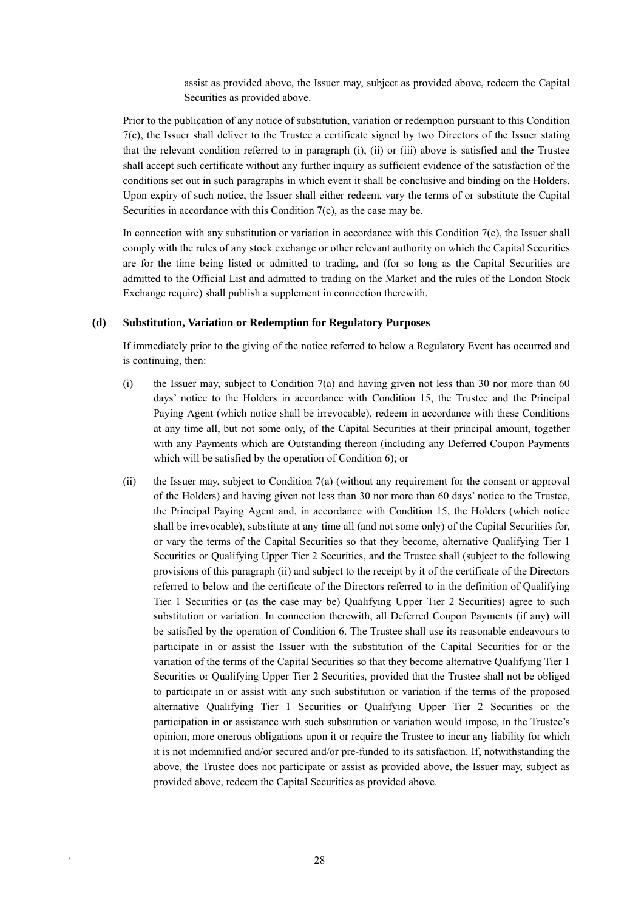assist as provided above, the Issuer may, subject as provided above, redeem the Capital Securities as provided above.

Prior to the publication of any notice of substitution, variation or redemption pursuant to this Condition 7(c), the Issuer shall deliver to the Trustee a certificate signed by two Directors of the Issuer stating that the relevant condition referred to in paragraph (i), (ii) or (iii) above is satisfied and the Trustee shall accept such certificate without any further inquiry as sufficient evidence of the satisfaction of the conditions set out in such paragraphs in which event it shall be conclusive and binding on the Holders. Upon expiry of such notice, the Issuer shall either redeem, vary the terms of or substitute the Capital Securities in accordance with this Condition 7(c), as the case may be.

In connection with any substitution or variation in accordance with this Condition 7(c), the Issuer shall comply with the rules of any stock exchange or other relevant authority on which the Capital Securities are for the time being listed or admitted to trading, and (for so long as the Capital Securities are admitted to the Official List and admitted to trading on the Market and the rules of the London Stock Exchange require) shall publish a supplement in connection therewith.

**(d) Substitution, Variation or Redemption for Regulatory Purposes**

If immediately prior to the giving of the notice referred to below a Regulatory Event has occurred and is continuing, then:

(i) the Issuer may, subject to Condition 7(a) and having given not less than 30 nor more than 60 days' notice to the Holders in accordance with Condition 15, the Trustee and the Principal Paying Agent (which notice shall be irrevocable), redeem in accordance with these Conditions at any time all, but not some only, of the Capital Securities at their principal amount, together with any Payments which are Outstanding thereon (including any Deferred Coupon Payments which will be satisfied by the operation of Condition 6); or

(ii) the Issuer may, subject to Condition 7(a) (without any requirement for the consent or approval of the Holders) and having given not less than 30 nor more than 60 days' notice to the Trustee, the Principal Paying Agent and, in accordance with Condition 15, the Holders (which notice shall be irrevocable), substitute at any time all (and not some only) of the Capital Securities for, or vary the terms of the Capital Securities so that they become, alternative Qualifying Tier 1 Securities or Qualifying Upper Tier 2 Securities, and the Trustee shall (subject to the following provisions of this paragraph (ii) and subject to the receipt by it of the certificate of the Directors referred to below and the certificate of the Directors referred to in the definition of Qualifying Tier 1 Securities or (as the case may be) Qualifying Upper Tier 2 Securities) agree to such substitution or variation. In connection therewith, all Deferred Coupon Payments (if any) will be satisfied by the operation of Condition 6. The Trustee shall use its reasonable endeavours to participate in or assist the Issuer with the substitution of the Capital Securities for or the variation of the terms of the Capital Securities so that they become alternative Qualifying Tier 1 Securities or Qualifying Upper Tier 2 Securities, provided that the Trustee shall not be obliged to participate in or assist with any such substitution or variation if the terms of the proposed alternative Qualifying Tier 1 Securities or Qualifying Upper Tier 2 Securities or the participation in or assistance with such substitution or variation would impose, in the Trustee's opinion, more onerous obligations upon it or require the Trustee to incur any liability for which it is not indemnified and/or secured and/or pre-funded to its satisfaction. If, notwithstanding the above, the Trustee does not participate or assist as provided above, the Issuer may, subject as provided above, redeem the Capital Securities as provided above.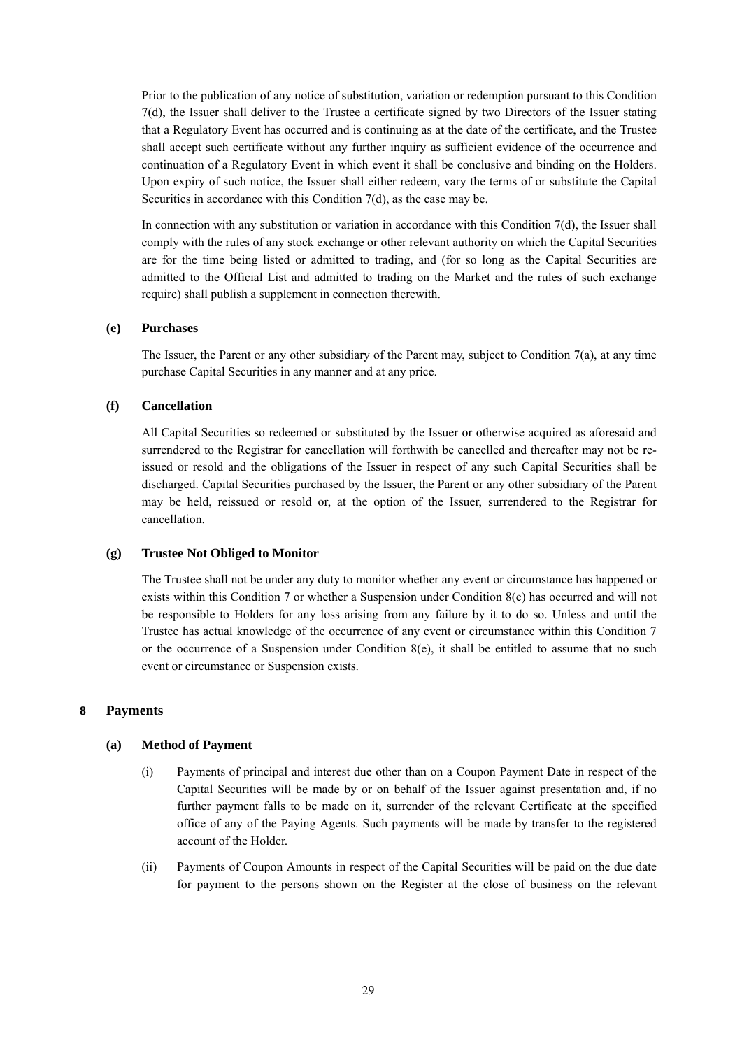Prior to the publication of any notice of substitution, variation or redemption pursuant to this Condition 7(d), the Issuer shall deliver to the Trustee a certificate signed by two Directors of the Issuer stating that a Regulatory Event has occurred and is continuing as at the date of the certificate, and the Trustee shall accept such certificate without any further inquiry as sufficient evidence of the occurrence and continuation of a Regulatory Event in which event it shall be conclusive and binding on the Holders. Upon expiry of such notice, the Issuer shall either redeem, vary the terms of or substitute the Capital Securities in accordance with this Condition 7(d), as the case may be.

In connection with any substitution or variation in accordance with this Condition 7(d), the Issuer shall comply with the rules of any stock exchange or other relevant authority on which the Capital Securities are for the time being listed or admitted to trading, and (for so long as the Capital Securities are admitted to the Official List and admitted to trading on the Market and the rules of such exchange require) shall publish a supplement in connection therewith.

**(e) Purchases**

The Issuer, the Parent or any other subsidiary of the Parent may, subject to Condition 7(a), at any time purchase Capital Securities in any manner and at any price.

**(f) Cancellation**

All Capital Securities so redeemed or substituted by the Issuer or otherwise acquired as aforesaid and surrendered to the Registrar for cancellation will forthwith be cancelled and thereafter may not be re-issued or resold and the obligations of the Issuer in respect of any such Capital Securities shall be discharged. Capital Securities purchased by the Issuer, the Parent or any other subsidiary of the Parent may be held, reissued or resold or, at the option of the Issuer, surrendered to the Registrar for cancellation.

**(g) Trustee Not Obliged to Monitor**

The Trustee shall not be under any duty to monitor whether any event or circumstance has happened or exists within this Condition 7 or whether a Suspension under Condition 8(e) has occurred and will not be responsible to Holders for any loss arising from any failure by it to do so. Unless and until the Trustee has actual knowledge of the occurrence of any event or circumstance within this Condition 7 or the occurrence of a Suspension under Condition 8(e), it shall be entitled to assume that no such event or circumstance or Suspension exists.

## 8 Payments

**(a) Method of Payment**

(i) Payments of principal and interest due other than on a Coupon Payment Date in respect of the Capital Securities will be made by or on behalf of the Issuer against presentation and, if no further payment falls to be made on it, surrender of the relevant Certificate at the specified office of any of the Paying Agents. Such payments will be made by transfer to the registered account of the Holder.

(ii) Payments of Coupon Amounts in respect of the Capital Securities will be paid on the due date for payment to the persons shown on the Register at the close of business on the relevant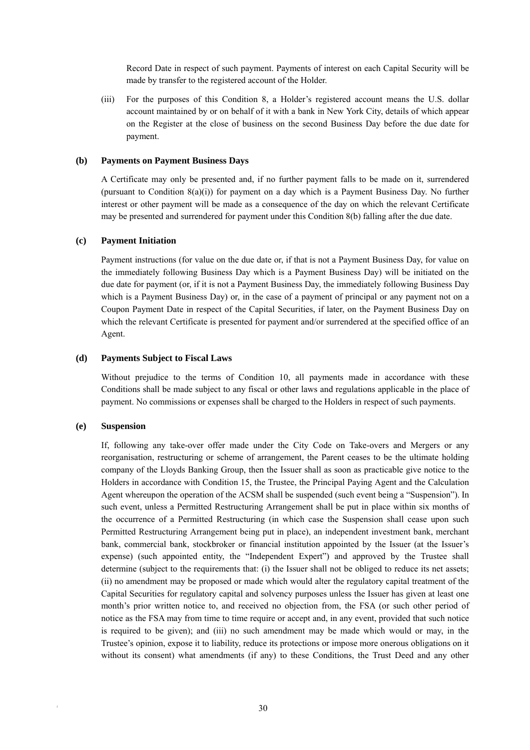Record Date in respect of such payment. Payments of interest on each Capital Security will be made by transfer to the registered account of the Holder.

(iii) For the purposes of this Condition 8, a Holder's registered account means the U.S. dollar account maintained by or on behalf of it with a bank in New York City, details of which appear on the Register at the close of business on the second Business Day before the due date for payment.

**(b) Payments on Payment Business Days**

A Certificate may only be presented and, if no further payment falls to be made on it, surrendered (pursuant to Condition 8(a)(i)) for payment on a day which is a Payment Business Day. No further interest or other payment will be made as a consequence of the day on which the relevant Certificate may be presented and surrendered for payment under this Condition 8(b) falling after the due date.

**(c) Payment Initiation**

Payment instructions (for value on the due date or, if that is not a Payment Business Day, for value on the immediately following Business Day which is a Payment Business Day) will be initiated on the due date for payment (or, if it is not a Payment Business Day, the immediately following Business Day which is a Payment Business Day) or, in the case of a payment of principal or any payment not on a Coupon Payment Date in respect of the Capital Securities, if later, on the Payment Business Day on which the relevant Certificate is presented for payment and/or surrendered at the specified office of an Agent.

**(d) Payments Subject to Fiscal Laws**

Without prejudice to the terms of Condition 10, all payments made in accordance with these Conditions shall be made subject to any fiscal or other laws and regulations applicable in the place of payment. No commissions or expenses shall be charged to the Holders in respect of such payments.

**(e) Suspension**

If, following any take-over offer made under the City Code on Take-overs and Mergers or any reorganisation, restructuring or scheme of arrangement, the Parent ceases to be the ultimate holding company of the Lloyds Banking Group, then the Issuer shall as soon as practicable give notice to the Holders in accordance with Condition 15, the Trustee, the Principal Paying Agent and the Calculation Agent whereupon the operation of the ACSM shall be suspended (such event being a "Suspension"). In such event, unless a Permitted Restructuring Arrangement shall be put in place within six months of the occurrence of a Permitted Restructuring (in which case the Suspension shall cease upon such Permitted Restructuring Arrangement being put in place), an independent investment bank, merchant bank, commercial bank, stockbroker or financial institution appointed by the Issuer (at the Issuer's expense) (such appointed entity, the "Independent Expert") and approved by the Trustee shall determine (subject to the requirements that: (i) the Issuer shall not be obliged to reduce its net assets; (ii) no amendment may be proposed or made which would alter the regulatory capital treatment of the Capital Securities for regulatory capital and solvency purposes unless the Issuer has given at least one month's prior written notice to, and received no objection from, the FSA (or such other period of notice as the FSA may from time to time require or accept and, in any event, provided that such notice is required to be given); and (iii) no such amendment may be made which would or may, in the Trustee's opinion, expose it to liability, reduce its protections or impose more onerous obligations on it without its consent) what amendments (if any) to these Conditions, the Trust Deed and any other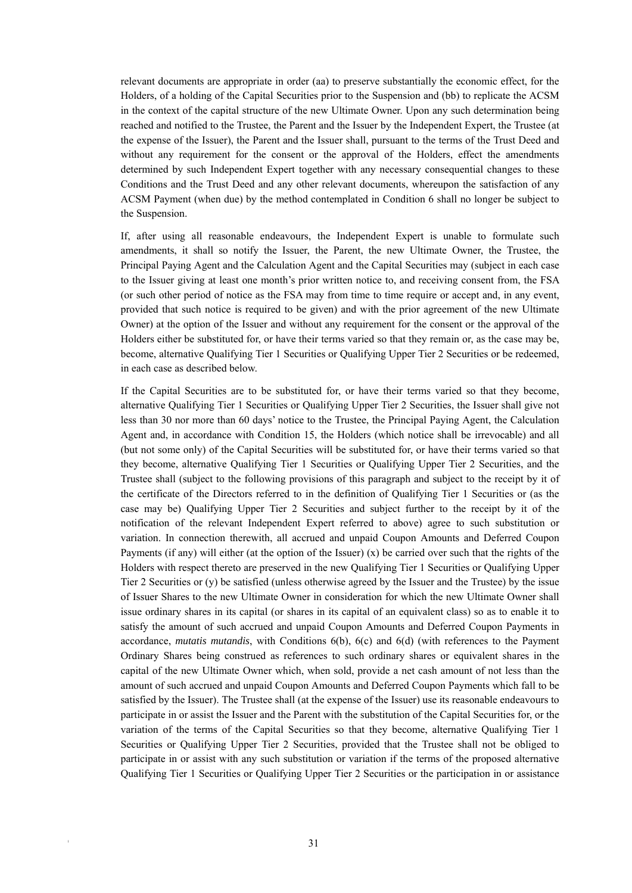relevant documents are appropriate in order (aa) to preserve substantially the economic effect, for the Holders, of a holding of the Capital Securities prior to the Suspension and (bb) to replicate the ACSM in the context of the capital structure of the new Ultimate Owner. Upon any such determination being reached and notified to the Trustee, the Parent and the Issuer by the Independent Expert, the Trustee (at the expense of the Issuer), the Parent and the Issuer shall, pursuant to the terms of the Trust Deed and without any requirement for the consent or the approval of the Holders, effect the amendments determined by such Independent Expert together with any necessary consequential changes to these Conditions and the Trust Deed and any other relevant documents, whereupon the satisfaction of any ACSM Payment (when due) by the method contemplated in Condition 6 shall no longer be subject to the Suspension.

If, after using all reasonable endeavours, the Independent Expert is unable to formulate such amendments, it shall so notify the Issuer, the Parent, the new Ultimate Owner, the Trustee, the Principal Paying Agent and the Calculation Agent and the Capital Securities may (subject in each case to the Issuer giving at least one month's prior written notice to, and receiving consent from, the FSA (or such other period of notice as the FSA may from time to time require or accept and, in any event, provided that such notice is required to be given) and with the prior agreement of the new Ultimate Owner) at the option of the Issuer and without any requirement for the consent or the approval of the Holders either be substituted for, or have their terms varied so that they remain or, as the case may be, become, alternative Qualifying Tier 1 Securities or Qualifying Upper Tier 2 Securities or be redeemed, in each case as described below.

If the Capital Securities are to be substituted for, or have their terms varied so that they become, alternative Qualifying Tier 1 Securities or Qualifying Upper Tier 2 Securities, the Issuer shall give not less than 30 nor more than 60 days' notice to the Trustee, the Principal Paying Agent, the Calculation Agent and, in accordance with Condition 15, the Holders (which notice shall be irrevocable) and all (but not some only) of the Capital Securities will be substituted for, or have their terms varied so that they become, alternative Qualifying Tier 1 Securities or Qualifying Upper Tier 2 Securities, and the Trustee shall (subject to the following provisions of this paragraph and subject to the receipt by it of the certificate of the Directors referred to in the definition of Qualifying Tier 1 Securities or (as the case may be) Qualifying Upper Tier 2 Securities and subject further to the receipt by it of the notification of the relevant Independent Expert referred to above) agree to such substitution or variation. In connection therewith, all accrued and unpaid Coupon Amounts and Deferred Coupon Payments (if any) will either (at the option of the Issuer) (x) be carried over such that the rights of the Holders with respect thereto are preserved in the new Qualifying Tier 1 Securities or Qualifying Upper Tier 2 Securities or (y) be satisfied (unless otherwise agreed by the Issuer and the Trustee) by the issue of Issuer Shares to the new Ultimate Owner in consideration for which the new Ultimate Owner shall issue ordinary shares in its capital (or shares in its capital of an equivalent class) so as to enable it to satisfy the amount of such accrued and unpaid Coupon Amounts and Deferred Coupon Payments in accordance, *mutatis mutandis*, with Conditions 6(b), 6(c) and 6(d) (with references to the Payment Ordinary Shares being construed as references to such ordinary shares or equivalent shares in the capital of the new Ultimate Owner which, when sold, provide a net cash amount of not less than the amount of such accrued and unpaid Coupon Amounts and Deferred Coupon Payments which fall to be satisfied by the Issuer). The Trustee shall (at the expense of the Issuer) use its reasonable endeavours to participate in or assist the Issuer and the Parent with the substitution of the Capital Securities for, or the variation of the terms of the Capital Securities so that they become, alternative Qualifying Tier 1 Securities or Qualifying Upper Tier 2 Securities, provided that the Trustee shall not be obliged to participate in or assist with any such substitution or variation if the terms of the proposed alternative Qualifying Tier 1 Securities or Qualifying Upper Tier 2 Securities or the participation in or assistance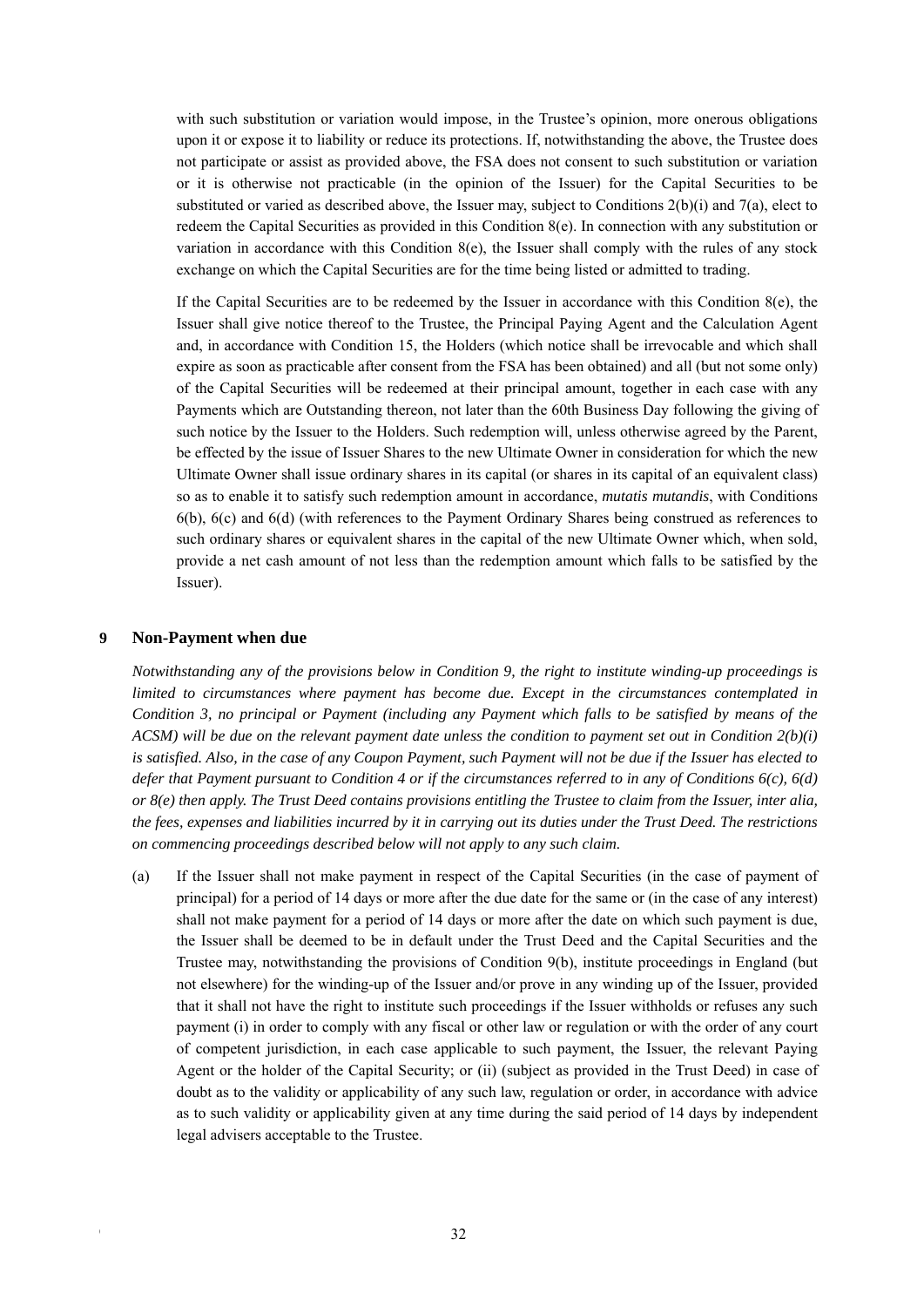with such substitution or variation would impose, in the Trustee's opinion, more onerous obligations upon it or expose it to liability or reduce its protections. If, notwithstanding the above, the Trustee does not participate or assist as provided above, the FSA does not consent to such substitution or variation or it is otherwise not practicable (in the opinion of the Issuer) for the Capital Securities to be substituted or varied as described above, the Issuer may, subject to Conditions 2(b)(i) and 7(a), elect to redeem the Capital Securities as provided in this Condition 8(e). In connection with any substitution or variation in accordance with this Condition 8(e), the Issuer shall comply with the rules of any stock exchange on which the Capital Securities are for the time being listed or admitted to trading.

If the Capital Securities are to be redeemed by the Issuer in accordance with this Condition 8(e), the Issuer shall give notice thereof to the Trustee, the Principal Paying Agent and the Calculation Agent and, in accordance with Condition 15, the Holders (which notice shall be irrevocable and which shall expire as soon as practicable after consent from the FSA has been obtained) and all (but not some only) of the Capital Securities will be redeemed at their principal amount, together in each case with any Payments which are Outstanding thereon, not later than the 60th Business Day following the giving of such notice by the Issuer to the Holders. Such redemption will, unless otherwise agreed by the Parent, be effected by the issue of Issuer Shares to the new Ultimate Owner in consideration for which the new Ultimate Owner shall issue ordinary shares in its capital (or shares in its capital of an equivalent class) so as to enable it to satisfy such redemption amount in accordance, *mutatis mutandis*, with Conditions 6(b), 6(c) and 6(d) (with references to the Payment Ordinary Shares being construed as references to such ordinary shares or equivalent shares in the capital of the new Ultimate Owner which, when sold, provide a net cash amount of not less than the redemption amount which falls to be satisfied by the Issuer).

## 9 Non-Payment when due

*Notwithstanding any of the provisions below in Condition 9, the right to institute winding-up proceedings is limited to circumstances where payment has become due. Except in the circumstances contemplated in Condition 3, no principal or Payment (including any Payment which falls to be satisfied by means of the ACSM) will be due on the relevant payment date unless the condition to payment set out in Condition 2(b)(i) is satisfied. Also, in the case of any Coupon Payment, such Payment will not be due if the Issuer has elected to defer that Payment pursuant to Condition 4 or if the circumstances referred to in any of Conditions 6(c), 6(d) or 8(e) then apply. The Trust Deed contains provisions entitling the Trustee to claim from the Issuer, inter alia, the fees, expenses and liabilities incurred by it in carrying out its duties under the Trust Deed. The restrictions on commencing proceedings described below will not apply to any such claim.*

(a) If the Issuer shall not make payment in respect of the Capital Securities (in the case of payment of principal) for a period of 14 days or more after the due date for the same or (in the case of any interest) shall not make payment for a period of 14 days or more after the date on which such payment is due, the Issuer shall be deemed to be in default under the Trust Deed and the Capital Securities and the Trustee may, notwithstanding the provisions of Condition 9(b), institute proceedings in England (but not elsewhere) for the winding-up of the Issuer and/or prove in any winding up of the Issuer, provided that it shall not have the right to institute such proceedings if the Issuer withholds or refuses any such payment (i) in order to comply with any fiscal or other law or regulation or with the order of any court of competent jurisdiction, in each case applicable to such payment, the Issuer, the relevant Paying Agent or the holder of the Capital Security; or (ii) (subject as provided in the Trust Deed) in case of doubt as to the validity or applicability of any such law, regulation or order, in accordance with advice as to such validity or applicability given at any time during the said period of 14 days by independent legal advisers acceptable to the Trustee.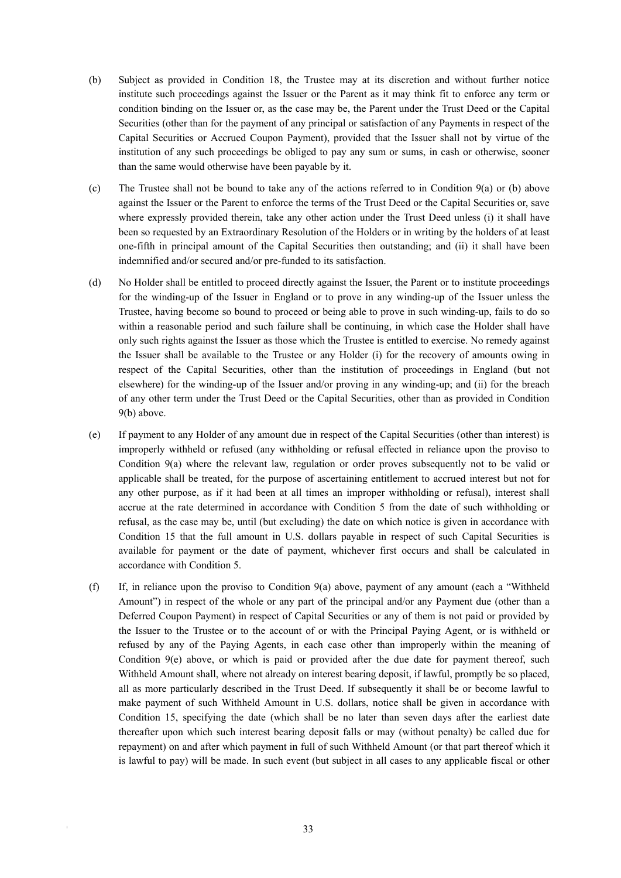(b) Subject as provided in Condition 18, the Trustee may at its discretion and without further notice institute such proceedings against the Issuer or the Parent as it may think fit to enforce any term or condition binding on the Issuer or, as the case may be, the Parent under the Trust Deed or the Capital Securities (other than for the payment of any principal or satisfaction of any Payments in respect of the Capital Securities or Accrued Coupon Payment), provided that the Issuer shall not by virtue of the institution of any such proceedings be obliged to pay any sum or sums, in cash or otherwise, sooner than the same would otherwise have been payable by it.

(c) The Trustee shall not be bound to take any of the actions referred to in Condition 9(a) or (b) above against the Issuer or the Parent to enforce the terms of the Trust Deed or the Capital Securities or, save where expressly provided therein, take any other action under the Trust Deed unless (i) it shall have been so requested by an Extraordinary Resolution of the Holders or in writing by the holders of at least one-fifth in principal amount of the Capital Securities then outstanding; and (ii) it shall have been indemnified and/or secured and/or pre-funded to its satisfaction.

(d) No Holder shall be entitled to proceed directly against the Issuer, the Parent or to institute proceedings for the winding-up of the Issuer in England or to prove in any winding-up of the Issuer unless the Trustee, having become so bound to proceed or being able to prove in such winding-up, fails to do so within a reasonable period and such failure shall be continuing, in which case the Holder shall have only such rights against the Issuer as those which the Trustee is entitled to exercise. No remedy against the Issuer shall be available to the Trustee or any Holder (i) for the recovery of amounts owing in respect of the Capital Securities, other than the institution of proceedings in England (but not elsewhere) for the winding-up of the Issuer and/or proving in any winding-up; and (ii) for the breach of any other term under the Trust Deed or the Capital Securities, other than as provided in Condition 9(b) above.

(e) If payment to any Holder of any amount due in respect of the Capital Securities (other than interest) is improperly withheld or refused (any withholding or refusal effected in reliance upon the proviso to Condition 9(a) where the relevant law, regulation or order proves subsequently not to be valid or applicable shall be treated, for the purpose of ascertaining entitlement to accrued interest but not for any other purpose, as if it had been at all times an improper withholding or refusal), interest shall accrue at the rate determined in accordance with Condition 5 from the date of such withholding or refusal, as the case may be, until (but excluding) the date on which notice is given in accordance with Condition 15 that the full amount in U.S. dollars payable in respect of such Capital Securities is available for payment or the date of payment, whichever first occurs and shall be calculated in accordance with Condition 5.

(f) If, in reliance upon the proviso to Condition 9(a) above, payment of any amount (each a "Withheld Amount") in respect of the whole or any part of the principal and/or any Payment due (other than a Deferred Coupon Payment) in respect of Capital Securities or any of them is not paid or provided by the Issuer to the Trustee or to the account of or with the Principal Paying Agent, or is withheld or refused by any of the Paying Agents, in each case other than improperly within the meaning of Condition 9(e) above, or which is paid or provided after the due date for payment thereof, such Withheld Amount shall, where not already on interest bearing deposit, if lawful, promptly be so placed, all as more particularly described in the Trust Deed. If subsequently it shall be or become lawful to make payment of such Withheld Amount in U.S. dollars, notice shall be given in accordance with Condition 15, specifying the date (which shall be no later than seven days after the earliest date thereafter upon which such interest bearing deposit falls or may (without penalty) be called due for repayment) on and after which payment in full of such Withheld Amount (or that part thereof which it is lawful to pay) will be made. In such event (but subject in all cases to any applicable fiscal or other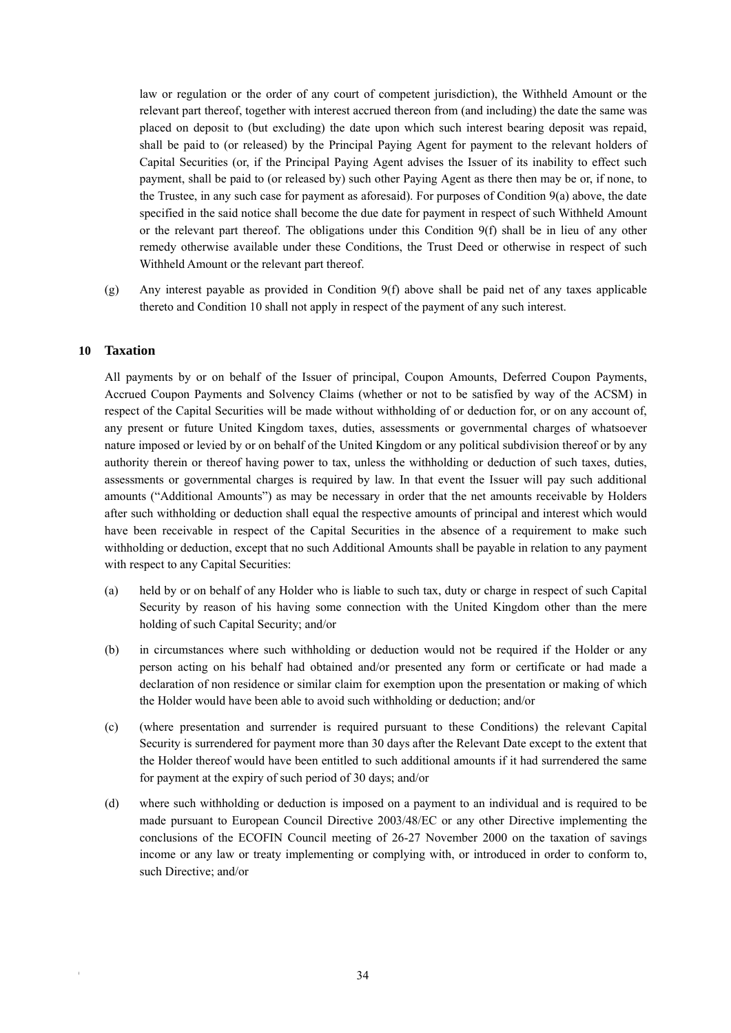law or regulation or the order of any court of competent jurisdiction), the Withheld Amount or the relevant part thereof, together with interest accrued thereon from (and including) the date the same was placed on deposit to (but excluding) the date upon which such interest bearing deposit was repaid, shall be paid to (or released) by the Principal Paying Agent for payment to the relevant holders of Capital Securities (or, if the Principal Paying Agent advises the Issuer of its inability to effect such payment, shall be paid to (or released by) such other Paying Agent as there then may be or, if none, to the Trustee, in any such case for payment as aforesaid). For purposes of Condition 9(a) above, the date specified in the said notice shall become the due date for payment in respect of such Withheld Amount or the relevant part thereof. The obligations under this Condition 9(f) shall be in lieu of any other remedy otherwise available under these Conditions, the Trust Deed or otherwise in respect of such Withheld Amount or the relevant part thereof.

(g) Any interest payable as provided in Condition 9(f) above shall be paid net of any taxes applicable thereto and Condition 10 shall not apply in respect of the payment of any such interest.

## 10 Taxation

All payments by or on behalf of the Issuer of principal, Coupon Amounts, Deferred Coupon Payments, Accrued Coupon Payments and Solvency Claims (whether or not to be satisfied by way of the ACSM) in respect of the Capital Securities will be made without withholding of or deduction for, or on any account of, any present or future United Kingdom taxes, duties, assessments or governmental charges of whatsoever nature imposed or levied by or on behalf of the United Kingdom or any political subdivision thereof or by any authority therein or thereof having power to tax, unless the withholding or deduction of such taxes, duties, assessments or governmental charges is required by law. In that event the Issuer will pay such additional amounts ("Additional Amounts") as may be necessary in order that the net amounts receivable by Holders after such withholding or deduction shall equal the respective amounts of principal and interest which would have been receivable in respect of the Capital Securities in the absence of a requirement to make such withholding or deduction, except that no such Additional Amounts shall be payable in relation to any payment with respect to any Capital Securities:

(a) held by or on behalf of any Holder who is liable to such tax, duty or charge in respect of such Capital Security by reason of his having some connection with the United Kingdom other than the mere holding of such Capital Security; and/or

(b) in circumstances where such withholding or deduction would not be required if the Holder or any person acting on his behalf had obtained and/or presented any form or certificate or had made a declaration of non residence or similar claim for exemption upon the presentation or making of which the Holder would have been able to avoid such withholding or deduction; and/or

(c) (where presentation and surrender is required pursuant to these Conditions) the relevant Capital Security is surrendered for payment more than 30 days after the Relevant Date except to the extent that the Holder thereof would have been entitled to such additional amounts if it had surrendered the same for payment at the expiry of such period of 30 days; and/or

(d) where such withholding or deduction is imposed on a payment to an individual and is required to be made pursuant to European Council Directive 2003/48/EC or any other Directive implementing the conclusions of the ECOFIN Council meeting of 26-27 November 2000 on the taxation of savings income or any law or treaty implementing or complying with, or introduced in order to conform to, such Directive; and/or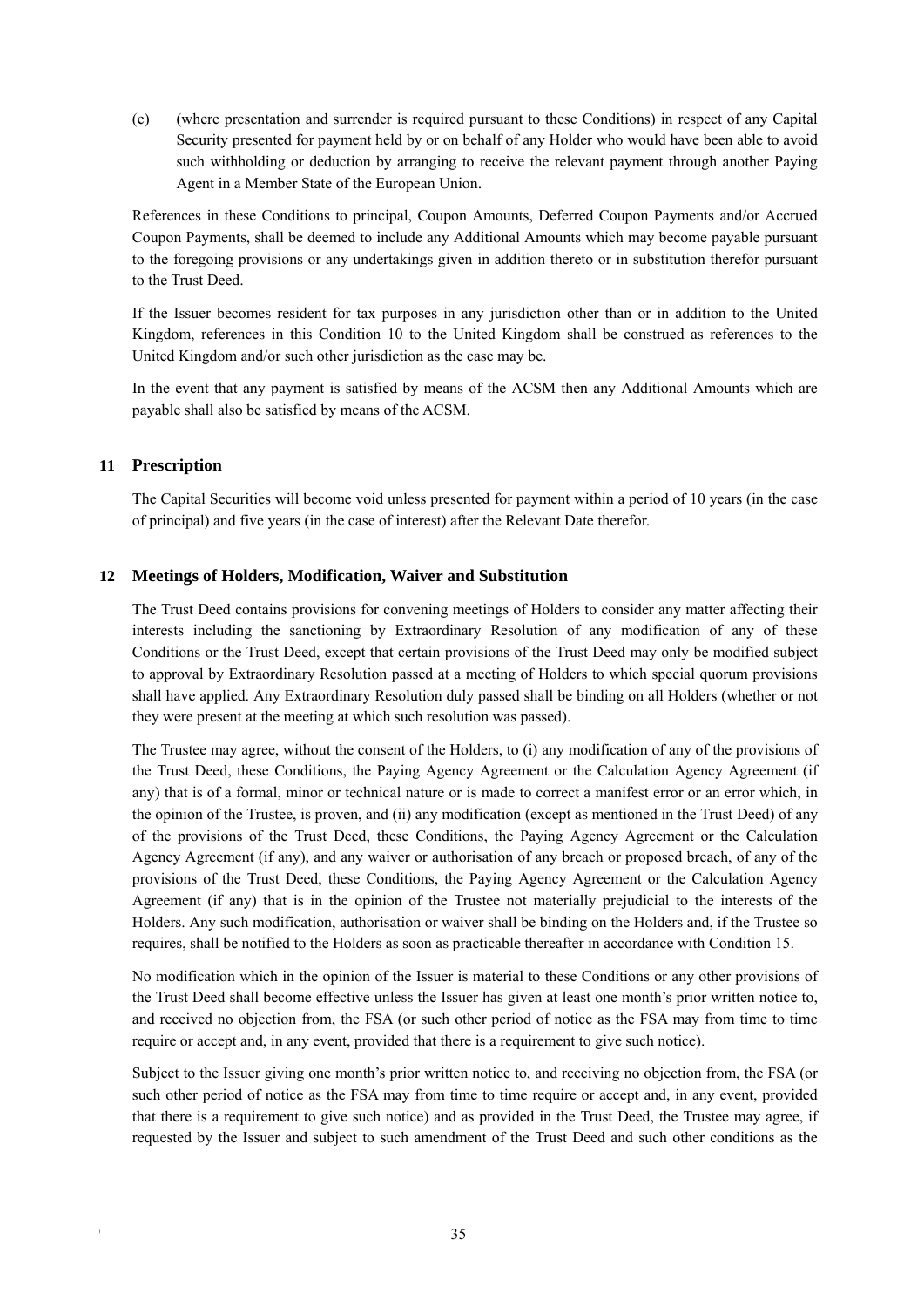(e) (where presentation and surrender is required pursuant to these Conditions) in respect of any Capital Security presented for payment held by or on behalf of any Holder who would have been able to avoid such withholding or deduction by arranging to receive the relevant payment through another Paying Agent in a Member State of the European Union.

References in these Conditions to principal, Coupon Amounts, Deferred Coupon Payments and/or Accrued Coupon Payments, shall be deemed to include any Additional Amounts which may become payable pursuant to the foregoing provisions or any undertakings given in addition thereto or in substitution therefor pursuant to the Trust Deed.

If the Issuer becomes resident for tax purposes in any jurisdiction other than or in addition to the United Kingdom, references in this Condition 10 to the United Kingdom shall be construed as references to the United Kingdom and/or such other jurisdiction as the case may be.

In the event that any payment is satisfied by means of the ACSM then any Additional Amounts which are payable shall also be satisfied by means of the ACSM.

## 11 Prescription

The Capital Securities will become void unless presented for payment within a period of 10 years (in the case of principal) and five years (in the case of interest) after the Relevant Date therefor.

## 12 Meetings of Holders, Modification, Waiver and Substitution

The Trust Deed contains provisions for convening meetings of Holders to consider any matter affecting their interests including the sanctioning by Extraordinary Resolution of any modification of any of these Conditions or the Trust Deed, except that certain provisions of the Trust Deed may only be modified subject to approval by Extraordinary Resolution passed at a meeting of Holders to which special quorum provisions shall have applied. Any Extraordinary Resolution duly passed shall be binding on all Holders (whether or not they were present at the meeting at which such resolution was passed).

The Trustee may agree, without the consent of the Holders, to (i) any modification of any of the provisions of the Trust Deed, these Conditions, the Paying Agency Agreement or the Calculation Agency Agreement (if any) that is of a formal, minor or technical nature or is made to correct a manifest error or an error which, in the opinion of the Trustee, is proven, and (ii) any modification (except as mentioned in the Trust Deed) of any of the provisions of the Trust Deed, these Conditions, the Paying Agency Agreement or the Calculation Agency Agreement (if any), and any waiver or authorisation of any breach or proposed breach, of any of the provisions of the Trust Deed, these Conditions, the Paying Agency Agreement or the Calculation Agency Agreement (if any) that is in the opinion of the Trustee not materially prejudicial to the interests of the Holders. Any such modification, authorisation or waiver shall be binding on the Holders and, if the Trustee so requires, shall be notified to the Holders as soon as practicable thereafter in accordance with Condition 15.

No modification which in the opinion of the Issuer is material to these Conditions or any other provisions of the Trust Deed shall become effective unless the Issuer has given at least one month's prior written notice to, and received no objection from, the FSA (or such other period of notice as the FSA may from time to time require or accept and, in any event, provided that there is a requirement to give such notice).

Subject to the Issuer giving one month's prior written notice to, and receiving no objection from, the FSA (or such other period of notice as the FSA may from time to time require or accept and, in any event, provided that there is a requirement to give such notice) and as provided in the Trust Deed, the Trustee may agree, if requested by the Issuer and subject to such amendment of the Trust Deed and such other conditions as the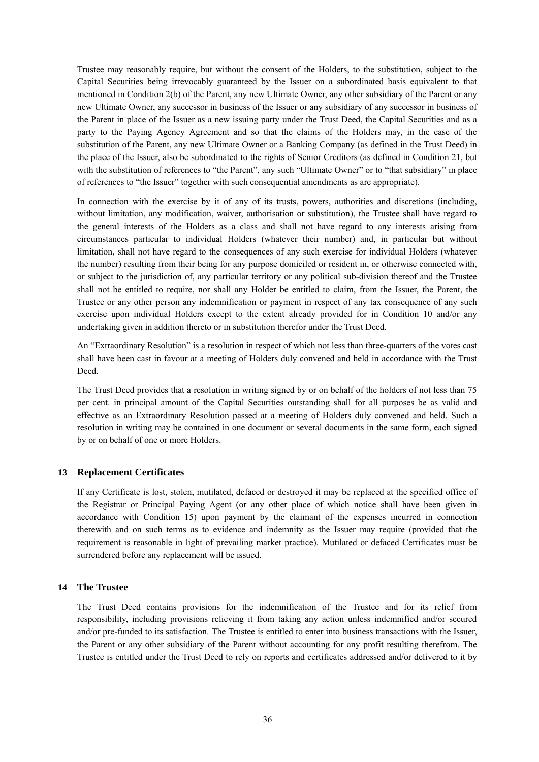Trustee may reasonably require, but without the consent of the Holders, to the substitution, subject to the Capital Securities being irrevocably guaranteed by the Issuer on a subordinated basis equivalent to that mentioned in Condition 2(b) of the Parent, any new Ultimate Owner, any other subsidiary of the Parent or any new Ultimate Owner, any successor in business of the Issuer or any subsidiary of any successor in business of the Parent in place of the Issuer as a new issuing party under the Trust Deed, the Capital Securities and as a party to the Paying Agency Agreement and so that the claims of the Holders may, in the case of the substitution of the Parent, any new Ultimate Owner or a Banking Company (as defined in the Trust Deed) in the place of the Issuer, also be subordinated to the rights of Senior Creditors (as defined in Condition 21, but with the substitution of references to "the Parent", any such "Ultimate Owner" or to "that subsidiary" in place of references to "the Issuer" together with such consequential amendments as are appropriate).

In connection with the exercise by it of any of its trusts, powers, authorities and discretions (including, without limitation, any modification, waiver, authorisation or substitution), the Trustee shall have regard to the general interests of the Holders as a class and shall not have regard to any interests arising from circumstances particular to individual Holders (whatever their number) and, in particular but without limitation, shall not have regard to the consequences of any such exercise for individual Holders (whatever the number) resulting from their being for any purpose domiciled or resident in, or otherwise connected with, or subject to the jurisdiction of, any particular territory or any political sub-division thereof and the Trustee shall not be entitled to require, nor shall any Holder be entitled to claim, from the Issuer, the Parent, the Trustee or any other person any indemnification or payment in respect of any tax consequence of any such exercise upon individual Holders except to the extent already provided for in Condition 10 and/or any undertaking given in addition thereto or in substitution therefor under the Trust Deed.

An "Extraordinary Resolution" is a resolution in respect of which not less than three-quarters of the votes cast shall have been cast in favour at a meeting of Holders duly convened and held in accordance with the Trust Deed.

The Trust Deed provides that a resolution in writing signed by or on behalf of the holders of not less than 75 per cent. in principal amount of the Capital Securities outstanding shall for all purposes be as valid and effective as an Extraordinary Resolution passed at a meeting of Holders duly convened and held. Such a resolution in writing may be contained in one document or several documents in the same form, each signed by or on behalf of one or more Holders.

## 13 Replacement Certificates

If any Certificate is lost, stolen, mutilated, defaced or destroyed it may be replaced at the specified office of the Registrar or Principal Paying Agent (or any other place of which notice shall have been given in accordance with Condition 15) upon payment by the claimant of the expenses incurred in connection therewith and on such terms as to evidence and indemnity as the Issuer may require (provided that the requirement is reasonable in light of prevailing market practice). Mutilated or defaced Certificates must be surrendered before any replacement will be issued.

## 14 The Trustee

The Trust Deed contains provisions for the indemnification of the Trustee and for its relief from responsibility, including provisions relieving it from taking any action unless indemnified and/or secured and/or pre-funded to its satisfaction. The Trustee is entitled to enter into business transactions with the Issuer, the Parent or any other subsidiary of the Parent without accounting for any profit resulting therefrom. The Trustee is entitled under the Trust Deed to rely on reports and certificates addressed and/or delivered to it by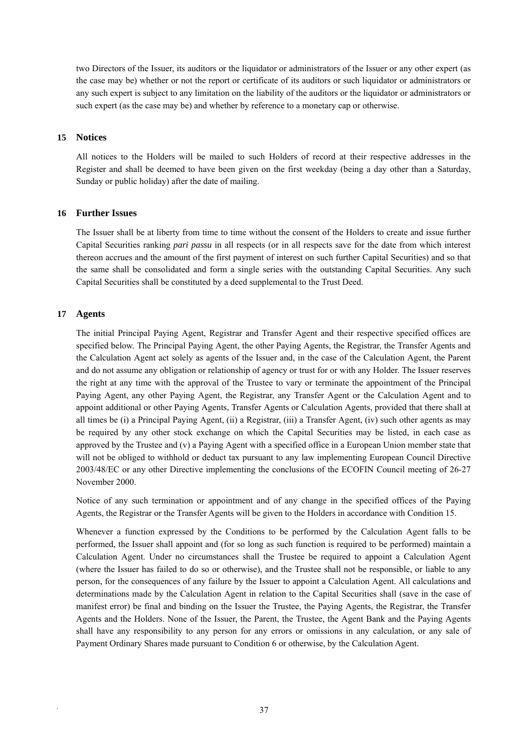two Directors of the Issuer, its auditors or the liquidator or administrators of the Issuer or any other expert (as the case may be) whether or not the report or certificate of its auditors or such liquidator or administrators or any such expert is subject to any limitation on the liability of the auditors or the liquidator or administrators or such expert (as the case may be) and whether by reference to a monetary cap or otherwise.

## 15 Notices

All notices to the Holders will be mailed to such Holders of record at their respective addresses in the Register and shall be deemed to have been given on the first weekday (being a day other than a Saturday, Sunday or public holiday) after the date of mailing.

## 16 Further Issues

The Issuer shall be at liberty from time to time without the consent of the Holders to create and issue further Capital Securities ranking *pari passu* in all respects (or in all respects save for the date from which interest thereon accrues and the amount of the first payment of interest on such further Capital Securities) and so that the same shall be consolidated and form a single series with the outstanding Capital Securities. Any such Capital Securities shall be constituted by a deed supplemental to the Trust Deed.

## 17 Agents

The initial Principal Paying Agent, Registrar and Transfer Agent and their respective specified offices are specified below. The Principal Paying Agent, the other Paying Agents, the Registrar, the Transfer Agents and the Calculation Agent act solely as agents of the Issuer and, in the case of the Calculation Agent, the Parent and do not assume any obligation or relationship of agency or trust for or with any Holder. The Issuer reserves the right at any time with the approval of the Trustee to vary or terminate the appointment of the Principal Paying Agent, any other Paying Agent, the Registrar, any Transfer Agent or the Calculation Agent and to appoint additional or other Paying Agents, Transfer Agents or Calculation Agents, provided that there shall at all times be (i) a Principal Paying Agent, (ii) a Registrar, (iii) a Transfer Agent, (iv) such other agents as may be required by any other stock exchange on which the Capital Securities may be listed, in each case as approved by the Trustee and (v) a Paying Agent with a specified office in a European Union member state that will not be obliged to withhold or deduct tax pursuant to any law implementing European Council Directive 2003/48/EC or any other Directive implementing the conclusions of the ECOFIN Council meeting of 26-27 November 2000.

Notice of any such termination or appointment and of any change in the specified offices of the Paying Agents, the Registrar or the Transfer Agents will be given to the Holders in accordance with Condition 15.

Whenever a function expressed by the Conditions to be performed by the Calculation Agent falls to be performed, the Issuer shall appoint and (for so long as such function is required to be performed) maintain a Calculation Agent. Under no circumstances shall the Trustee be required to appoint a Calculation Agent (where the Issuer has failed to do so or otherwise), and the Trustee shall not be responsible, or liable to any person, for the consequences of any failure by the Issuer to appoint a Calculation Agent. All calculations and determinations made by the Calculation Agent in relation to the Capital Securities shall (save in the case of manifest error) be final and binding on the Issuer the Trustee, the Paying Agents, the Registrar, the Transfer Agents and the Holders. None of the Issuer, the Parent, the Trustee, the Agent Bank and the Paying Agents shall have any responsibility to any person for any errors or omissions in any calculation, or any sale of Payment Ordinary Shares made pursuant to Condition 6 or otherwise, by the Calculation Agent.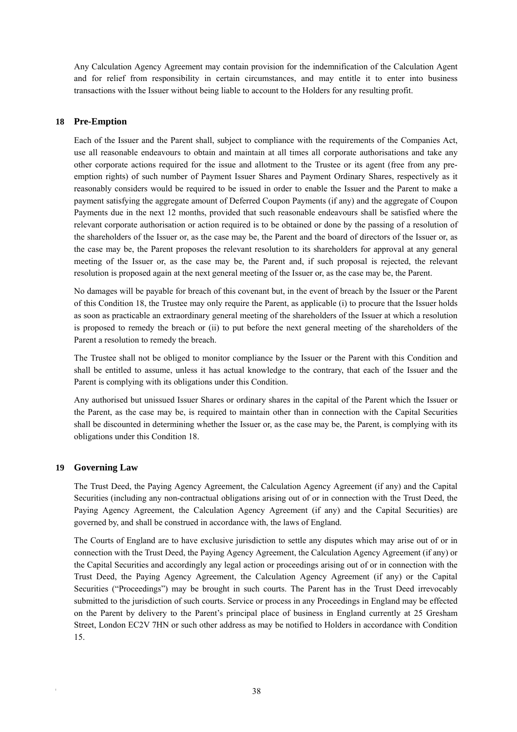Any Calculation Agency Agreement may contain provision for the indemnification of the Calculation Agent and for relief from responsibility in certain circumstances, and may entitle it to enter into business transactions with the Issuer without being liable to account to the Holders for any resulting profit.

## 18 Pre-Emption

Each of the Issuer and the Parent shall, subject to compliance with the requirements of the Companies Act, use all reasonable endeavours to obtain and maintain at all times all corporate authorisations and take any other corporate actions required for the issue and allotment to the Trustee or its agent (free from any pre-emption rights) of such number of Payment Issuer Shares and Payment Ordinary Shares, respectively as it reasonably considers would be required to be issued in order to enable the Issuer and the Parent to make a payment satisfying the aggregate amount of Deferred Coupon Payments (if any) and the aggregate of Coupon Payments due in the next 12 months, provided that such reasonable endeavours shall be satisfied where the relevant corporate authorisation or action required is to be obtained or done by the passing of a resolution of the shareholders of the Issuer or, as the case may be, the Parent and the board of directors of the Issuer or, as the case may be, the Parent proposes the relevant resolution to its shareholders for approval at any general meeting of the Issuer or, as the case may be, the Parent and, if such proposal is rejected, the relevant resolution is proposed again at the next general meeting of the Issuer or, as the case may be, the Parent.

No damages will be payable for breach of this covenant but, in the event of breach by the Issuer or the Parent of this Condition 18, the Trustee may only require the Parent, as applicable (i) to procure that the Issuer holds as soon as practicable an extraordinary general meeting of the shareholders of the Issuer at which a resolution is proposed to remedy the breach or (ii) to put before the next general meeting of the shareholders of the Parent a resolution to remedy the breach.

The Trustee shall not be obliged to monitor compliance by the Issuer or the Parent with this Condition and shall be entitled to assume, unless it has actual knowledge to the contrary, that each of the Issuer and the Parent is complying with its obligations under this Condition.

Any authorised but unissued Issuer Shares or ordinary shares in the capital of the Parent which the Issuer or the Parent, as the case may be, is required to maintain other than in connection with the Capital Securities shall be discounted in determining whether the Issuer or, as the case may be, the Parent, is complying with its obligations under this Condition 18.

## 19 Governing Law

The Trust Deed, the Paying Agency Agreement, the Calculation Agency Agreement (if any) and the Capital Securities (including any non-contractual obligations arising out of or in connection with the Trust Deed, the Paying Agency Agreement, the Calculation Agency Agreement (if any) and the Capital Securities) are governed by, and shall be construed in accordance with, the laws of England.

The Courts of England are to have exclusive jurisdiction to settle any disputes which may arise out of or in connection with the Trust Deed, the Paying Agency Agreement, the Calculation Agency Agreement (if any) or the Capital Securities and accordingly any legal action or proceedings arising out of or in connection with the Trust Deed, the Paying Agency Agreement, the Calculation Agency Agreement (if any) or the Capital Securities ("Proceedings") may be brought in such courts. The Parent has in the Trust Deed irrevocably submitted to the jurisdiction of such courts. Service or process in any Proceedings in England may be effected on the Parent by delivery to the Parent's principal place of business in England currently at 25 Gresham Street, London EC2V 7HN or such other address as may be notified to Holders in accordance with Condition 15.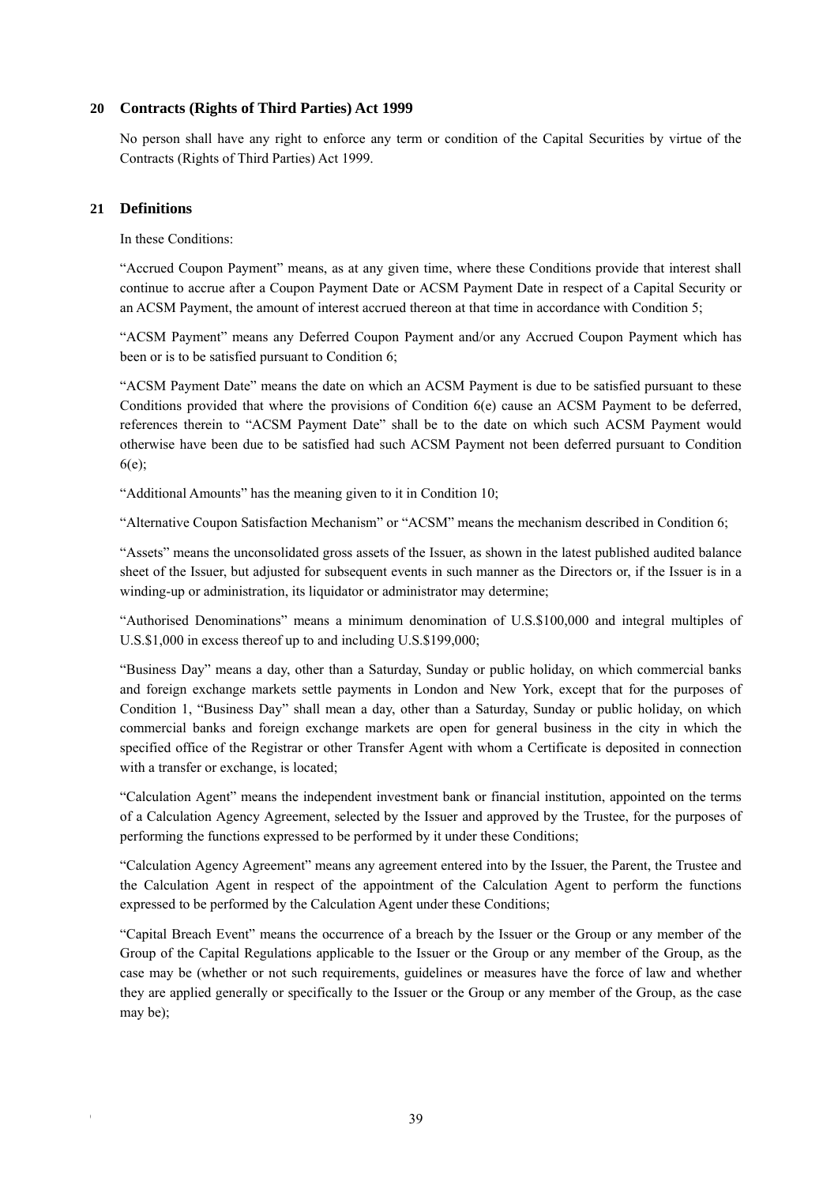## 20 Contracts (Rights of Third Parties) Act 1999

No person shall have any right to enforce any term or condition of the Capital Securities by virtue of the Contracts (Rights of Third Parties) Act 1999.

## 21 Definitions

In these Conditions:

"Accrued Coupon Payment" means, as at any given time, where these Conditions provide that interest shall continue to accrue after a Coupon Payment Date or ACSM Payment Date in respect of a Capital Security or an ACSM Payment, the amount of interest accrued thereon at that time in accordance with Condition 5;

"ACSM Payment" means any Deferred Coupon Payment and/or any Accrued Coupon Payment which has been or is to be satisfied pursuant to Condition 6;

"ACSM Payment Date" means the date on which an ACSM Payment is due to be satisfied pursuant to these Conditions provided that where the provisions of Condition 6(e) cause an ACSM Payment to be deferred, references therein to "ACSM Payment Date" shall be to the date on which such ACSM Payment would otherwise have been due to be satisfied had such ACSM Payment not been deferred pursuant to Condition 6(e);

"Additional Amounts" has the meaning given to it in Condition 10;

"Alternative Coupon Satisfaction Mechanism" or "ACSM" means the mechanism described in Condition 6;

"Assets" means the unconsolidated gross assets of the Issuer, as shown in the latest published audited balance sheet of the Issuer, but adjusted for subsequent events in such manner as the Directors or, if the Issuer is in a winding-up or administration, its liquidator or administrator may determine;

"Authorised Denominations" means a minimum denomination of U.S.$100,000 and integral multiples of U.S.$1,000 in excess thereof up to and including U.S.$199,000;

"Business Day" means a day, other than a Saturday, Sunday or public holiday, on which commercial banks and foreign exchange markets settle payments in London and New York, except that for the purposes of Condition 1, "Business Day" shall mean a day, other than a Saturday, Sunday or public holiday, on which commercial banks and foreign exchange markets are open for general business in the city in which the specified office of the Registrar or other Transfer Agent with whom a Certificate is deposited in connection with a transfer or exchange, is located;

"Calculation Agent" means the independent investment bank or financial institution, appointed on the terms of a Calculation Agency Agreement, selected by the Issuer and approved by the Trustee, for the purposes of performing the functions expressed to be performed by it under these Conditions;

"Calculation Agency Agreement" means any agreement entered into by the Issuer, the Parent, the Trustee and the Calculation Agent in respect of the appointment of the Calculation Agent to perform the functions expressed to be performed by the Calculation Agent under these Conditions;

"Capital Breach Event" means the occurrence of a breach by the Issuer or the Group or any member of the Group of the Capital Regulations applicable to the Issuer or the Group or any member of the Group, as the case may be (whether or not such requirements, guidelines or measures have the force of law and whether they are applied generally or specifically to the Issuer or the Group or any member of the Group, as the case may be);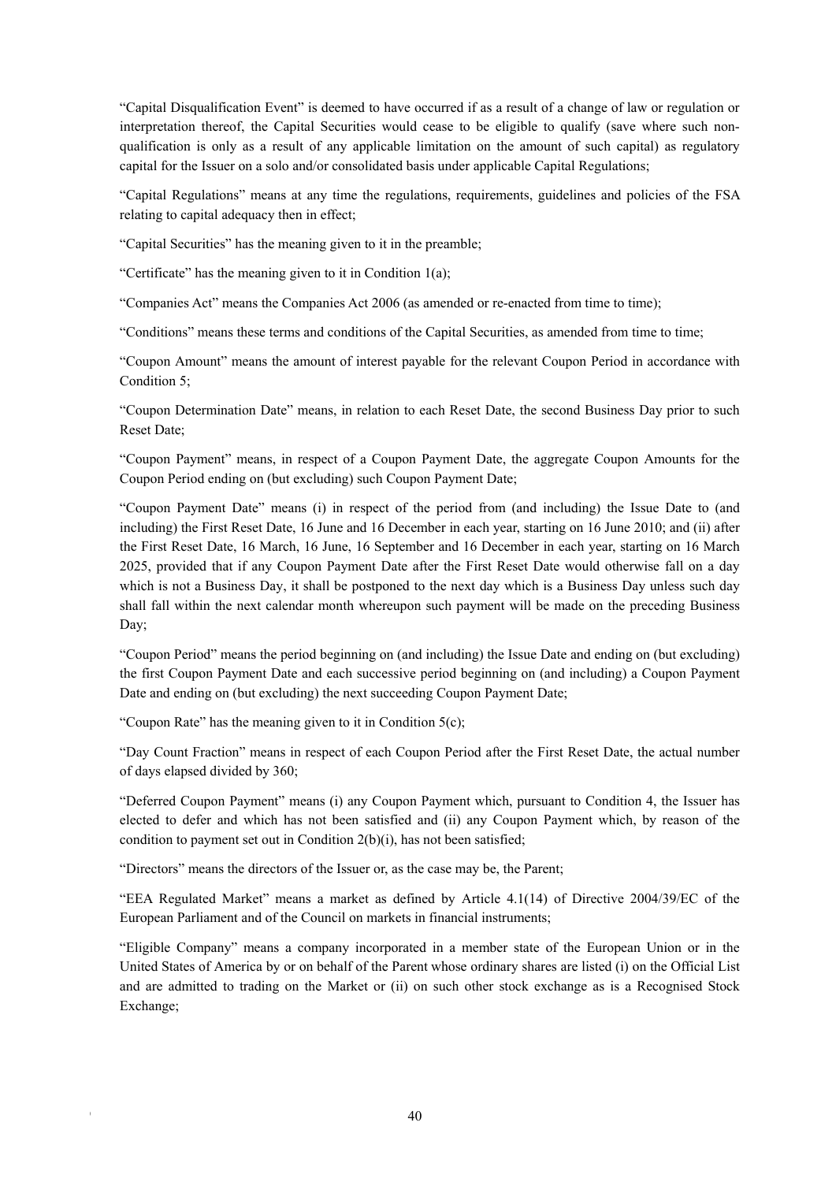"Capital Disqualification Event" is deemed to have occurred if as a result of a change of law or regulation or interpretation thereof, the Capital Securities would cease to be eligible to qualify (save where such non-qualification is only as a result of any applicable limitation on the amount of such capital) as regulatory capital for the Issuer on a solo and/or consolidated basis under applicable Capital Regulations;

"Capital Regulations" means at any time the regulations, requirements, guidelines and policies of the FSA relating to capital adequacy then in effect;

"Capital Securities" has the meaning given to it in the preamble;

"Certificate" has the meaning given to it in Condition 1(a);

"Companies Act" means the Companies Act 2006 (as amended or re-enacted from time to time);

"Conditions" means these terms and conditions of the Capital Securities, as amended from time to time;

"Coupon Amount" means the amount of interest payable for the relevant Coupon Period in accordance with Condition 5;

"Coupon Determination Date" means, in relation to each Reset Date, the second Business Day prior to such Reset Date;

"Coupon Payment" means, in respect of a Coupon Payment Date, the aggregate Coupon Amounts for the Coupon Period ending on (but excluding) such Coupon Payment Date;

"Coupon Payment Date" means (i) in respect of the period from (and including) the Issue Date to (and including) the First Reset Date, 16 June and 16 December in each year, starting on 16 June 2010; and (ii) after the First Reset Date, 16 March, 16 June, 16 September and 16 December in each year, starting on 16 March 2025, provided that if any Coupon Payment Date after the First Reset Date would otherwise fall on a day which is not a Business Day, it shall be postponed to the next day which is a Business Day unless such day shall fall within the next calendar month whereupon such payment will be made on the preceding Business Day;

"Coupon Period" means the period beginning on (and including) the Issue Date and ending on (but excluding) the first Coupon Payment Date and each successive period beginning on (and including) a Coupon Payment Date and ending on (but excluding) the next succeeding Coupon Payment Date;

"Coupon Rate" has the meaning given to it in Condition 5(c);

"Day Count Fraction" means in respect of each Coupon Period after the First Reset Date, the actual number of days elapsed divided by 360;

"Deferred Coupon Payment" means (i) any Coupon Payment which, pursuant to Condition 4, the Issuer has elected to defer and which has not been satisfied and (ii) any Coupon Payment which, by reason of the condition to payment set out in Condition 2(b)(i), has not been satisfied;

"Directors" means the directors of the Issuer or, as the case may be, the Parent;

"EEA Regulated Market" means a market as defined by Article 4.1(14) of Directive 2004/39/EC of the European Parliament and of the Council on markets in financial instruments;

"Eligible Company" means a company incorporated in a member state of the European Union or in the United States of America by or on behalf of the Parent whose ordinary shares are listed (i) on the Official List and are admitted to trading on the Market or (ii) on such other stock exchange as is a Recognised Stock Exchange;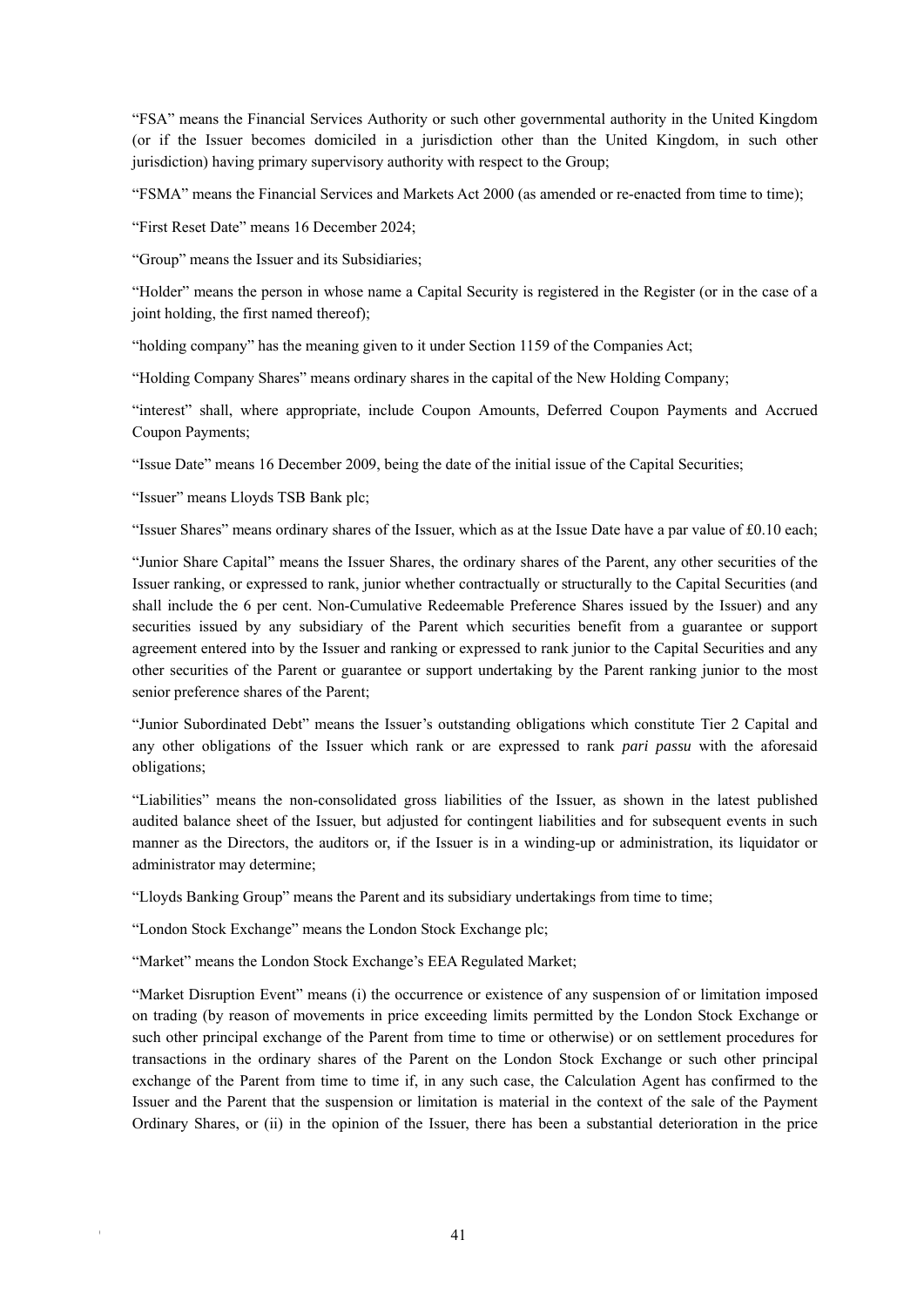"FSA" means the Financial Services Authority or such other governmental authority in the United Kingdom (or if the Issuer becomes domiciled in a jurisdiction other than the United Kingdom, in such other jurisdiction) having primary supervisory authority with respect to the Group;

"FSMA" means the Financial Services and Markets Act 2000 (as amended or re-enacted from time to time);

"First Reset Date" means 16 December 2024;

"Group" means the Issuer and its Subsidiaries;

"Holder" means the person in whose name a Capital Security is registered in the Register (or in the case of a joint holding, the first named thereof);

"holding company" has the meaning given to it under Section 1159 of the Companies Act;

"Holding Company Shares" means ordinary shares in the capital of the New Holding Company;

"interest" shall, where appropriate, include Coupon Amounts, Deferred Coupon Payments and Accrued Coupon Payments;

"Issue Date" means 16 December 2009, being the date of the initial issue of the Capital Securities;

"Issuer" means Lloyds TSB Bank plc;

"Issuer Shares" means ordinary shares of the Issuer, which as at the Issue Date have a par value of £0.10 each;

"Junior Share Capital" means the Issuer Shares, the ordinary shares of the Parent, any other securities of the Issuer ranking, or expressed to rank, junior whether contractually or structurally to the Capital Securities (and shall include the 6 per cent. Non-Cumulative Redeemable Preference Shares issued by the Issuer) and any securities issued by any subsidiary of the Parent which securities benefit from a guarantee or support agreement entered into by the Issuer and ranking or expressed to rank junior to the Capital Securities and any other securities of the Parent or guarantee or support undertaking by the Parent ranking junior to the most senior preference shares of the Parent;

"Junior Subordinated Debt" means the Issuer's outstanding obligations which constitute Tier 2 Capital and any other obligations of the Issuer which rank or are expressed to rank *pari passu* with the aforesaid obligations;

"Liabilities" means the non-consolidated gross liabilities of the Issuer, as shown in the latest published audited balance sheet of the Issuer, but adjusted for contingent liabilities and for subsequent events in such manner as the Directors, the auditors or, if the Issuer is in a winding-up or administration, its liquidator or administrator may determine;

"Lloyds Banking Group" means the Parent and its subsidiary undertakings from time to time;

"London Stock Exchange" means the London Stock Exchange plc;

"Market" means the London Stock Exchange's EEA Regulated Market;

"Market Disruption Event" means (i) the occurrence or existence of any suspension of or limitation imposed on trading (by reason of movements in price exceeding limits permitted by the London Stock Exchange or such other principal exchange of the Parent from time to time or otherwise) or on settlement procedures for transactions in the ordinary shares of the Parent on the London Stock Exchange or such other principal exchange of the Parent from time to time if, in any such case, the Calculation Agent has confirmed to the Issuer and the Parent that the suspension or limitation is material in the context of the sale of the Payment Ordinary Shares, or (ii) in the opinion of the Issuer, there has been a substantial deterioration in the price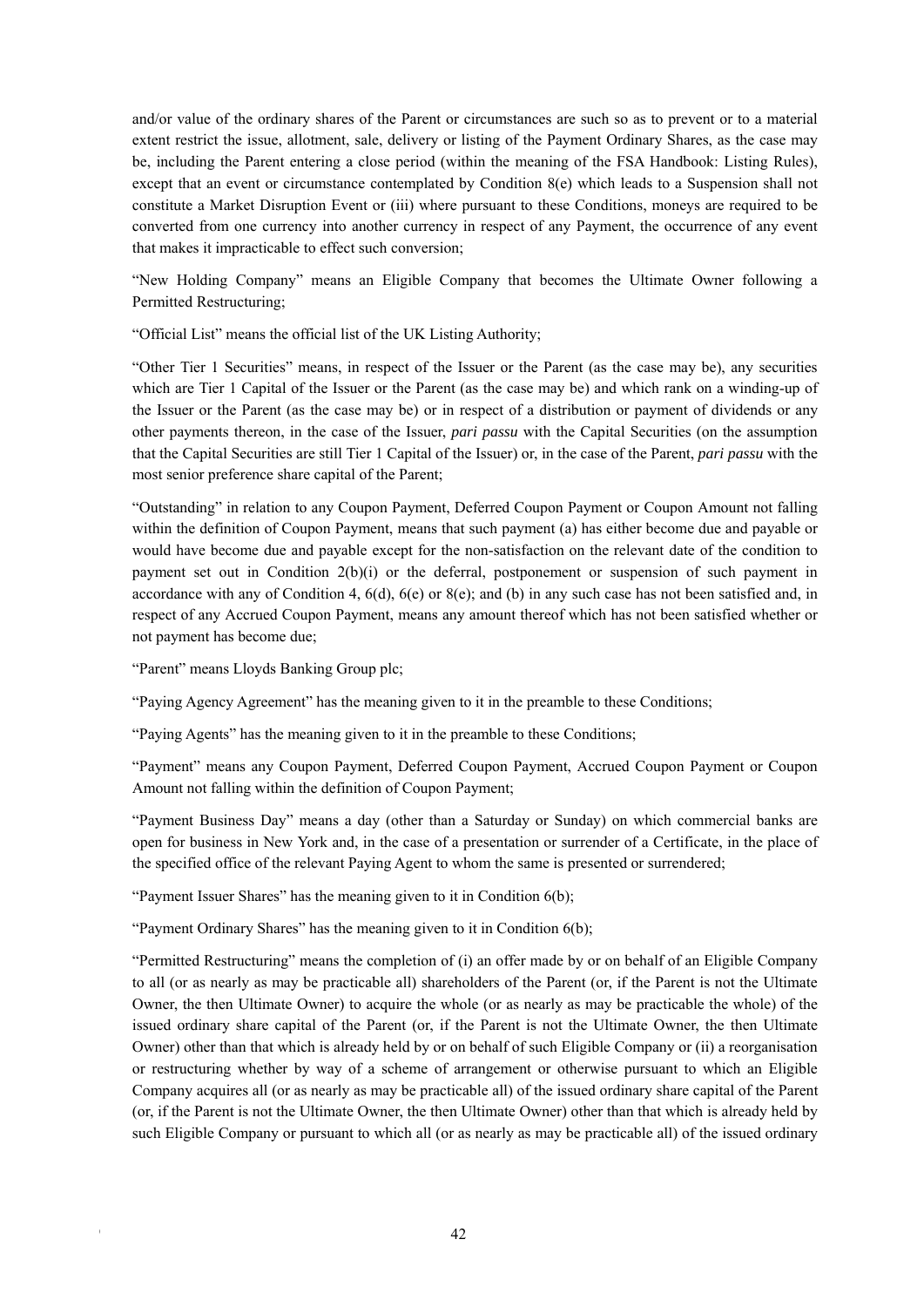and/or value of the ordinary shares of the Parent or circumstances are such so as to prevent or to a material extent restrict the issue, allotment, sale, delivery or listing of the Payment Ordinary Shares, as the case may be, including the Parent entering a close period (within the meaning of the FSA Handbook: Listing Rules), except that an event or circumstance contemplated by Condition 8(e) which leads to a Suspension shall not constitute a Market Disruption Event or (iii) where pursuant to these Conditions, moneys are required to be converted from one currency into another currency in respect of any Payment, the occurrence of any event that makes it impracticable to effect such conversion;

"New Holding Company" means an Eligible Company that becomes the Ultimate Owner following a Permitted Restructuring;

"Official List" means the official list of the UK Listing Authority;

"Other Tier 1 Securities" means, in respect of the Issuer or the Parent (as the case may be), any securities which are Tier 1 Capital of the Issuer or the Parent (as the case may be) and which rank on a winding-up of the Issuer or the Parent (as the case may be) or in respect of a distribution or payment of dividends or any other payments thereon, in the case of the Issuer, *pari passu* with the Capital Securities (on the assumption that the Capital Securities are still Tier 1 Capital of the Issuer) or, in the case of the Parent, *pari passu* with the most senior preference share capital of the Parent;

"Outstanding" in relation to any Coupon Payment, Deferred Coupon Payment or Coupon Amount not falling within the definition of Coupon Payment, means that such payment (a) has either become due and payable or would have become due and payable except for the non-satisfaction on the relevant date of the condition to payment set out in Condition 2(b)(i) or the deferral, postponement or suspension of such payment in accordance with any of Condition 4, 6(d), 6(e) or 8(e); and (b) in any such case has not been satisfied and, in respect of any Accrued Coupon Payment, means any amount thereof which has not been satisfied whether or not payment has become due;

"Parent" means Lloyds Banking Group plc;

"Paying Agency Agreement" has the meaning given to it in the preamble to these Conditions;

"Paying Agents" has the meaning given to it in the preamble to these Conditions;

"Payment" means any Coupon Payment, Deferred Coupon Payment, Accrued Coupon Payment or Coupon Amount not falling within the definition of Coupon Payment;

"Payment Business Day" means a day (other than a Saturday or Sunday) on which commercial banks are open for business in New York and, in the case of a presentation or surrender of a Certificate, in the place of the specified office of the relevant Paying Agent to whom the same is presented or surrendered;

"Payment Issuer Shares" has the meaning given to it in Condition 6(b);

"Payment Ordinary Shares" has the meaning given to it in Condition 6(b);

"Permitted Restructuring" means the completion of (i) an offer made by or on behalf of an Eligible Company to all (or as nearly as may be practicable all) shareholders of the Parent (or, if the Parent is not the Ultimate Owner, the then Ultimate Owner) to acquire the whole (or as nearly as may be practicable the whole) of the issued ordinary share capital of the Parent (or, if the Parent is not the Ultimate Owner, the then Ultimate Owner) other than that which is already held by or on behalf of such Eligible Company or (ii) a reorganisation or restructuring whether by way of a scheme of arrangement or otherwise pursuant to which an Eligible Company acquires all (or as nearly as may be practicable all) of the issued ordinary share capital of the Parent (or, if the Parent is not the Ultimate Owner, the then Ultimate Owner) other than that which is already held by such Eligible Company or pursuant to which all (or as nearly as may be practicable all) of the issued ordinary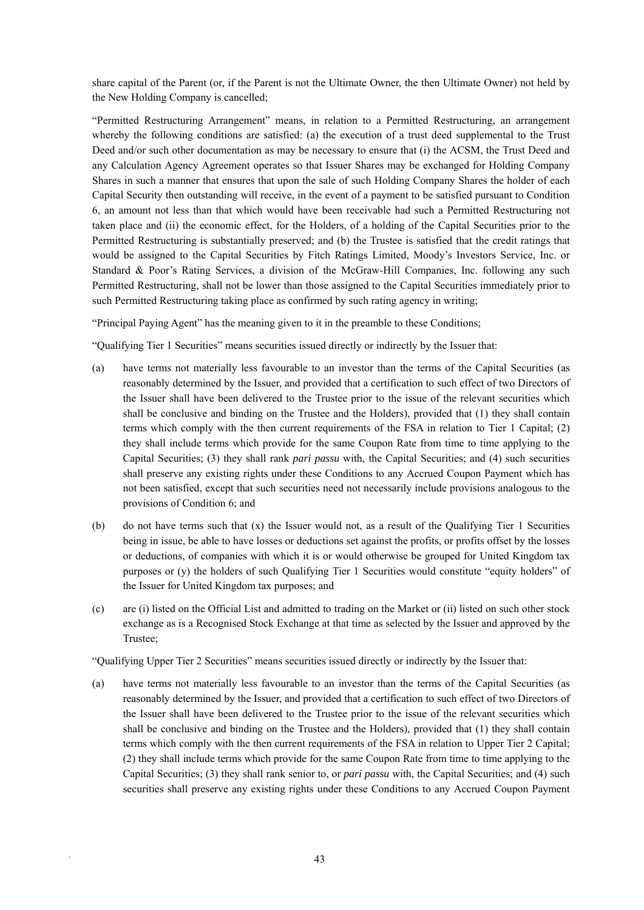share capital of the Parent (or, if the Parent is not the Ultimate Owner, the then Ultimate Owner) not held by the New Holding Company is cancelled;

"Permitted Restructuring Arrangement" means, in relation to a Permitted Restructuring, an arrangement whereby the following conditions are satisfied: (a) the execution of a trust deed supplemental to the Trust Deed and/or such other documentation as may be necessary to ensure that (i) the ACSM, the Trust Deed and any Calculation Agency Agreement operates so that Issuer Shares may be exchanged for Holding Company Shares in such a manner that ensures that upon the sale of such Holding Company Shares the holder of each Capital Security then outstanding will receive, in the event of a payment to be satisfied pursuant to Condition 6, an amount not less than that which would have been receivable had such a Permitted Restructuring not taken place and (ii) the economic effect, for the Holders, of a holding of the Capital Securities prior to the Permitted Restructuring is substantially preserved; and (b) the Trustee is satisfied that the credit ratings that would be assigned to the Capital Securities by Fitch Ratings Limited, Moody's Investors Service, Inc. or Standard & Poor's Rating Services, a division of the McGraw-Hill Companies, Inc. following any such Permitted Restructuring, shall not be lower than those assigned to the Capital Securities immediately prior to such Permitted Restructuring taking place as confirmed by such rating agency in writing;

"Principal Paying Agent" has the meaning given to it in the preamble to these Conditions;

"Qualifying Tier 1 Securities" means securities issued directly or indirectly by the Issuer that:

(a) have terms not materially less favourable to an investor than the terms of the Capital Securities (as reasonably determined by the Issuer, and provided that a certification to such effect of two Directors of the Issuer shall have been delivered to the Trustee prior to the issue of the relevant securities which shall be conclusive and binding on the Trustee and the Holders), provided that (1) they shall contain terms which comply with the then current requirements of the FSA in relation to Tier 1 Capital; (2) they shall include terms which provide for the same Coupon Rate from time to time applying to the Capital Securities; (3) they shall rank *pari passu* with, the Capital Securities; and (4) such securities shall preserve any existing rights under these Conditions to any Accrued Coupon Payment which has not been satisfied, except that such securities need not necessarily include provisions analogous to the provisions of Condition 6; and

(b) do not have terms such that (x) the Issuer would not, as a result of the Qualifying Tier 1 Securities being in issue, be able to have losses or deductions set against the profits, or profits offset by the losses or deductions, of companies with which it is or would otherwise be grouped for United Kingdom tax purposes or (y) the holders of such Qualifying Tier 1 Securities would constitute "equity holders" of the Issuer for United Kingdom tax purposes; and

(c) are (i) listed on the Official List and admitted to trading on the Market or (ii) listed on such other stock exchange as is a Recognised Stock Exchange at that time as selected by the Issuer and approved by the Trustee;

"Qualifying Upper Tier 2 Securities" means securities issued directly or indirectly by the Issuer that:

(a) have terms not materially less favourable to an investor than the terms of the Capital Securities (as reasonably determined by the Issuer, and provided that a certification to such effect of two Directors of the Issuer shall have been delivered to the Trustee prior to the issue of the relevant securities which shall be conclusive and binding on the Trustee and the Holders), provided that (1) they shall contain terms which comply with the then current requirements of the FSA in relation to Upper Tier 2 Capital; (2) they shall include terms which provide for the same Coupon Rate from time to time applying to the Capital Securities; (3) they shall rank senior to, or *pari passu* with, the Capital Securities; and (4) such securities shall preserve any existing rights under these Conditions to any Accrued Coupon Payment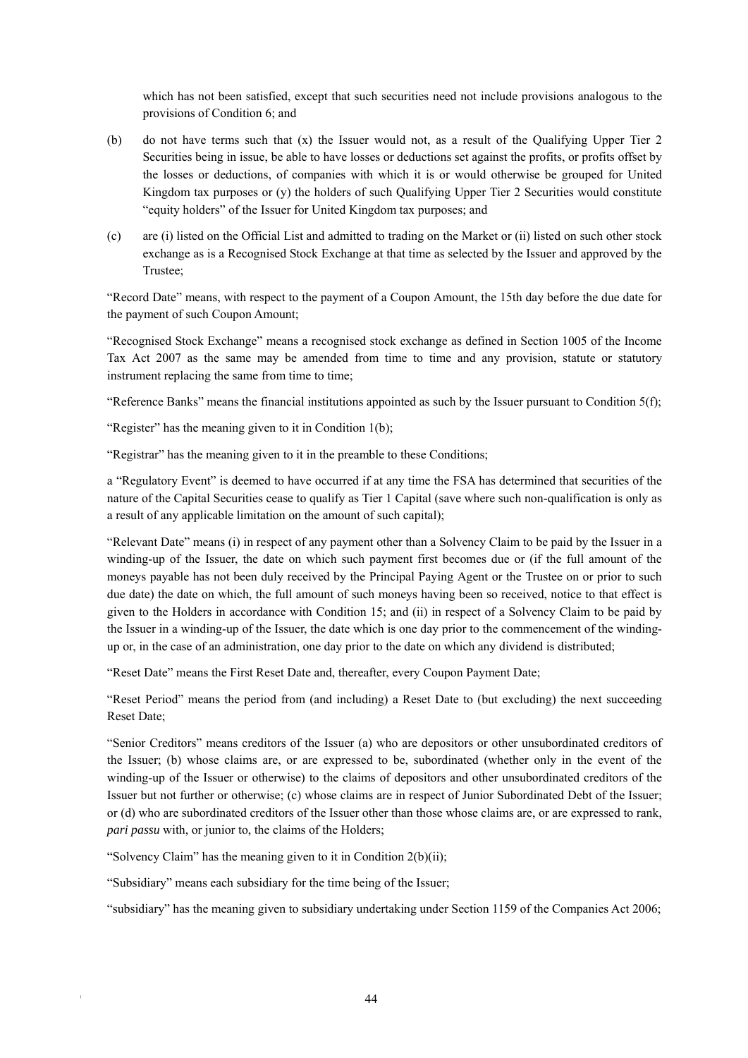which has not been satisfied, except that such securities need not include provisions analogous to the provisions of Condition 6; and

(b) do not have terms such that (x) the Issuer would not, as a result of the Qualifying Upper Tier 2 Securities being in issue, be able to have losses or deductions set against the profits, or profits offset by the losses or deductions, of companies with which it is or would otherwise be grouped for United Kingdom tax purposes or (y) the holders of such Qualifying Upper Tier 2 Securities would constitute "equity holders" of the Issuer for United Kingdom tax purposes; and

(c) are (i) listed on the Official List and admitted to trading on the Market or (ii) listed on such other stock exchange as is a Recognised Stock Exchange at that time as selected by the Issuer and approved by the Trustee;

"Record Date" means, with respect to the payment of a Coupon Amount, the 15th day before the due date for the payment of such Coupon Amount;

"Recognised Stock Exchange" means a recognised stock exchange as defined in Section 1005 of the Income Tax Act 2007 as the same may be amended from time to time and any provision, statute or statutory instrument replacing the same from time to time;

"Reference Banks" means the financial institutions appointed as such by the Issuer pursuant to Condition 5(f);

"Register" has the meaning given to it in Condition 1(b);

"Registrar" has the meaning given to it in the preamble to these Conditions;

a "Regulatory Event" is deemed to have occurred if at any time the FSA has determined that securities of the nature of the Capital Securities cease to qualify as Tier 1 Capital (save where such non-qualification is only as a result of any applicable limitation on the amount of such capital);

"Relevant Date" means (i) in respect of any payment other than a Solvency Claim to be paid by the Issuer in a winding-up of the Issuer, the date on which such payment first becomes due or (if the full amount of the moneys payable has not been duly received by the Principal Paying Agent or the Trustee on or prior to such due date) the date on which, the full amount of such moneys having been so received, notice to that effect is given to the Holders in accordance with Condition 15; and (ii) in respect of a Solvency Claim to be paid by the Issuer in a winding-up of the Issuer, the date which is one day prior to the commencement of the winding-up or, in the case of an administration, one day prior to the date on which any dividend is distributed;

"Reset Date" means the First Reset Date and, thereafter, every Coupon Payment Date;

"Reset Period" means the period from (and including) a Reset Date to (but excluding) the next succeeding Reset Date;

"Senior Creditors" means creditors of the Issuer (a) who are depositors or other unsubordinated creditors of the Issuer; (b) whose claims are, or are expressed to be, subordinated (whether only in the event of the winding-up of the Issuer or otherwise) to the claims of depositors and other unsubordinated creditors of the Issuer but not further or otherwise; (c) whose claims are in respect of Junior Subordinated Debt of the Issuer; or (d) who are subordinated creditors of the Issuer other than those whose claims are, or are expressed to rank, *pari passu* with, or junior to, the claims of the Holders;

"Solvency Claim" has the meaning given to it in Condition 2(b)(ii);

"Subsidiary" means each subsidiary for the time being of the Issuer;

"subsidiary" has the meaning given to subsidiary undertaking under Section 1159 of the Companies Act 2006;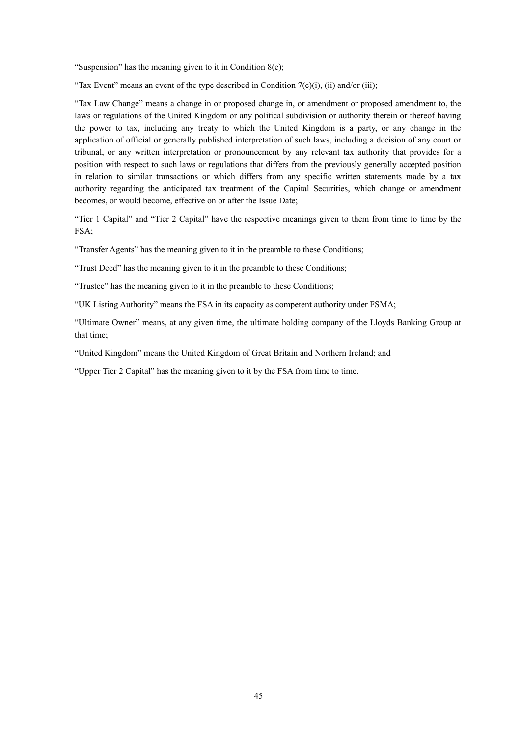"Suspension" has the meaning given to it in Condition 8(e);

"Tax Event" means an event of the type described in Condition 7(c)(i), (ii) and/or (iii);

"Tax Law Change" means a change in or proposed change in, or amendment or proposed amendment to, the laws or regulations of the United Kingdom or any political subdivision or authority therein or thereof having the power to tax, including any treaty to which the United Kingdom is a party, or any change in the application of official or generally published interpretation of such laws, including a decision of any court or tribunal, or any written interpretation or pronouncement by any relevant tax authority that provides for a position with respect to such laws or regulations that differs from the previously generally accepted position in relation to similar transactions or which differs from any specific written statements made by a tax authority regarding the anticipated tax treatment of the Capital Securities, which change or amendment becomes, or would become, effective on or after the Issue Date;

"Tier 1 Capital" and "Tier 2 Capital" have the respective meanings given to them from time to time by the FSA;

"Transfer Agents" has the meaning given to it in the preamble to these Conditions;

"Trust Deed" has the meaning given to it in the preamble to these Conditions;

"Trustee" has the meaning given to it in the preamble to these Conditions;

"UK Listing Authority" means the FSA in its capacity as competent authority under FSMA;

"Ultimate Owner" means, at any given time, the ultimate holding company of the Lloyds Banking Group at that time;

"United Kingdom" means the United Kingdom of Great Britain and Northern Ireland; and

"Upper Tier 2 Capital" has the meaning given to it by the FSA from time to time.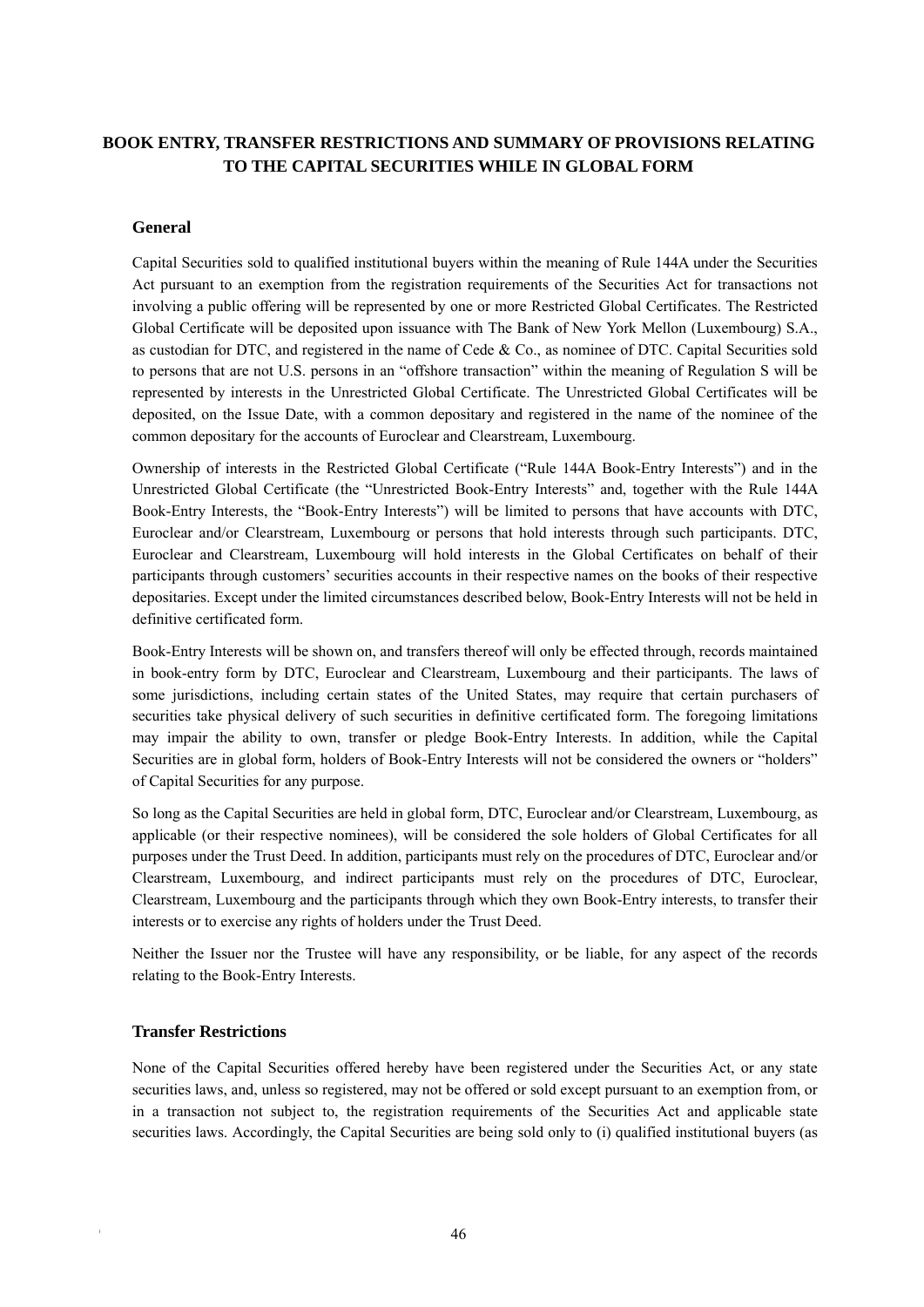# BOOK ENTRY, TRANSFER RESTRICTIONS AND SUMMARY OF PROVISIONS RELATING TO THE CAPITAL SECURITIES WHILE IN GLOBAL FORM

## General

Capital Securities sold to qualified institutional buyers within the meaning of Rule 144A under the Securities Act pursuant to an exemption from the registration requirements of the Securities Act for transactions not involving a public offering will be represented by one or more Restricted Global Certificates. The Restricted Global Certificate will be deposited upon issuance with The Bank of New York Mellon (Luxembourg) S.A., as custodian for DTC, and registered in the name of Cede & Co., as nominee of DTC. Capital Securities sold to persons that are not U.S. persons in an "offshore transaction" within the meaning of Regulation S will be represented by interests in the Unrestricted Global Certificate. The Unrestricted Global Certificates will be deposited, on the Issue Date, with a common depositary and registered in the name of the nominee of the common depositary for the accounts of Euroclear and Clearstream, Luxembourg.

Ownership of interests in the Restricted Global Certificate ("Rule 144A Book-Entry Interests") and in the Unrestricted Global Certificate (the "Unrestricted Book-Entry Interests" and, together with the Rule 144A Book-Entry Interests, the "Book-Entry Interests") will be limited to persons that have accounts with DTC, Euroclear and/or Clearstream, Luxembourg or persons that hold interests through such participants. DTC, Euroclear and Clearstream, Luxembourg will hold interests in the Global Certificates on behalf of their participants through customers' securities accounts in their respective names on the books of their respective depositaries. Except under the limited circumstances described below, Book-Entry Interests will not be held in definitive certificated form.

Book-Entry Interests will be shown on, and transfers thereof will only be effected through, records maintained in book-entry form by DTC, Euroclear and Clearstream, Luxembourg and their participants. The laws of some jurisdictions, including certain states of the United States, may require that certain purchasers of securities take physical delivery of such securities in definitive certificated form. The foregoing limitations may impair the ability to own, transfer or pledge Book-Entry Interests. In addition, while the Capital Securities are in global form, holders of Book-Entry Interests will not be considered the owners or "holders" of Capital Securities for any purpose.

So long as the Capital Securities are held in global form, DTC, Euroclear and/or Clearstream, Luxembourg, as applicable (or their respective nominees), will be considered the sole holders of Global Certificates for all purposes under the Trust Deed. In addition, participants must rely on the procedures of DTC, Euroclear and/or Clearstream, Luxembourg, and indirect participants must rely on the procedures of DTC, Euroclear, Clearstream, Luxembourg and the participants through which they own Book-Entry interests, to transfer their interests or to exercise any rights of holders under the Trust Deed.

Neither the Issuer nor the Trustee will have any responsibility, or be liable, for any aspect of the records relating to the Book-Entry Interests.

## Transfer Restrictions

None of the Capital Securities offered hereby have been registered under the Securities Act, or any state securities laws, and, unless so registered, may not be offered or sold except pursuant to an exemption from, or in a transaction not subject to, the registration requirements of the Securities Act and applicable state securities laws. Accordingly, the Capital Securities are being sold only to (i) qualified institutional buyers (as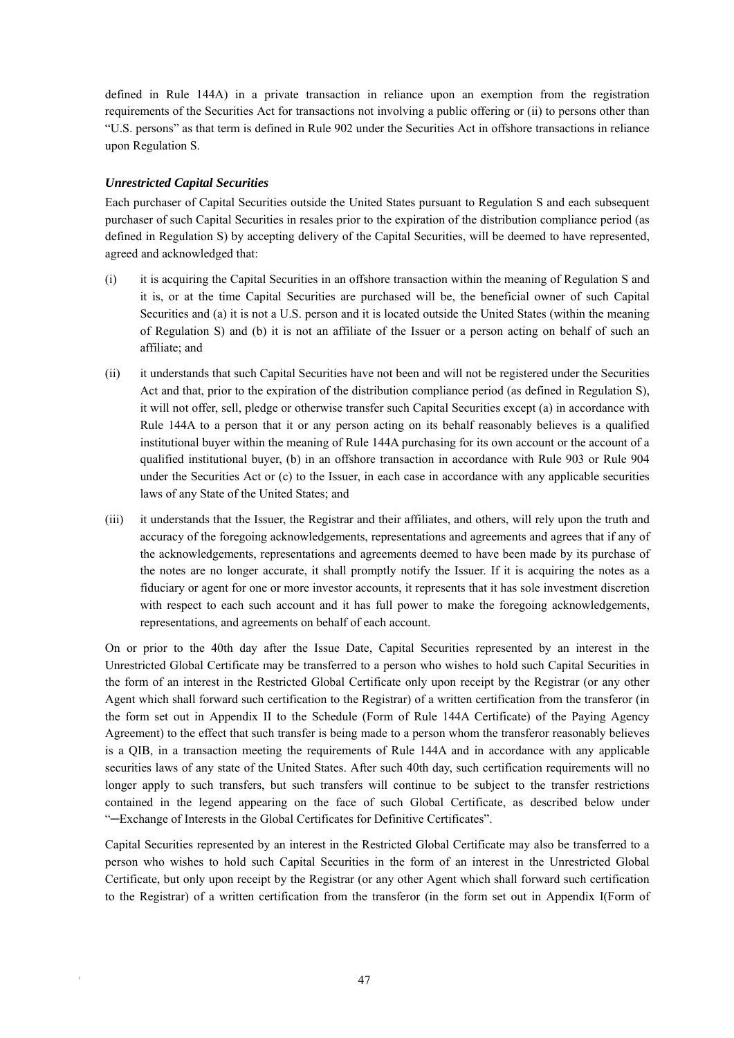defined in Rule 144A) in a private transaction in reliance upon an exemption from the registration requirements of the Securities Act for transactions not involving a public offering or (ii) to persons other than "U.S. persons" as that term is defined in Rule 902 under the Securities Act in offshore transactions in reliance upon Regulation S.

### *Unrestricted Capital Securities*

Each purchaser of Capital Securities outside the United States pursuant to Regulation S and each subsequent purchaser of such Capital Securities in resales prior to the expiration of the distribution compliance period (as defined in Regulation S) by accepting delivery of the Capital Securities, will be deemed to have represented, agreed and acknowledged that:

(i) it is acquiring the Capital Securities in an offshore transaction within the meaning of Regulation S and it is, or at the time Capital Securities are purchased will be, the beneficial owner of such Capital Securities and (a) it is not a U.S. person and it is located outside the United States (within the meaning of Regulation S) and (b) it is not an affiliate of the Issuer or a person acting on behalf of such an affiliate; and

(ii) it understands that such Capital Securities have not been and will not be registered under the Securities Act and that, prior to the expiration of the distribution compliance period (as defined in Regulation S), it will not offer, sell, pledge or otherwise transfer such Capital Securities except (a) in accordance with Rule 144A to a person that it or any person acting on its behalf reasonably believes is a qualified institutional buyer within the meaning of Rule 144A purchasing for its own account or the account of a qualified institutional buyer, (b) in an offshore transaction in accordance with Rule 903 or Rule 904 under the Securities Act or (c) to the Issuer, in each case in accordance with any applicable securities laws of any State of the United States; and

(iii) it understands that the Issuer, the Registrar and their affiliates, and others, will rely upon the truth and accuracy of the foregoing acknowledgements, representations and agreements and agrees that if any of the acknowledgements, representations and agreements deemed to have been made by its purchase of the notes are no longer accurate, it shall promptly notify the Issuer. If it is acquiring the notes as a fiduciary or agent for one or more investor accounts, it represents that it has sole investment discretion with respect to each such account and it has full power to make the foregoing acknowledgements, representations, and agreements on behalf of each account.

On or prior to the 40th day after the Issue Date, Capital Securities represented by an interest in the Unrestricted Global Certificate may be transferred to a person who wishes to hold such Capital Securities in the form of an interest in the Restricted Global Certificate only upon receipt by the Registrar (or any other Agent which shall forward such certification to the Registrar) of a written certification from the transferor (in the form set out in Appendix II to the Schedule (Form of Rule 144A Certificate) of the Paying Agency Agreement) to the effect that such transfer is being made to a person whom the transferor reasonably believes is a QIB, in a transaction meeting the requirements of Rule 144A and in accordance with any applicable securities laws of any state of the United States. After such 40th day, such certification requirements will no longer apply to such transfers, but such transfers will continue to be subject to the transfer restrictions contained in the legend appearing on the face of such Global Certificate, as described below under "—Exchange of Interests in the Global Certificates for Definitive Certificates".

Capital Securities represented by an interest in the Restricted Global Certificate may also be transferred to a person who wishes to hold such Capital Securities in the form of an interest in the Unrestricted Global Certificate, but only upon receipt by the Registrar (or any other Agent which shall forward such certification to the Registrar) of a written certification from the transferor (in the form set out in Appendix I(Form of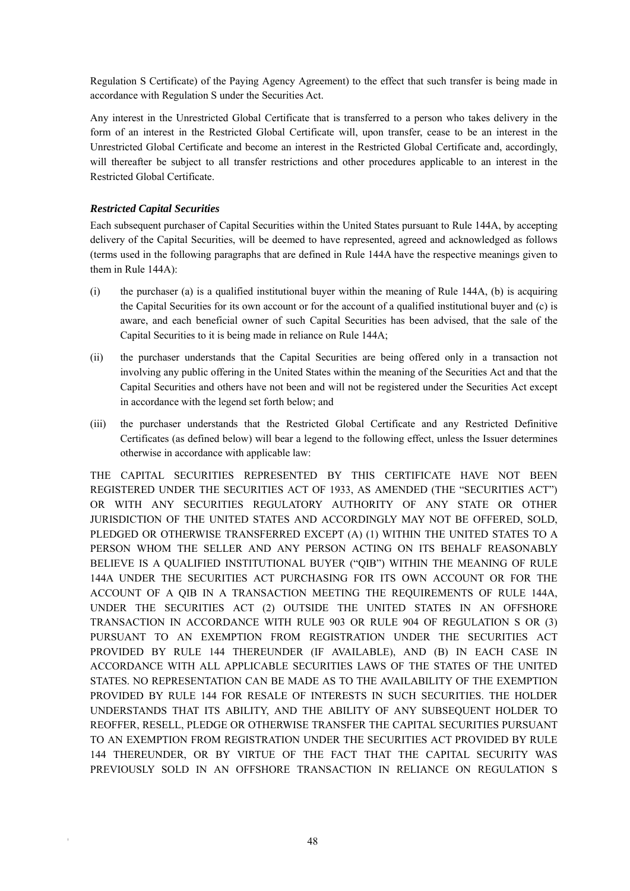Regulation S Certificate) of the Paying Agency Agreement) to the effect that such transfer is being made in accordance with Regulation S under the Securities Act.

Any interest in the Unrestricted Global Certificate that is transferred to a person who takes delivery in the form of an interest in the Restricted Global Certificate will, upon transfer, cease to be an interest in the Unrestricted Global Certificate and become an interest in the Restricted Global Certificate and, accordingly, will thereafter be subject to all transfer restrictions and other procedures applicable to an interest in the Restricted Global Certificate.

### *Restricted Capital Securities*

Each subsequent purchaser of Capital Securities within the United States pursuant to Rule 144A, by accepting delivery of the Capital Securities, will be deemed to have represented, agreed and acknowledged as follows (terms used in the following paragraphs that are defined in Rule 144A have the respective meanings given to them in Rule 144A):

(i) the purchaser (a) is a qualified institutional buyer within the meaning of Rule 144A, (b) is acquiring the Capital Securities for its own account or for the account of a qualified institutional buyer and (c) is aware, and each beneficial owner of such Capital Securities has been advised, that the sale of the Capital Securities to it is being made in reliance on Rule 144A;

(ii) the purchaser understands that the Capital Securities are being offered only in a transaction not involving any public offering in the United States within the meaning of the Securities Act and that the Capital Securities and others have not been and will not be registered under the Securities Act except in accordance with the legend set forth below; and

(iii) the purchaser understands that the Restricted Global Certificate and any Restricted Definitive Certificates (as defined below) will bear a legend to the following effect, unless the Issuer determines otherwise in accordance with applicable law:

THE CAPITAL SECURITIES REPRESENTED BY THIS CERTIFICATE HAVE NOT BEEN REGISTERED UNDER THE SECURITIES ACT OF 1933, AS AMENDED (THE "SECURITIES ACT") OR WITH ANY SECURITIES REGULATORY AUTHORITY OF ANY STATE OR OTHER JURISDICTION OF THE UNITED STATES AND ACCORDINGLY MAY NOT BE OFFERED, SOLD, PLEDGED OR OTHERWISE TRANSFERRED EXCEPT (A) (1) WITHIN THE UNITED STATES TO A PERSON WHOM THE SELLER AND ANY PERSON ACTING ON ITS BEHALF REASONABLY BELIEVE IS A QUALIFIED INSTITUTIONAL BUYER ("QIB") WITHIN THE MEANING OF RULE 144A UNDER THE SECURITIES ACT PURCHASING FOR ITS OWN ACCOUNT OR FOR THE ACCOUNT OF A QIB IN A TRANSACTION MEETING THE REQUIREMENTS OF RULE 144A, UNDER THE SECURITIES ACT (2) OUTSIDE THE UNITED STATES IN AN OFFSHORE TRANSACTION IN ACCORDANCE WITH RULE 903 OR RULE 904 OF REGULATION S OR (3) PURSUANT TO AN EXEMPTION FROM REGISTRATION UNDER THE SECURITIES ACT PROVIDED BY RULE 144 THEREUNDER (IF AVAILABLE), AND (B) IN EACH CASE IN ACCORDANCE WITH ALL APPLICABLE SECURITIES LAWS OF THE STATES OF THE UNITED STATES. NO REPRESENTATION CAN BE MADE AS TO THE AVAILABILITY OF THE EXEMPTION PROVIDED BY RULE 144 FOR RESALE OF INTERESTS IN SUCH SECURITIES. THE HOLDER UNDERSTANDS THAT ITS ABILITY, AND THE ABILITY OF ANY SUBSEQUENT HOLDER TO REOFFER, RESELL, PLEDGE OR OTHERWISE TRANSFER THE CAPITAL SECURITIES PURSUANT TO AN EXEMPTION FROM REGISTRATION UNDER THE SECURITIES ACT PROVIDED BY RULE 144 THEREUNDER, OR BY VIRTUE OF THE FACT THAT THE CAPITAL SECURITY WAS PREVIOUSLY SOLD IN AN OFFSHORE TRANSACTION IN RELIANCE ON REGULATION S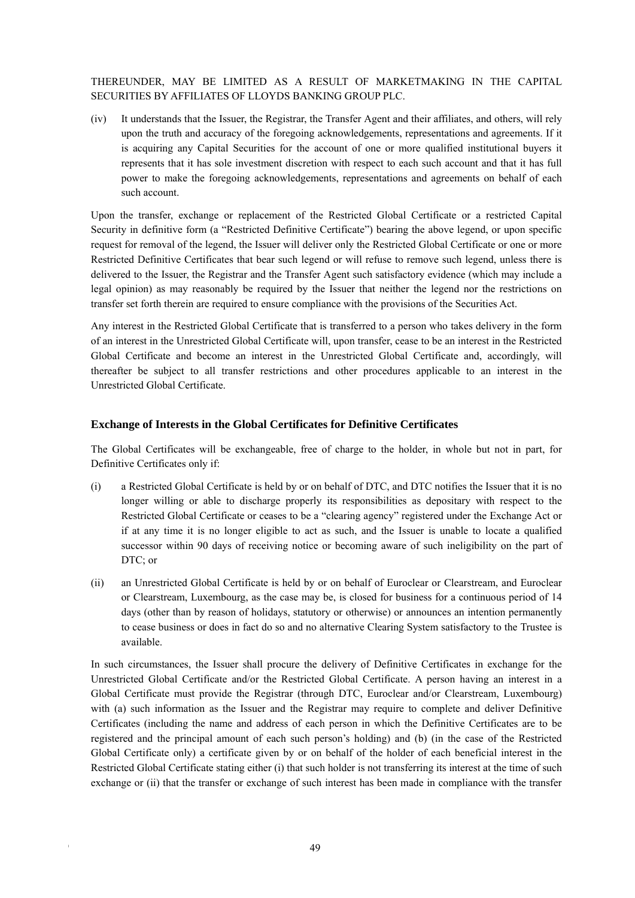THEREUNDER, MAY BE LIMITED AS A RESULT OF MARKETMAKING IN THE CAPITAL SECURITIES BY AFFILIATES OF LLOYDS BANKING GROUP PLC.

(iv) It understands that the Issuer, the Registrar, the Transfer Agent and their affiliates, and others, will rely upon the truth and accuracy of the foregoing acknowledgements, representations and agreements. If it is acquiring any Capital Securities for the account of one or more qualified institutional buyers it represents that it has sole investment discretion with respect to each such account and that it has full power to make the foregoing acknowledgements, representations and agreements on behalf of each such account.

Upon the transfer, exchange or replacement of the Restricted Global Certificate or a restricted Capital Security in definitive form (a "Restricted Definitive Certificate") bearing the above legend, or upon specific request for removal of the legend, the Issuer will deliver only the Restricted Global Certificate or one or more Restricted Definitive Certificates that bear such legend or will refuse to remove such legend, unless there is delivered to the Issuer, the Registrar and the Transfer Agent such satisfactory evidence (which may include a legal opinion) as may reasonably be required by the Issuer that neither the legend nor the restrictions on transfer set forth therein are required to ensure compliance with the provisions of the Securities Act.

Any interest in the Restricted Global Certificate that is transferred to a person who takes delivery in the form of an interest in the Unrestricted Global Certificate will, upon transfer, cease to be an interest in the Restricted Global Certificate and become an interest in the Unrestricted Global Certificate and, accordingly, will thereafter be subject to all transfer restrictions and other procedures applicable to an interest in the Unrestricted Global Certificate.

### Exchange of Interests in the Global Certificates for Definitive Certificates

The Global Certificates will be exchangeable, free of charge to the holder, in whole but not in part, for Definitive Certificates only if:

(i) a Restricted Global Certificate is held by or on behalf of DTC, and DTC notifies the Issuer that it is no longer willing or able to discharge properly its responsibilities as depositary with respect to the Restricted Global Certificate or ceases to be a "clearing agency" registered under the Exchange Act or if at any time it is no longer eligible to act as such, and the Issuer is unable to locate a qualified successor within 90 days of receiving notice or becoming aware of such ineligibility on the part of DTC; or

(ii) an Unrestricted Global Certificate is held by or on behalf of Euroclear or Clearstream, and Euroclear or Clearstream, Luxembourg, as the case may be, is closed for business for a continuous period of 14 days (other than by reason of holidays, statutory or otherwise) or announces an intention permanently to cease business or does in fact do so and no alternative Clearing System satisfactory to the Trustee is available.

In such circumstances, the Issuer shall procure the delivery of Definitive Certificates in exchange for the Unrestricted Global Certificate and/or the Restricted Global Certificate. A person having an interest in a Global Certificate must provide the Registrar (through DTC, Euroclear and/or Clearstream, Luxembourg) with (a) such information as the Issuer and the Registrar may require to complete and deliver Definitive Certificates (including the name and address of each person in which the Definitive Certificates are to be registered and the principal amount of each such person's holding) and (b) (in the case of the Restricted Global Certificate only) a certificate given by or on behalf of the holder of each beneficial interest in the Restricted Global Certificate stating either (i) that such holder is not transferring its interest at the time of such exchange or (ii) that the transfer or exchange of such interest has been made in compliance with the transfer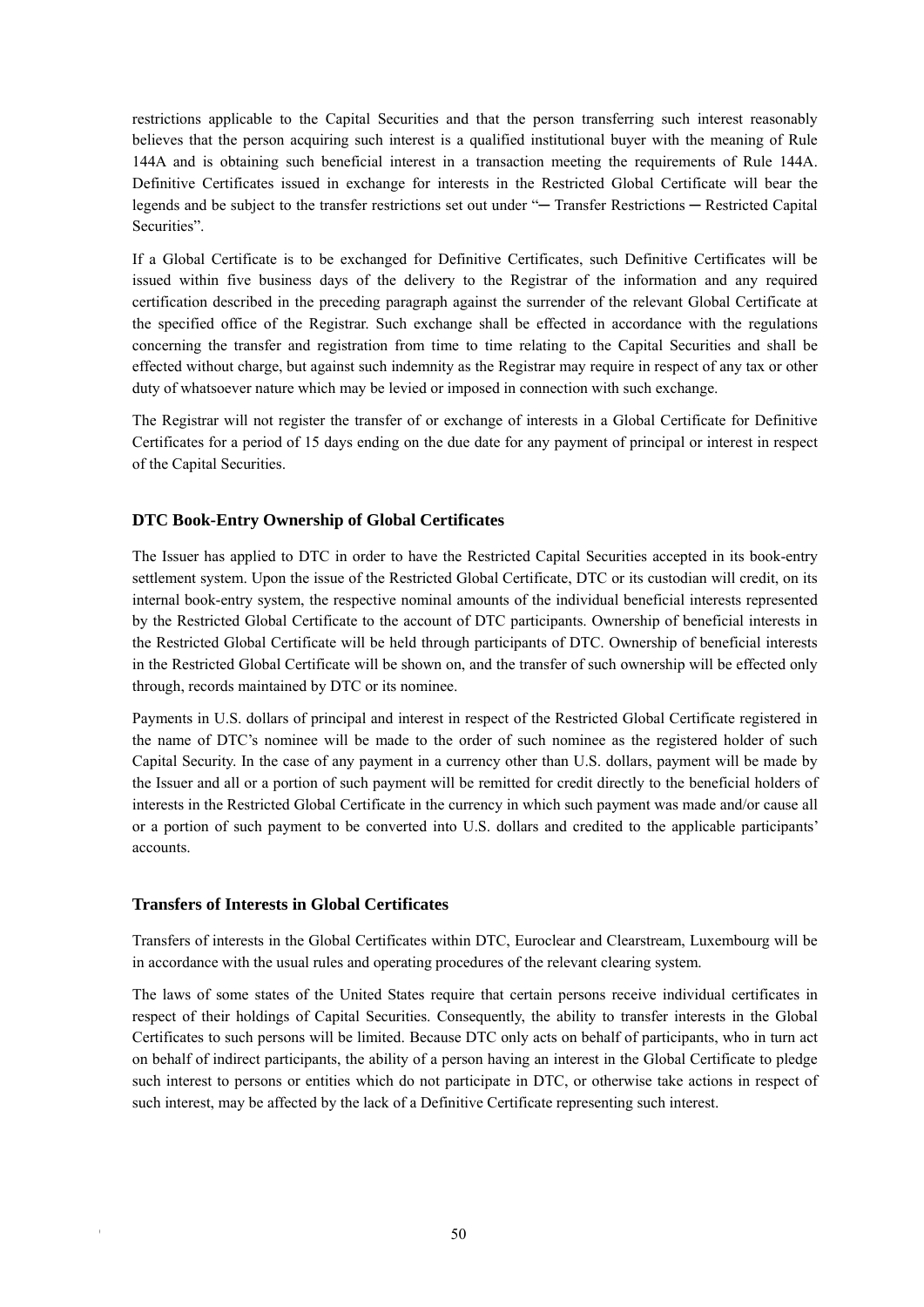restrictions applicable to the Capital Securities and that the person transferring such interest reasonably believes that the person acquiring such interest is a qualified institutional buyer with the meaning of Rule 144A and is obtaining such beneficial interest in a transaction meeting the requirements of Rule 144A. Definitive Certificates issued in exchange for interests in the Restricted Global Certificate will bear the legends and be subject to the transfer restrictions set out under "— Transfer Restrictions — Restricted Capital Securities".

If a Global Certificate is to be exchanged for Definitive Certificates, such Definitive Certificates will be issued within five business days of the delivery to the Registrar of the information and any required certification described in the preceding paragraph against the surrender of the relevant Global Certificate at the specified office of the Registrar. Such exchange shall be effected in accordance with the regulations concerning the transfer and registration from time to time relating to the Capital Securities and shall be effected without charge, but against such indemnity as the Registrar may require in respect of any tax or other duty of whatsoever nature which may be levied or imposed in connection with such exchange.

The Registrar will not register the transfer of or exchange of interests in a Global Certificate for Definitive Certificates for a period of 15 days ending on the due date for any payment of principal or interest in respect of the Capital Securities.

### DTC Book-Entry Ownership of Global Certificates

The Issuer has applied to DTC in order to have the Restricted Capital Securities accepted in its book-entry settlement system. Upon the issue of the Restricted Global Certificate, DTC or its custodian will credit, on its internal book-entry system, the respective nominal amounts of the individual beneficial interests represented by the Restricted Global Certificate to the account of DTC participants. Ownership of beneficial interests in the Restricted Global Certificate will be held through participants of DTC. Ownership of beneficial interests in the Restricted Global Certificate will be shown on, and the transfer of such ownership will be effected only through, records maintained by DTC or its nominee.

Payments in U.S. dollars of principal and interest in respect of the Restricted Global Certificate registered in the name of DTC's nominee will be made to the order of such nominee as the registered holder of such Capital Security. In the case of any payment in a currency other than U.S. dollars, payment will be made by the Issuer and all or a portion of such payment will be remitted for credit directly to the beneficial holders of interests in the Restricted Global Certificate in the currency in which such payment was made and/or cause all or a portion of such payment to be converted into U.S. dollars and credited to the applicable participants' accounts.

### Transfers of Interests in Global Certificates

Transfers of interests in the Global Certificates within DTC, Euroclear and Clearstream, Luxembourg will be in accordance with the usual rules and operating procedures of the relevant clearing system.

The laws of some states of the United States require that certain persons receive individual certificates in respect of their holdings of Capital Securities. Consequently, the ability to transfer interests in the Global Certificates to such persons will be limited. Because DTC only acts on behalf of participants, who in turn act on behalf of indirect participants, the ability of a person having an interest in the Global Certificate to pledge such interest to persons or entities which do not participate in DTC, or otherwise take actions in respect of such interest, may be affected by the lack of a Definitive Certificate representing such interest.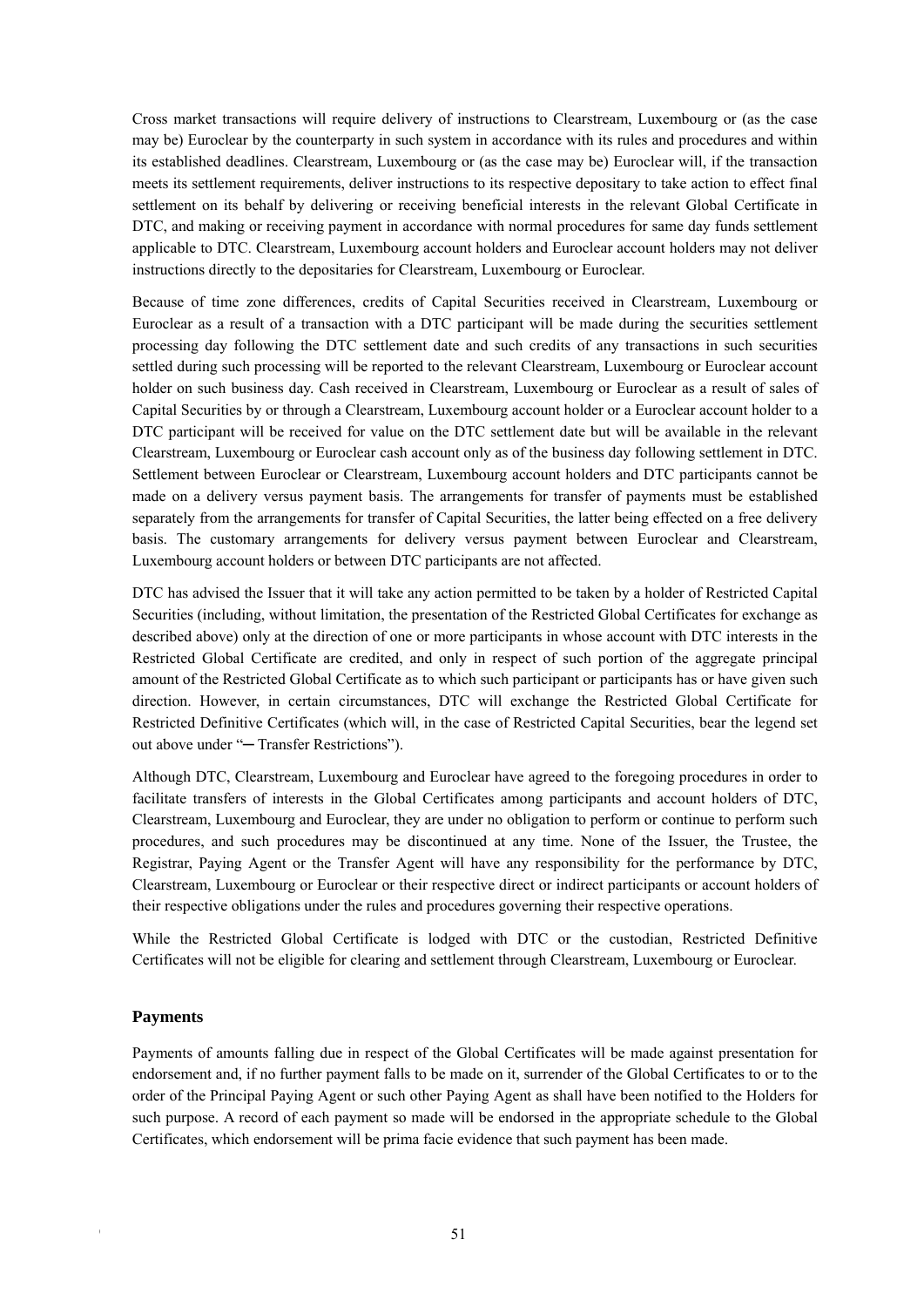Cross market transactions will require delivery of instructions to Clearstream, Luxembourg or (as the case may be) Euroclear by the counterparty in such system in accordance with its rules and procedures and within its established deadlines. Clearstream, Luxembourg or (as the case may be) Euroclear will, if the transaction meets its settlement requirements, deliver instructions to its respective depositary to take action to effect final settlement on its behalf by delivering or receiving beneficial interests in the relevant Global Certificate in DTC, and making or receiving payment in accordance with normal procedures for same day funds settlement applicable to DTC. Clearstream, Luxembourg account holders and Euroclear account holders may not deliver instructions directly to the depositaries for Clearstream, Luxembourg or Euroclear.

Because of time zone differences, credits of Capital Securities received in Clearstream, Luxembourg or Euroclear as a result of a transaction with a DTC participant will be made during the securities settlement processing day following the DTC settlement date and such credits of any transactions in such securities settled during such processing will be reported to the relevant Clearstream, Luxembourg or Euroclear account holder on such business day. Cash received in Clearstream, Luxembourg or Euroclear as a result of sales of Capital Securities by or through a Clearstream, Luxembourg account holder or a Euroclear account holder to a DTC participant will be received for value on the DTC settlement date but will be available in the relevant Clearstream, Luxembourg or Euroclear cash account only as of the business day following settlement in DTC. Settlement between Euroclear or Clearstream, Luxembourg account holders and DTC participants cannot be made on a delivery versus payment basis. The arrangements for transfer of payments must be established separately from the arrangements for transfer of Capital Securities, the latter being effected on a free delivery basis. The customary arrangements for delivery versus payment between Euroclear and Clearstream, Luxembourg account holders or between DTC participants are not affected.

DTC has advised the Issuer that it will take any action permitted to be taken by a holder of Restricted Capital Securities (including, without limitation, the presentation of the Restricted Global Certificates for exchange as described above) only at the direction of one or more participants in whose account with DTC interests in the Restricted Global Certificate are credited, and only in respect of such portion of the aggregate principal amount of the Restricted Global Certificate as to which such participant or participants has or have given such direction. However, in certain circumstances, DTC will exchange the Restricted Global Certificate for Restricted Definitive Certificates (which will, in the case of Restricted Capital Securities, bear the legend set out above under "— Transfer Restrictions").

Although DTC, Clearstream, Luxembourg and Euroclear have agreed to the foregoing procedures in order to facilitate transfers of interests in the Global Certificates among participants and account holders of DTC, Clearstream, Luxembourg and Euroclear, they are under no obligation to perform or continue to perform such procedures, and such procedures may be discontinued at any time. None of the Issuer, the Trustee, the Registrar, Paying Agent or the Transfer Agent will have any responsibility for the performance by DTC, Clearstream, Luxembourg or Euroclear or their respective direct or indirect participants or account holders of their respective obligations under the rules and procedures governing their respective operations.

While the Restricted Global Certificate is lodged with DTC or the custodian, Restricted Definitive Certificates will not be eligible for clearing and settlement through Clearstream, Luxembourg or Euroclear.

## Payments

Payments of amounts falling due in respect of the Global Certificates will be made against presentation for endorsement and, if no further payment falls to be made on it, surrender of the Global Certificates to or to the order of the Principal Paying Agent or such other Paying Agent as shall have been notified to the Holders for such purpose. A record of each payment so made will be endorsed in the appropriate schedule to the Global Certificates, which endorsement will be prima facie evidence that such payment has been made.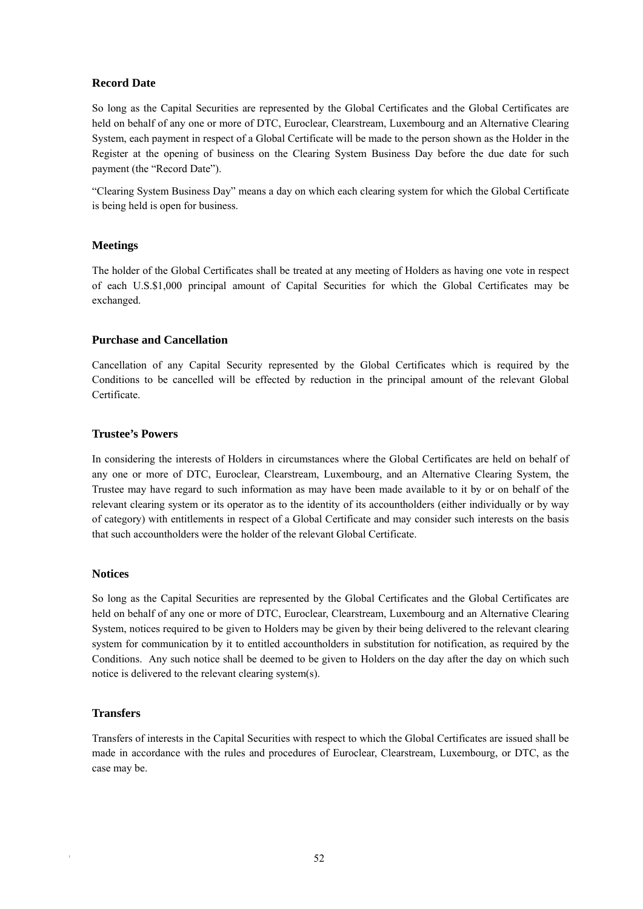### Record Date

So long as the Capital Securities are represented by the Global Certificates and the Global Certificates are held on behalf of any one or more of DTC, Euroclear, Clearstream, Luxembourg and an Alternative Clearing System, each payment in respect of a Global Certificate will be made to the person shown as the Holder in the Register at the opening of business on the Clearing System Business Day before the due date for such payment (the "Record Date").

"Clearing System Business Day" means a day on which each clearing system for which the Global Certificate is being held is open for business.

### Meetings

The holder of the Global Certificates shall be treated at any meeting of Holders as having one vote in respect of each U.S.$1,000 principal amount of Capital Securities for which the Global Certificates may be exchanged.

### Purchase and Cancellation

Cancellation of any Capital Security represented by the Global Certificates which is required by the Conditions to be cancelled will be effected by reduction in the principal amount of the relevant Global Certificate.

### Trustee's Powers

In considering the interests of Holders in circumstances where the Global Certificates are held on behalf of any one or more of DTC, Euroclear, Clearstream, Luxembourg, and an Alternative Clearing System, the Trustee may have regard to such information as may have been made available to it by or on behalf of the relevant clearing system or its operator as to the identity of its accountholders (either individually or by way of category) with entitlements in respect of a Global Certificate and may consider such interests on the basis that such accountholders were the holder of the relevant Global Certificate.

### Notices

So long as the Capital Securities are represented by the Global Certificates and the Global Certificates are held on behalf of any one or more of DTC, Euroclear, Clearstream, Luxembourg and an Alternative Clearing System, notices required to be given to Holders may be given by their being delivered to the relevant clearing system for communication by it to entitled accountholders in substitution for notification, as required by the Conditions. Any such notice shall be deemed to be given to Holders on the day after the day on which such notice is delivered to the relevant clearing system(s).

### Transfers

Transfers of interests in the Capital Securities with respect to which the Global Certificates are issued shall be made in accordance with the rules and procedures of Euroclear, Clearstream, Luxembourg, or DTC, as the case may be.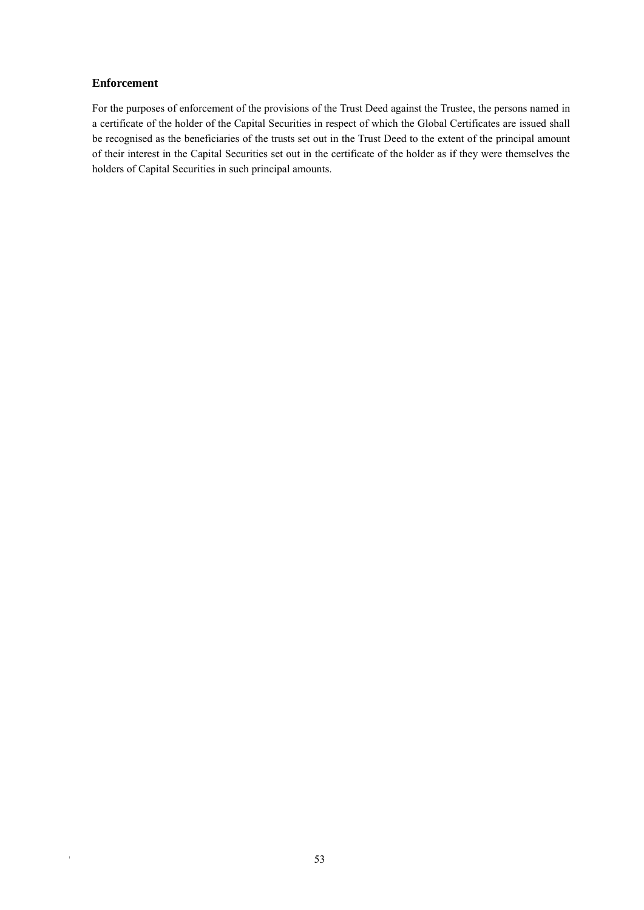## Enforcement

For the purposes of enforcement of the provisions of the Trust Deed against the Trustee, the persons named in a certificate of the holder of the Capital Securities in respect of which the Global Certificates are issued shall be recognised as the beneficiaries of the trusts set out in the Trust Deed to the extent of the principal amount of their interest in the Capital Securities set out in the certificate of the holder as if they were themselves the holders of Capital Securities in such principal amounts.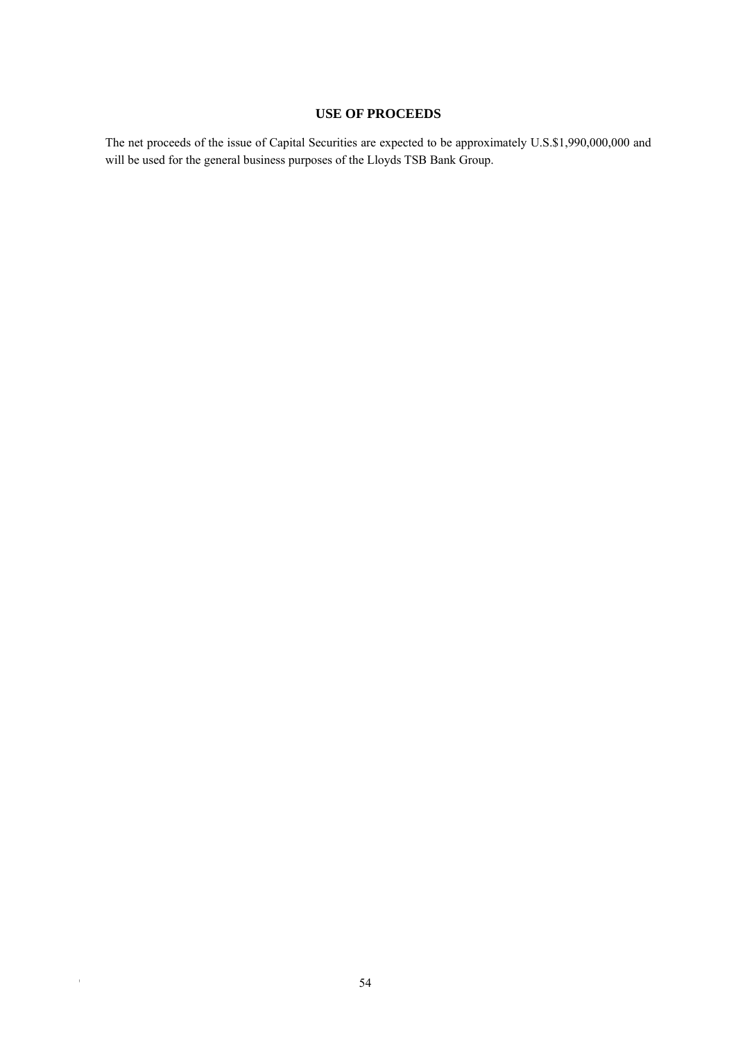## USE OF PROCEEDS

The net proceeds of the issue of Capital Securities are expected to be approximately U.S.$1,990,000,000 and will be used for the general business purposes of the Lloyds TSB Bank Group.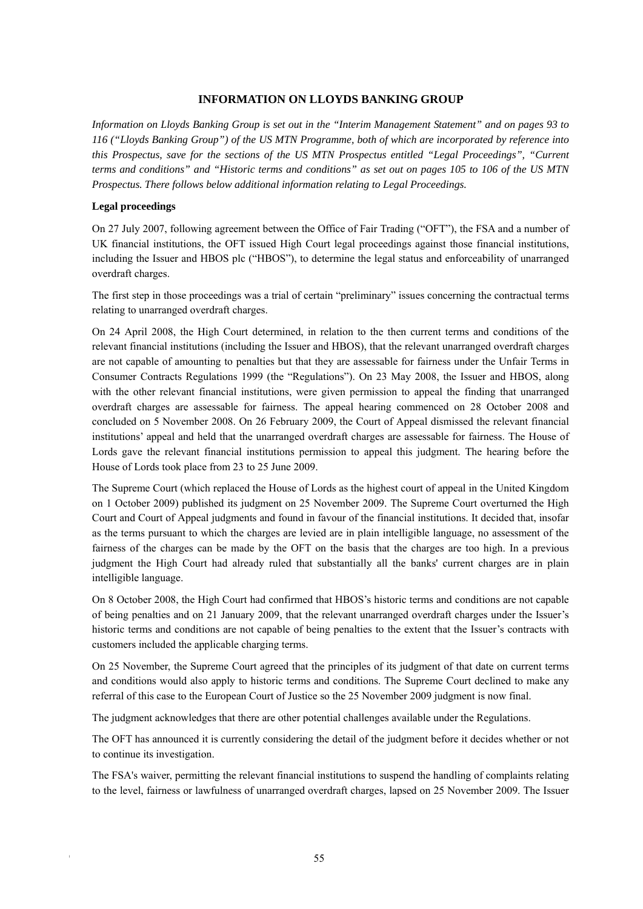## INFORMATION ON LLOYDS BANKING GROUP

*Information on Lloyds Banking Group is set out in the "Interim Management Statement" and on pages 93 to 116 ("Lloyds Banking Group") of the US MTN Programme, both of which are incorporated by reference into this Prospectus, save for the sections of the US MTN Prospectus entitled "Legal Proceedings", "Current terms and conditions" and "Historic terms and conditions" as set out on pages 105 to 106 of the US MTN Prospectus. There follows below additional information relating to Legal Proceedings.*

**Legal proceedings**

On 27 July 2007, following agreement between the Office of Fair Trading ("OFT"), the FSA and a number of UK financial institutions, the OFT issued High Court legal proceedings against those financial institutions, including the Issuer and HBOS plc ("HBOS"), to determine the legal status and enforceability of unarranged overdraft charges.

The first step in those proceedings was a trial of certain "preliminary" issues concerning the contractual terms relating to unarranged overdraft charges.

On 24 April 2008, the High Court determined, in relation to the then current terms and conditions of the relevant financial institutions (including the Issuer and HBOS), that the relevant unarranged overdraft charges are not capable of amounting to penalties but that they are assessable for fairness under the Unfair Terms in Consumer Contracts Regulations 1999 (the "Regulations"). On 23 May 2008, the Issuer and HBOS, along with the other relevant financial institutions, were given permission to appeal the finding that unarranged overdraft charges are assessable for fairness. The appeal hearing commenced on 28 October 2008 and concluded on 5 November 2008. On 26 February 2009, the Court of Appeal dismissed the relevant financial institutions' appeal and held that the unarranged overdraft charges are assessable for fairness. The House of Lords gave the relevant financial institutions permission to appeal this judgment. The hearing before the House of Lords took place from 23 to 25 June 2009.

The Supreme Court (which replaced the House of Lords as the highest court of appeal in the United Kingdom on 1 October 2009) published its judgment on 25 November 2009. The Supreme Court overturned the High Court and Court of Appeal judgments and found in favour of the financial institutions. It decided that, insofar as the terms pursuant to which the charges are levied are in plain intelligible language, no assessment of the fairness of the charges can be made by the OFT on the basis that the charges are too high. In a previous judgment the High Court had already ruled that substantially all the banks' current charges are in plain intelligible language.

On 8 October 2008, the High Court had confirmed that HBOS's historic terms and conditions are not capable of being penalties and on 21 January 2009, that the relevant unarranged overdraft charges under the Issuer's historic terms and conditions are not capable of being penalties to the extent that the Issuer's contracts with customers included the applicable charging terms.

On 25 November, the Supreme Court agreed that the principles of its judgment of that date on current terms and conditions would also apply to historic terms and conditions. The Supreme Court declined to make any referral of this case to the European Court of Justice so the 25 November 2009 judgment is now final.

The judgment acknowledges that there are other potential challenges available under the Regulations.

The OFT has announced it is currently considering the detail of the judgment before it decides whether or not to continue its investigation.

The FSA's waiver, permitting the relevant financial institutions to suspend the handling of complaints relating to the level, fairness or lawfulness of unarranged overdraft charges, lapsed on 25 November 2009. The Issuer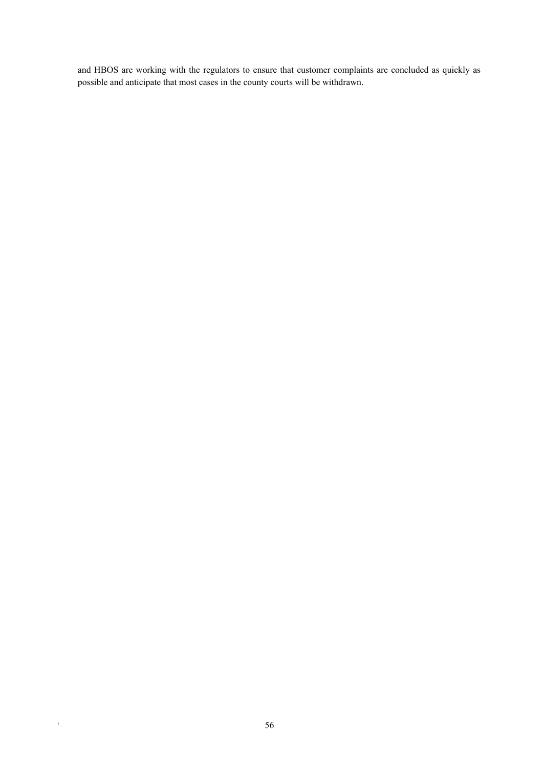and HBOS are working with the regulators to ensure that customer complaints are concluded as quickly as possible and anticipate that most cases in the county courts will be withdrawn.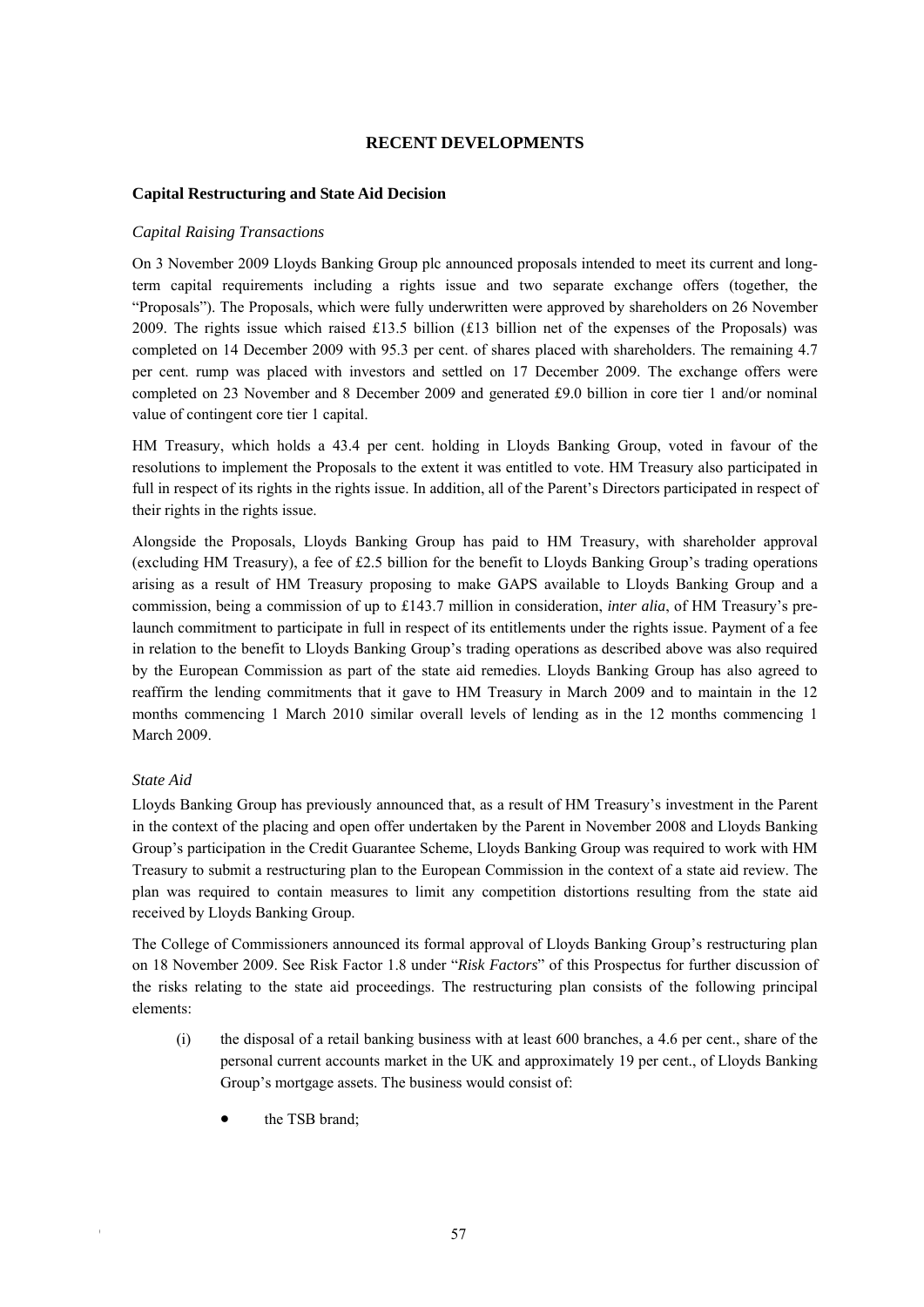## RECENT DEVELOPMENTS

### Capital Restructuring and State Aid Decision

*Capital Raising Transactions*

On 3 November 2009 Lloyds Banking Group plc announced proposals intended to meet its current and long-term capital requirements including a rights issue and two separate exchange offers (together, the "Proposals"). The Proposals, which were fully underwritten were approved by shareholders on 26 November 2009. The rights issue which raised £13.5 billion (£13 billion net of the expenses of the Proposals) was completed on 14 December 2009 with 95.3 per cent. of shares placed with shareholders. The remaining 4.7 per cent. rump was placed with investors and settled on 17 December 2009. The exchange offers were completed on 23 November and 8 December 2009 and generated £9.0 billion in core tier 1 and/or nominal value of contingent core tier 1 capital.

HM Treasury, which holds a 43.4 per cent. holding in Lloyds Banking Group, voted in favour of the resolutions to implement the Proposals to the extent it was entitled to vote. HM Treasury also participated in full in respect of its rights in the rights issue. In addition, all of the Parent's Directors participated in respect of their rights in the rights issue.

Alongside the Proposals, Lloyds Banking Group has paid to HM Treasury, with shareholder approval (excluding HM Treasury), a fee of £2.5 billion for the benefit to Lloyds Banking Group's trading operations arising as a result of HM Treasury proposing to make GAPS available to Lloyds Banking Group and a commission, being a commission of up to £143.7 million in consideration, *inter alia*, of HM Treasury's pre-launch commitment to participate in full in respect of its entitlements under the rights issue. Payment of a fee in relation to the benefit to Lloyds Banking Group's trading operations as described above was also required by the European Commission as part of the state aid remedies. Lloyds Banking Group has also agreed to reaffirm the lending commitments that it gave to HM Treasury in March 2009 and to maintain in the 12 months commencing 1 March 2010 similar overall levels of lending as in the 12 months commencing 1 March 2009.

*State Aid*

Lloyds Banking Group has previously announced that, as a result of HM Treasury's investment in the Parent in the context of the placing and open offer undertaken by the Parent in November 2008 and Lloyds Banking Group's participation in the Credit Guarantee Scheme, Lloyds Banking Group was required to work with HM Treasury to submit a restructuring plan to the European Commission in the context of a state aid review. The plan was required to contain measures to limit any competition distortions resulting from the state aid received by Lloyds Banking Group.

The College of Commissioners announced its formal approval of Lloyds Banking Group's restructuring plan on 18 November 2009. See Risk Factor 1.8 under "*Risk Factors*" of this Prospectus for further discussion of the risks relating to the state aid proceedings. The restructuring plan consists of the following principal elements:

(i) the disposal of a retail banking business with at least 600 branches, a 4.6 per cent., share of the personal current accounts market in the UK and approximately 19 per cent., of Lloyds Banking Group's mortgage assets. The business would consist of:

- the TSB brand;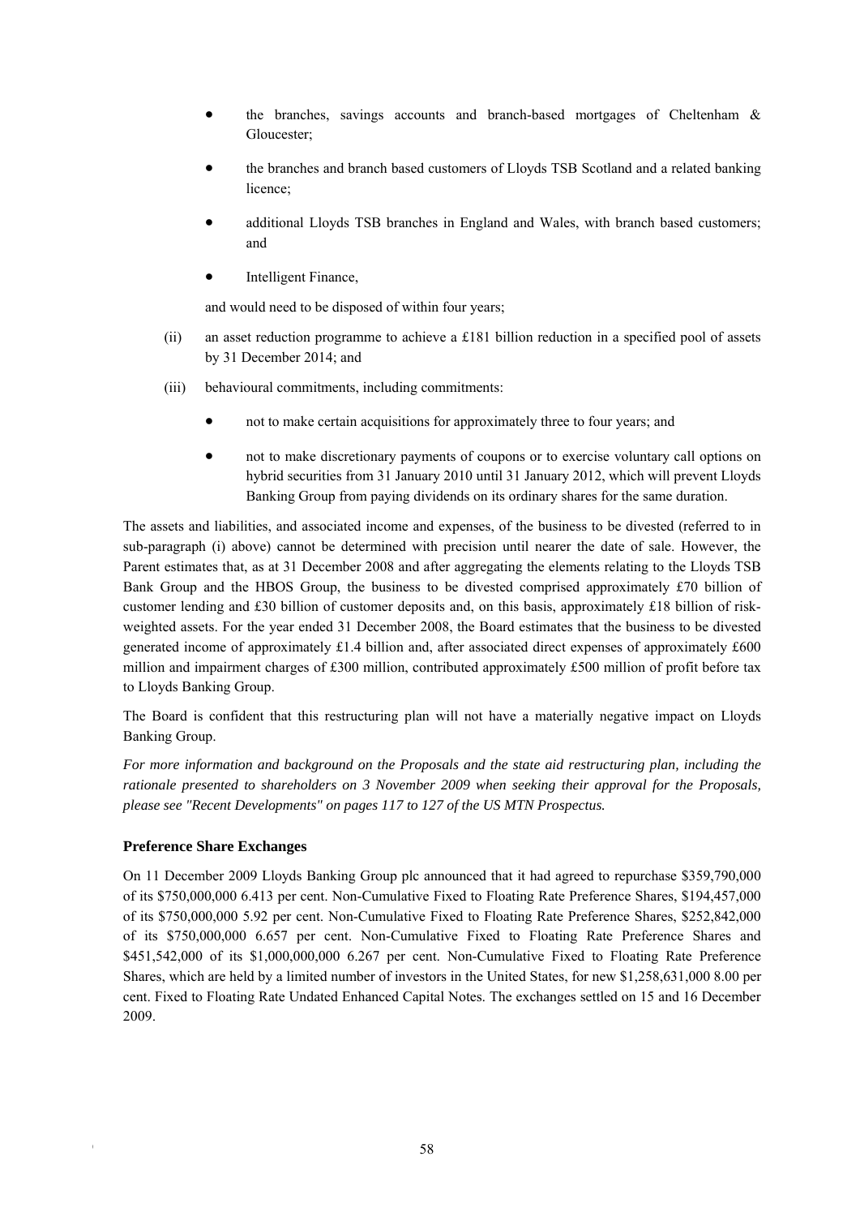- the branches, savings accounts and branch-based mortgages of Cheltenham & Gloucester;
- the branches and branch based customers of Lloyds TSB Scotland and a related banking licence;
- additional Lloyds TSB branches in England and Wales, with branch based customers; and
- Intelligent Finance,

and would need to be disposed of within four years;

(ii) an asset reduction programme to achieve a £181 billion reduction in a specified pool of assets by 31 December 2014; and

(iii) behavioural commitments, including commitments:

- not to make certain acquisitions for approximately three to four years; and
- not to make discretionary payments of coupons or to exercise voluntary call options on hybrid securities from 31 January 2010 until 31 January 2012, which will prevent Lloyds Banking Group from paying dividends on its ordinary shares for the same duration.

The assets and liabilities, and associated income and expenses, of the business to be divested (referred to in sub-paragraph (i) above) cannot be determined with precision until nearer the date of sale. However, the Parent estimates that, as at 31 December 2008 and after aggregating the elements relating to the Lloyds TSB Bank Group and the HBOS Group, the business to be divested comprised approximately £70 billion of customer lending and £30 billion of customer deposits and, on this basis, approximately £18 billion of risk-weighted assets. For the year ended 31 December 2008, the Board estimates that the business to be divested generated income of approximately £1.4 billion and, after associated direct expenses of approximately £600 million and impairment charges of £300 million, contributed approximately £500 million of profit before tax to Lloyds Banking Group.

The Board is confident that this restructuring plan will not have a materially negative impact on Lloyds Banking Group.

*For more information and background on the Proposals and the state aid restructuring plan, including the rationale presented to shareholders on 3 November 2009 when seeking their approval for the Proposals, please see "Recent Developments" on pages 117 to 127 of the US MTN Prospectus.*

### Preference Share Exchanges

On 11 December 2009 Lloyds Banking Group plc announced that it had agreed to repurchase $359,790,000 of its $750,000,000 6.413 per cent. Non-Cumulative Fixed to Floating Rate Preference Shares, $194,457,000 of its $750,000,000 5.92 per cent. Non-Cumulative Fixed to Floating Rate Preference Shares, $252,842,000 of its $750,000,000 6.657 per cent. Non-Cumulative Fixed to Floating Rate Preference Shares and $451,542,000 of its $1,000,000,000 6.267 per cent. Non-Cumulative Fixed to Floating Rate Preference Shares, which are held by a limited number of investors in the United States, for new $1,258,631,000 8.00 per cent. Fixed to Floating Rate Undated Enhanced Capital Notes. The exchanges settled on 15 and 16 December 2009.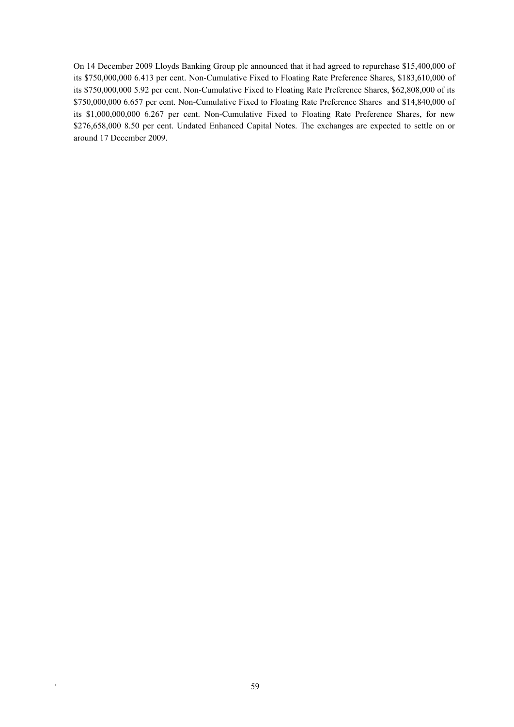On 14 December 2009 Lloyds Banking Group plc announced that it had agreed to repurchase $15,400,000 of its $750,000,000 6.413 per cent. Non-Cumulative Fixed to Floating Rate Preference Shares, $183,610,000 of its $750,000,000 5.92 per cent. Non-Cumulative Fixed to Floating Rate Preference Shares, $62,808,000 of its $750,000,000 6.657 per cent. Non-Cumulative Fixed to Floating Rate Preference Shares and $14,840,000 of its $1,000,000,000 6.267 per cent. Non-Cumulative Fixed to Floating Rate Preference Shares, for new $276,658,000 8.50 per cent. Undated Enhanced Capital Notes. The exchanges are expected to settle on or around 17 December 2009.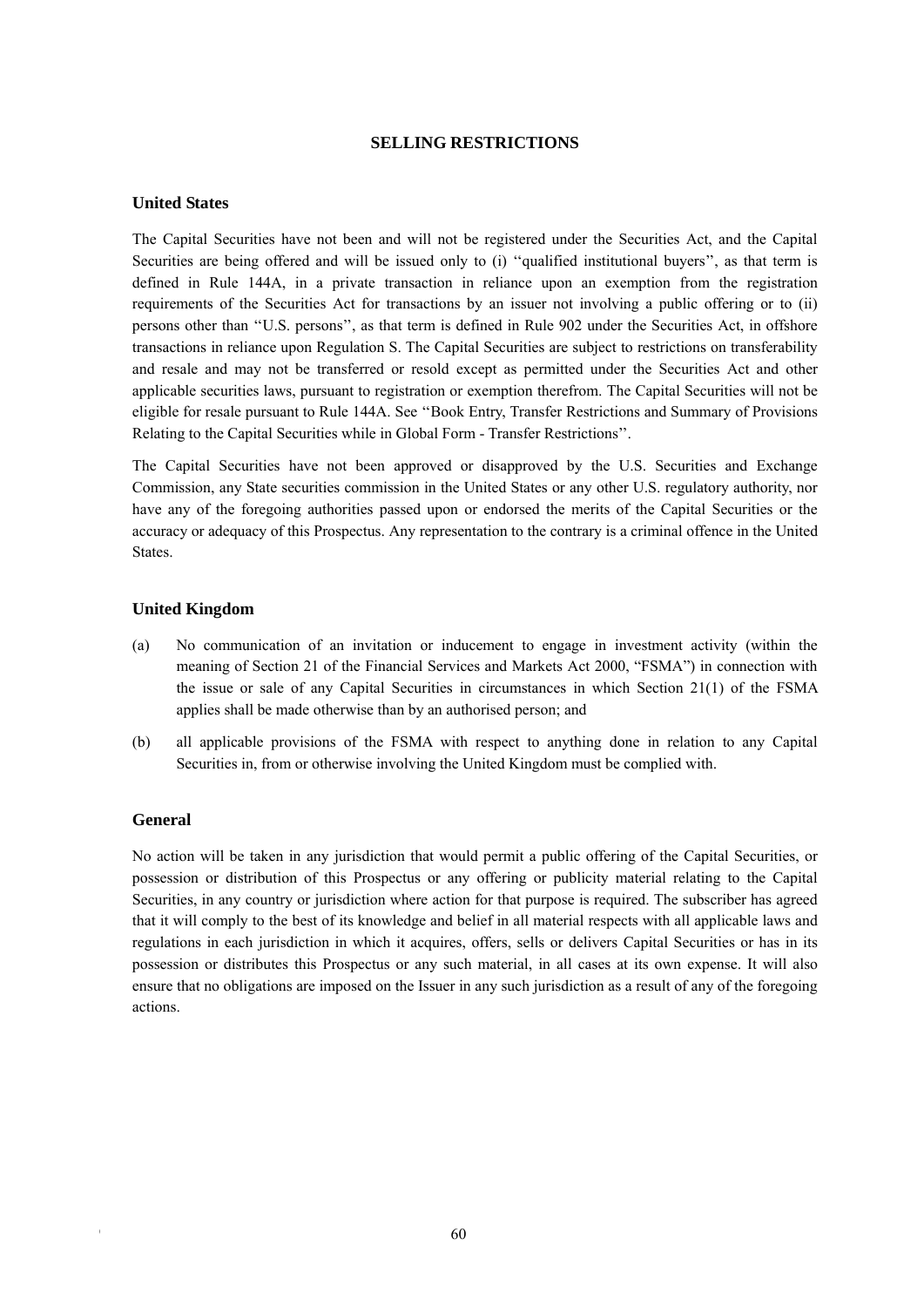# SELLING RESTRICTIONS

## United States

The Capital Securities have not been and will not be registered under the Securities Act, and the Capital Securities are being offered and will be issued only to (i) ''qualified institutional buyers'', as that term is defined in Rule 144A, in a private transaction in reliance upon an exemption from the registration requirements of the Securities Act for transactions by an issuer not involving a public offering or to (ii) persons other than ''U.S. persons'', as that term is defined in Rule 902 under the Securities Act, in offshore transactions in reliance upon Regulation S. The Capital Securities are subject to restrictions on transferability and resale and may not be transferred or resold except as permitted under the Securities Act and other applicable securities laws, pursuant to registration or exemption therefrom. The Capital Securities will not be eligible for resale pursuant to Rule 144A. See ''Book Entry, Transfer Restrictions and Summary of Provisions Relating to the Capital Securities while in Global Form - Transfer Restrictions''.

The Capital Securities have not been approved or disapproved by the U.S. Securities and Exchange Commission, any State securities commission in the United States or any other U.S. regulatory authority, nor have any of the foregoing authorities passed upon or endorsed the merits of the Capital Securities or the accuracy or adequacy of this Prospectus. Any representation to the contrary is a criminal offence in the United States.

## United Kingdom

(a) No communication of an invitation or inducement to engage in investment activity (within the meaning of Section 21 of the Financial Services and Markets Act 2000, "FSMA") in connection with the issue or sale of any Capital Securities in circumstances in which Section 21(1) of the FSMA applies shall be made otherwise than by an authorised person; and

(b) all applicable provisions of the FSMA with respect to anything done in relation to any Capital Securities in, from or otherwise involving the United Kingdom must be complied with.

## General

No action will be taken in any jurisdiction that would permit a public offering of the Capital Securities, or possession or distribution of this Prospectus or any offering or publicity material relating to the Capital Securities, in any country or jurisdiction where action for that purpose is required. The subscriber has agreed that it will comply to the best of its knowledge and belief in all material respects with all applicable laws and regulations in each jurisdiction in which it acquires, offers, sells or delivers Capital Securities or has in its possession or distributes this Prospectus or any such material, in all cases at its own expense. It will also ensure that no obligations are imposed on the Issuer in any such jurisdiction as a result of any of the foregoing actions.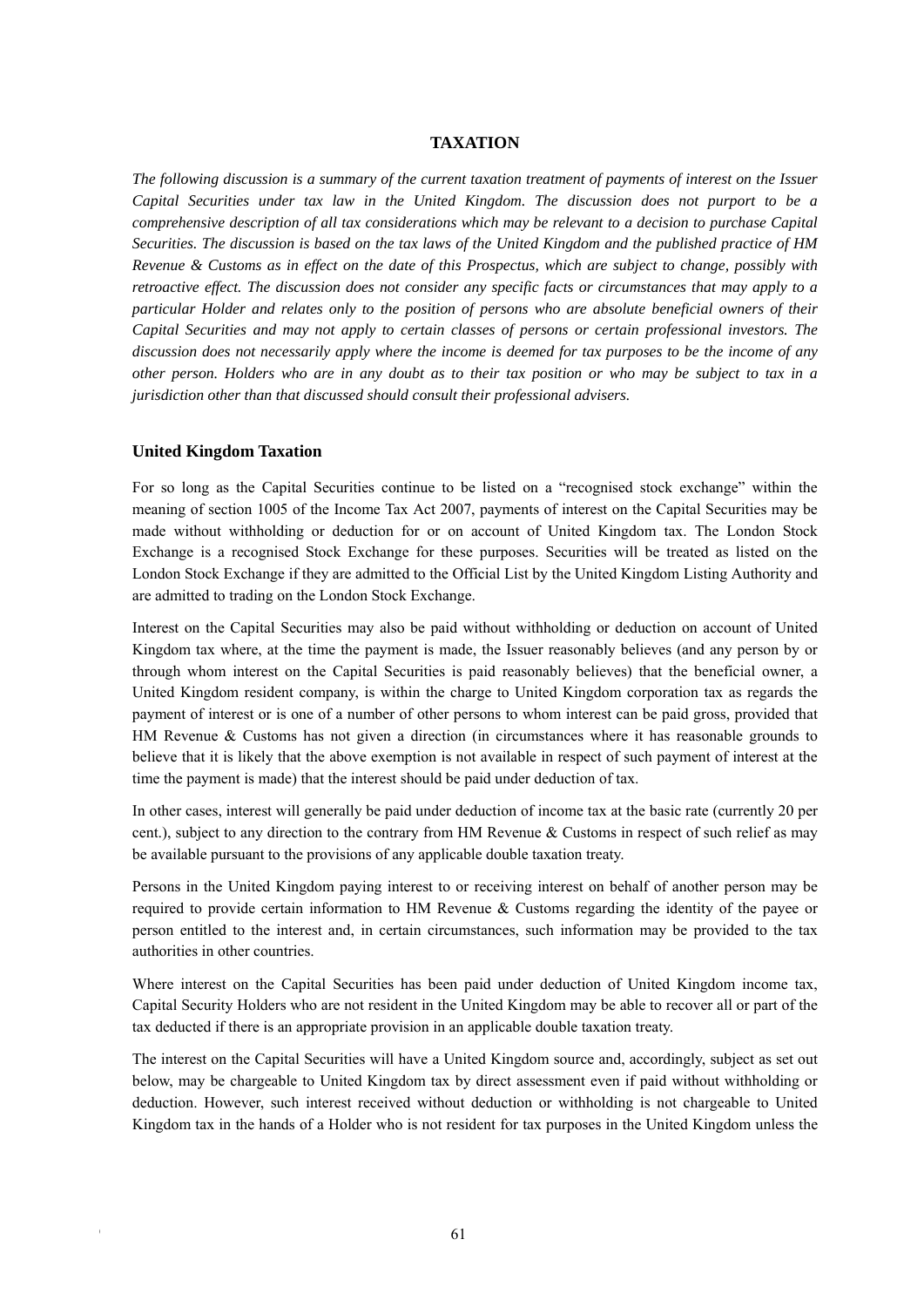# TAXATION

*The following discussion is a summary of the current taxation treatment of payments of interest on the Issuer Capital Securities under tax law in the United Kingdom. The discussion does not purport to be a comprehensive description of all tax considerations which may be relevant to a decision to purchase Capital Securities. The discussion is based on the tax laws of the United Kingdom and the published practice of HM Revenue & Customs as in effect on the date of this Prospectus, which are subject to change, possibly with retroactive effect. The discussion does not consider any specific facts or circumstances that may apply to a particular Holder and relates only to the position of persons who are absolute beneficial owners of their Capital Securities and may not apply to certain classes of persons or certain professional investors. The discussion does not necessarily apply where the income is deemed for tax purposes to be the income of any other person. Holders who are in any doubt as to their tax position or who may be subject to tax in a jurisdiction other than that discussed should consult their professional advisers.*

## United Kingdom Taxation

For so long as the Capital Securities continue to be listed on a "recognised stock exchange" within the meaning of section 1005 of the Income Tax Act 2007, payments of interest on the Capital Securities may be made without withholding or deduction for or on account of United Kingdom tax. The London Stock Exchange is a recognised Stock Exchange for these purposes. Securities will be treated as listed on the London Stock Exchange if they are admitted to the Official List by the United Kingdom Listing Authority and are admitted to trading on the London Stock Exchange.

Interest on the Capital Securities may also be paid without withholding or deduction on account of United Kingdom tax where, at the time the payment is made, the Issuer reasonably believes (and any person by or through whom interest on the Capital Securities is paid reasonably believes) that the beneficial owner, a United Kingdom resident company, is within the charge to United Kingdom corporation tax as regards the payment of interest or is one of a number of other persons to whom interest can be paid gross, provided that HM Revenue & Customs has not given a direction (in circumstances where it has reasonable grounds to believe that it is likely that the above exemption is not available in respect of such payment of interest at the time the payment is made) that the interest should be paid under deduction of tax.

In other cases, interest will generally be paid under deduction of income tax at the basic rate (currently 20 per cent.), subject to any direction to the contrary from HM Revenue & Customs in respect of such relief as may be available pursuant to the provisions of any applicable double taxation treaty.

Persons in the United Kingdom paying interest to or receiving interest on behalf of another person may be required to provide certain information to HM Revenue & Customs regarding the identity of the payee or person entitled to the interest and, in certain circumstances, such information may be provided to the tax authorities in other countries.

Where interest on the Capital Securities has been paid under deduction of United Kingdom income tax, Capital Security Holders who are not resident in the United Kingdom may be able to recover all or part of the tax deducted if there is an appropriate provision in an applicable double taxation treaty.

The interest on the Capital Securities will have a United Kingdom source and, accordingly, subject as set out below, may be chargeable to United Kingdom tax by direct assessment even if paid without withholding or deduction. However, such interest received without deduction or withholding is not chargeable to United Kingdom tax in the hands of a Holder who is not resident for tax purposes in the United Kingdom unless the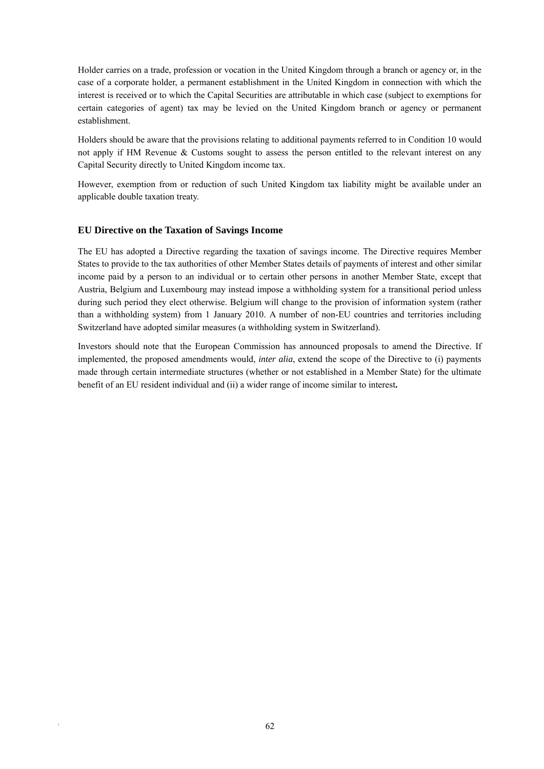Holder carries on a trade, profession or vocation in the United Kingdom through a branch or agency or, in the case of a corporate holder, a permanent establishment in the United Kingdom in connection with which the interest is received or to which the Capital Securities are attributable in which case (subject to exemptions for certain categories of agent) tax may be levied on the United Kingdom branch or agency or permanent establishment.

Holders should be aware that the provisions relating to additional payments referred to in Condition 10 would not apply if HM Revenue & Customs sought to assess the person entitled to the relevant interest on any Capital Security directly to United Kingdom income tax.

However, exemption from or reduction of such United Kingdom tax liability might be available under an applicable double taxation treaty.

### EU Directive on the Taxation of Savings Income

The EU has adopted a Directive regarding the taxation of savings income. The Directive requires Member States to provide to the tax authorities of other Member States details of payments of interest and other similar income paid by a person to an individual or to certain other persons in another Member State, except that Austria, Belgium and Luxembourg may instead impose a withholding system for a transitional period unless during such period they elect otherwise. Belgium will change to the provision of information system (rather than a withholding system) from 1 January 2010. A number of non-EU countries and territories including Switzerland have adopted similar measures (a withholding system in Switzerland).

Investors should note that the European Commission has announced proposals to amend the Directive. If implemented, the proposed amendments would, *inter alia*, extend the scope of the Directive to (i) payments made through certain intermediate structures (whether or not established in a Member State) for the ultimate benefit of an EU resident individual and (ii) a wider range of income similar to interest**.**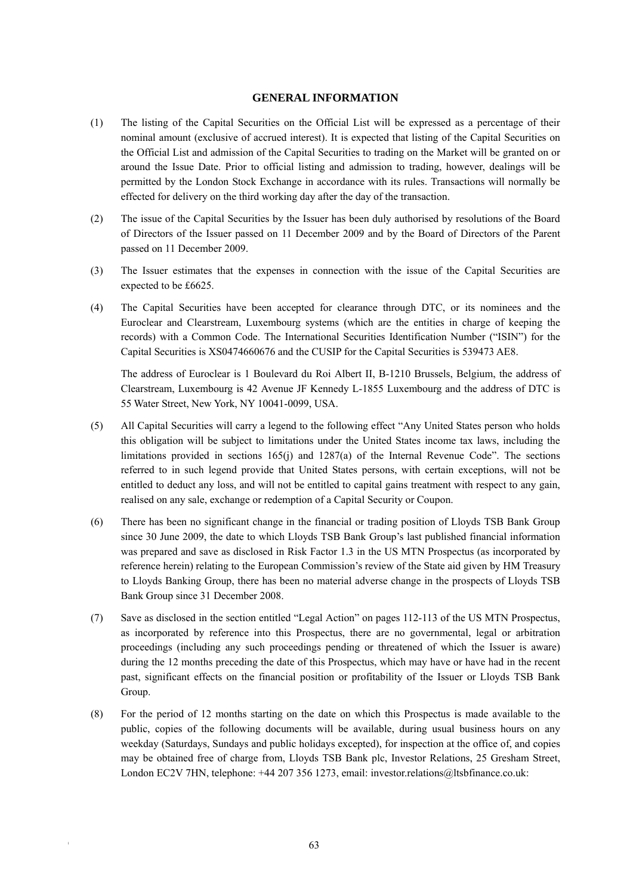# GENERAL INFORMATION

(1) The listing of the Capital Securities on the Official List will be expressed as a percentage of their nominal amount (exclusive of accrued interest). It is expected that listing of the Capital Securities on the Official List and admission of the Capital Securities to trading on the Market will be granted on or around the Issue Date. Prior to official listing and admission to trading, however, dealings will be permitted by the London Stock Exchange in accordance with its rules. Transactions will normally be effected for delivery on the third working day after the day of the transaction.

(2) The issue of the Capital Securities by the Issuer has been duly authorised by resolutions of the Board of Directors of the Issuer passed on 11 December 2009 and by the Board of Directors of the Parent passed on 11 December 2009.

(3) The Issuer estimates that the expenses in connection with the issue of the Capital Securities are expected to be £6625.

(4) The Capital Securities have been accepted for clearance through DTC, or its nominees and the Euroclear and Clearstream, Luxembourg systems (which are the entities in charge of keeping the records) with a Common Code. The International Securities Identification Number ("ISIN") for the Capital Securities is XS0474660676 and the CUSIP for the Capital Securities is 539473 AE8.

The address of Euroclear is 1 Boulevard du Roi Albert II, B-1210 Brussels, Belgium, the address of Clearstream, Luxembourg is 42 Avenue JF Kennedy L-1855 Luxembourg and the address of DTC is 55 Water Street, New York, NY 10041-0099, USA.

(5) All Capital Securities will carry a legend to the following effect "Any United States person who holds this obligation will be subject to limitations under the United States income tax laws, including the limitations provided in sections 165(j) and 1287(a) of the Internal Revenue Code". The sections referred to in such legend provide that United States persons, with certain exceptions, will not be entitled to deduct any loss, and will not be entitled to capital gains treatment with respect to any gain, realised on any sale, exchange or redemption of a Capital Security or Coupon.

(6) There has been no significant change in the financial or trading position of Lloyds TSB Bank Group since 30 June 2009, the date to which Lloyds TSB Bank Group's last published financial information was prepared and save as disclosed in Risk Factor 1.3 in the US MTN Prospectus (as incorporated by reference herein) relating to the European Commission's review of the State aid given by HM Treasury to Lloyds Banking Group, there has been no material adverse change in the prospects of Lloyds TSB Bank Group since 31 December 2008.

(7) Save as disclosed in the section entitled "Legal Action" on pages 112-113 of the US MTN Prospectus, as incorporated by reference into this Prospectus, there are no governmental, legal or arbitration proceedings (including any such proceedings pending or threatened of which the Issuer is aware) during the 12 months preceding the date of this Prospectus, which may have or have had in the recent past, significant effects on the financial position or profitability of the Issuer or Lloyds TSB Bank Group.

(8) For the period of 12 months starting on the date on which this Prospectus is made available to the public, copies of the following documents will be available, during usual business hours on any weekday (Saturdays, Sundays and public holidays excepted), for inspection at the office of, and copies may be obtained free of charge from, Lloyds TSB Bank plc, Investor Relations, 25 Gresham Street, London EC2V 7HN, telephone: +44 207 356 1273, email: investor.relations@ltsbfinance.co.uk: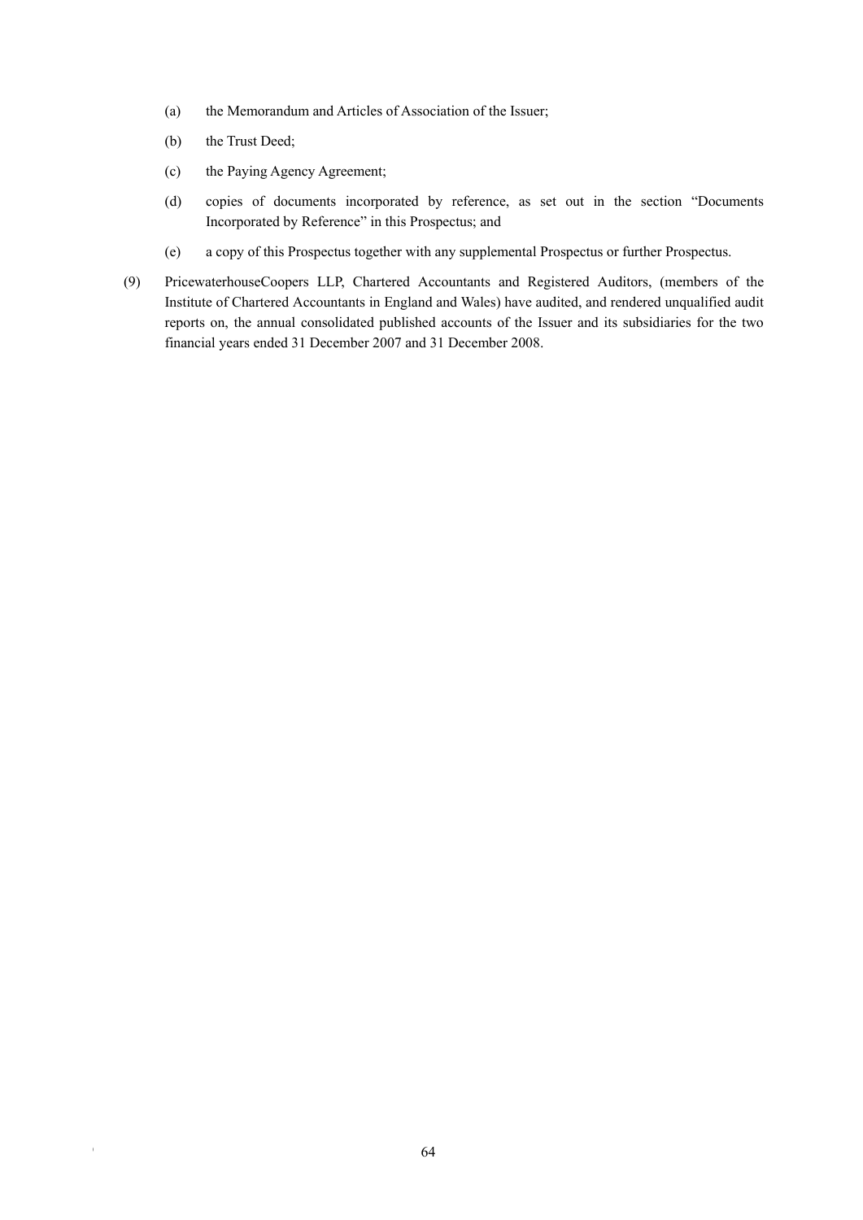(a) the Memorandum and Articles of Association of the Issuer;

(b) the Trust Deed;

(c) the Paying Agency Agreement;

(d) copies of documents incorporated by reference, as set out in the section "Documents Incorporated by Reference" in this Prospectus; and

(e) a copy of this Prospectus together with any supplemental Prospectus or further Prospectus.

(9) PricewaterhouseCoopers LLP, Chartered Accountants and Registered Auditors, (members of the Institute of Chartered Accountants in England and Wales) have audited, and rendered unqualified audit reports on, the annual consolidated published accounts of the Issuer and its subsidiaries for the two financial years ended 31 December 2007 and 31 December 2008.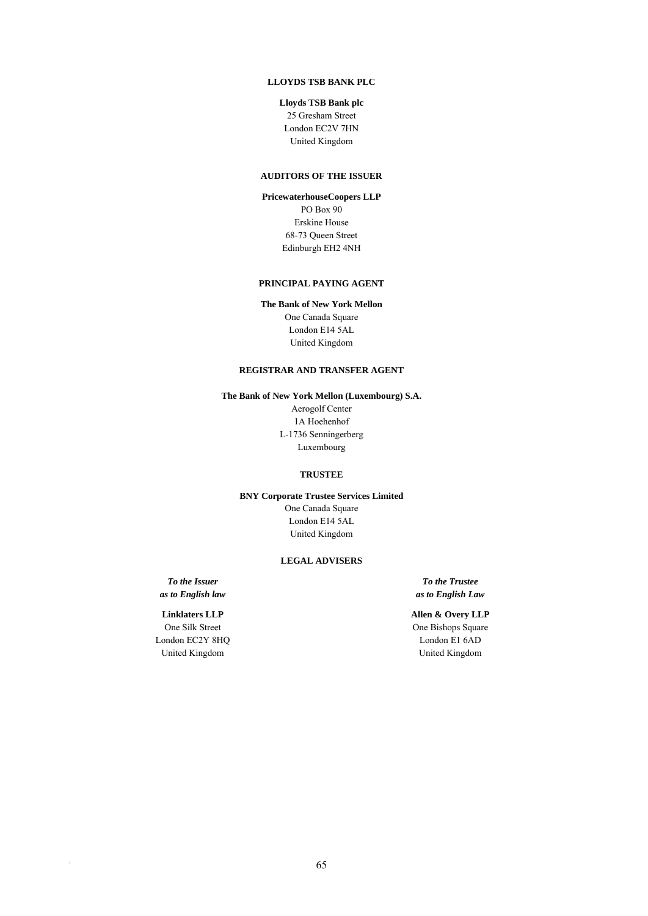## LLOYDS TSB BANK PLC

**Lloyds TSB Bank plc**
25 Gresham Street
London EC2V 7HN
United Kingdom

## AUDITORS OF THE ISSUER

**PricewaterhouseCoopers LLP**
PO Box 90
Erskine House
68-73 Queen Street
Edinburgh EH2 4NH

## PRINCIPAL PAYING AGENT

**The Bank of New York Mellon**
One Canada Square
London E14 5AL
United Kingdom

## REGISTRAR AND TRANSFER AGENT

**The Bank of New York Mellon (Luxembourg) S.A.**
Aerogolf Center
1A Hoehenhof
L-1736 Senningerberg
Luxembourg

## TRUSTEE

**BNY Corporate Trustee Services Limited**
One Canada Square
London E14 5AL
United Kingdom

## LEGAL ADVISERS

***To the Issuer***
***as to English law***

**Linklaters LLP**
One Silk Street
London EC2Y 8HQ
United Kingdom

***To the Trustee***
***as to English Law***

**Allen & Overy LLP**
One Bishops Square
London E1 6AD
United Kingdom